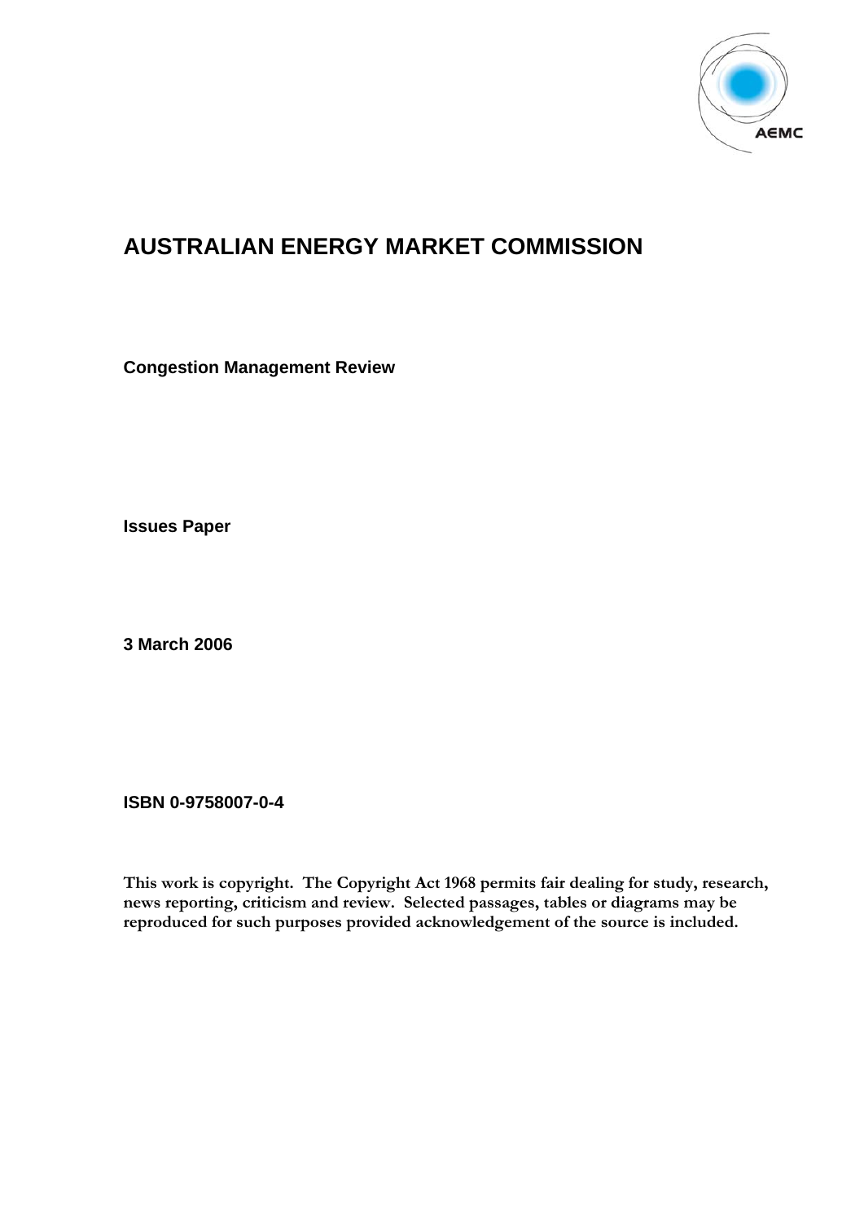# AUSTRALIAN ENERGY MARKET COMMISSION

**Congestion Management Review**

**Issues Paper**

**3 March 2006**

**ISBN 0-9758007-0-4**

**This work is copyright. The Copyright Act 1968 permits fair dealing for study, research, news reporting, criticism and review. Selected passages, tables or diagrams may be reproduced for such purposes provided acknowledgement of the source is included.**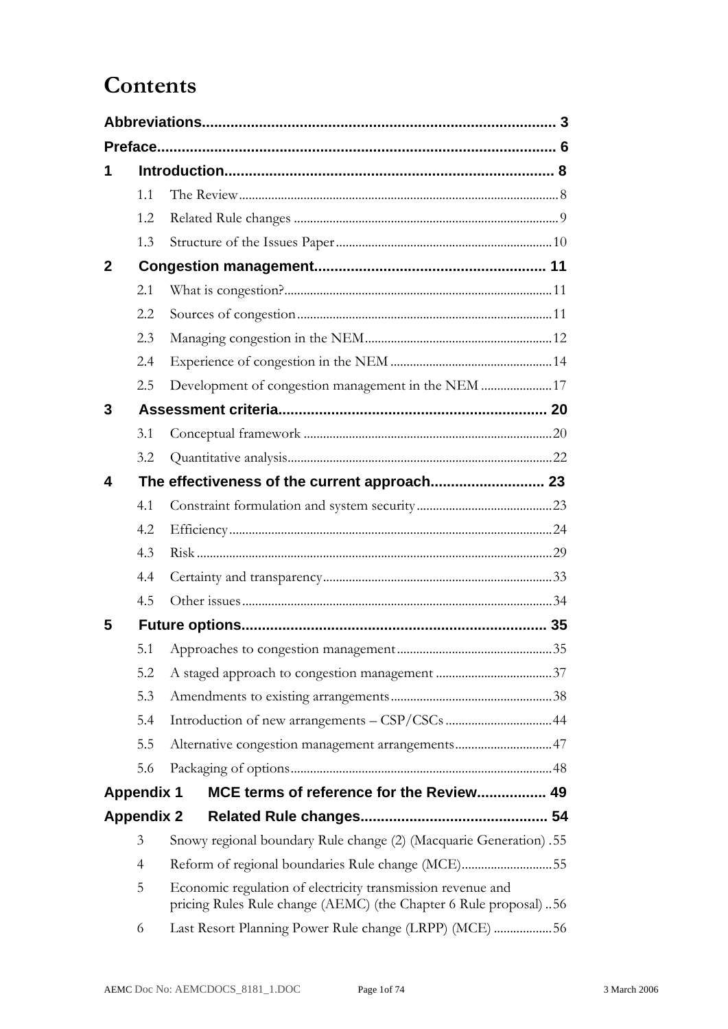# Contents

**Abbreviations** ........ 3

**Preface** ........ 6

**1 Introduction** ........ 8

- 1.1 The Review ........ 8
- 1.2 Related Rule changes ........ 9
- 1.3 Structure of the Issues Paper ........ 10

**2 Congestion management** ........ 11

- 2.1 What is congestion? ........ 11
- 2.2 Sources of congestion ........ 11
- 2.3 Managing congestion in the NEM ........ 12
- 2.4 Experience of congestion in the NEM ........ 14
- 2.5 Development of congestion management in the NEM ........ 17

**3 Assessment criteria** ........ 20

- 3.1 Conceptual framework ........ 20
- 3.2 Quantitative analysis ........ 22

**4 The effectiveness of the current approach** ........ 23

- 4.1 Constraint formulation and system security ........ 23
- 4.2 Efficiency ........ 24
- 4.3 Risk ........ 29
- 4.4 Certainty and transparency ........ 33
- 4.5 Other issues ........ 34

**5 Future options** ........ 35

- 5.1 Approaches to congestion management ........ 35
- 5.2 A staged approach to congestion management ........ 37
- 5.3 Amendments to existing arrangements ........ 38
- 5.4 Introduction of new arrangements – CSP/CSCs ........ 44
- 5.5 Alternative congestion management arrangements ........ 47
- 5.6 Packaging of options ........ 48

**Appendix 1 MCE terms of reference for the Review** ........ 49

**Appendix 2 Related Rule changes** ........ 54

- 3 Snowy regional boundary Rule change (2) (Macquarie Generation) ........ 55
- 4 Reform of regional boundaries Rule change (MCE) ........ 55
- 5 Economic regulation of electricity transmission revenue and pricing Rules Rule change (AEMC) (the Chapter 6 Rule proposal) ........ 56
- 6 Last Resort Planning Power Rule change (LRPP) (MCE) ........ 56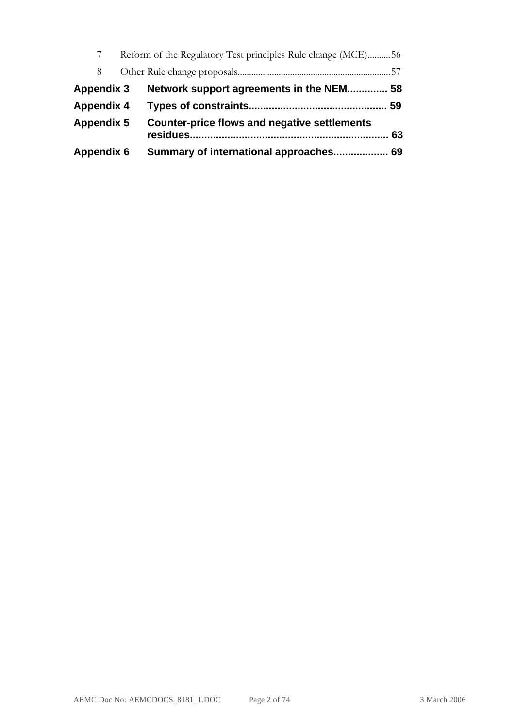7 Reform of the Regulatory Test principles Rule change (MCE)..........56

8 Other Rule change proposals..................................................................57

**Appendix 3 Network support agreements in the NEM............. 58**

**Appendix 4 Types of constraints............................................... 59**

**Appendix 5 Counter-price flows and negative settlements residues.................................................................... 63**

**Appendix 6 Summary of international approaches................... 69**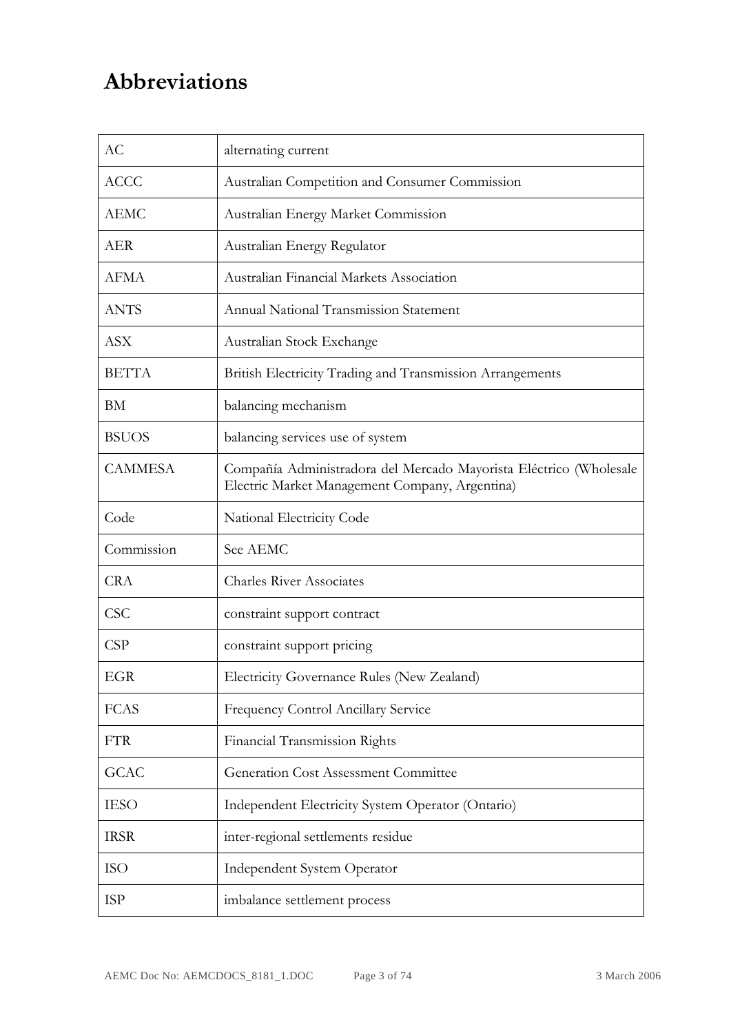# Abbreviations

| AC | alternating current |
|---|---|
| ACCC | Australian Competition and Consumer Commission |
| AEMC | Australian Energy Market Commission |
| AER | Australian Energy Regulator |
| AFMA | Australian Financial Markets Association |
| ANTS | Annual National Transmission Statement |
| ASX | Australian Stock Exchange |
| BETTA | British Electricity Trading and Transmission Arrangements |
| BM | balancing mechanism |
| BSUOS | balancing services use of system |
| CAMMESA | Compañía Administradora del Mercado Mayorista Eléctrico (Wholesale Electric Market Management Company, Argentina) |
| Code | National Electricity Code |
| Commission | See AEMC |
| CRA | Charles River Associates |
| CSC | constraint support contract |
| CSP | constraint support pricing |
| EGR | Electricity Governance Rules (New Zealand) |
| FCAS | Frequency Control Ancillary Service |
| FTR | Financial Transmission Rights |
| GCAC | Generation Cost Assessment Committee |
| IESO | Independent Electricity System Operator (Ontario) |
| IRSR | inter-regional settlements residue |
| ISO | Independent System Operator |
| ISP | imbalance settlement process |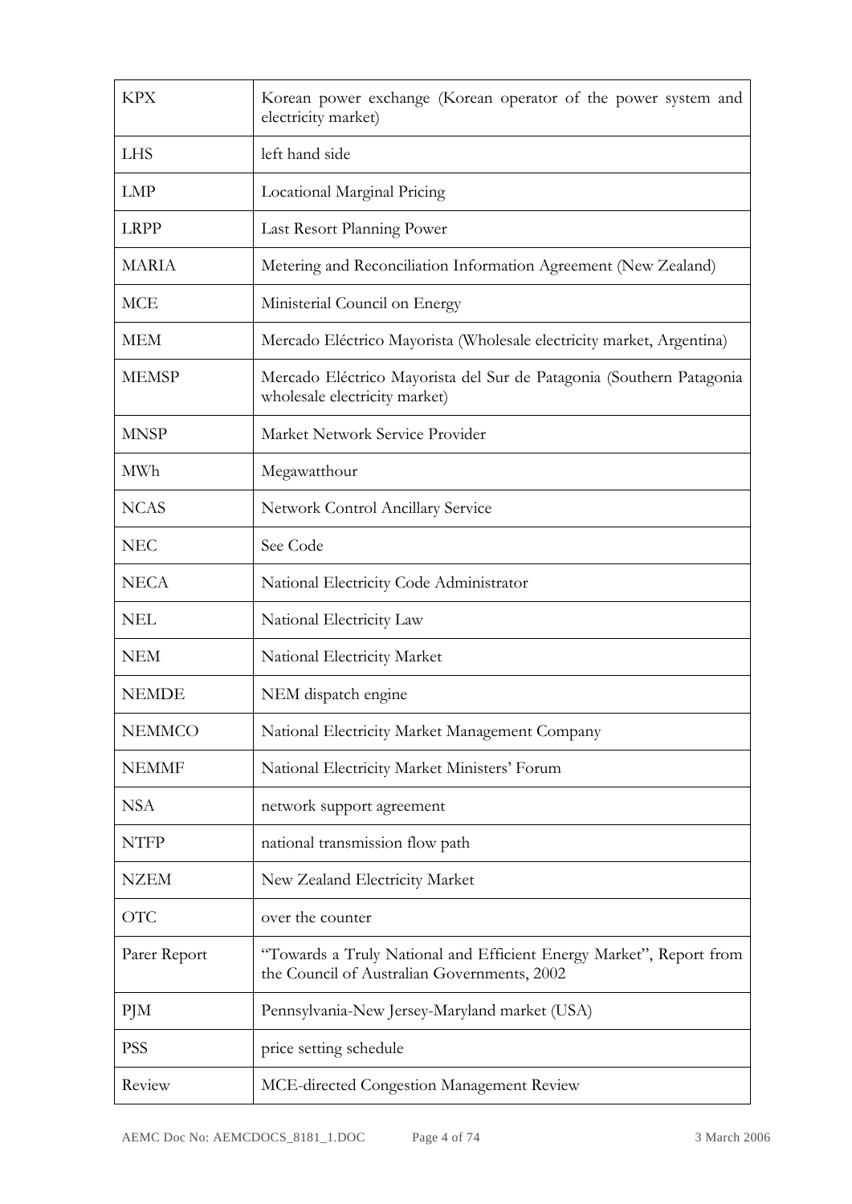| | |
|---|---|
| KPX | Korean power exchange (Korean operator of the power system and electricity market) |
| LHS | left hand side |
| LMP | Locational Marginal Pricing |
| LRPP | Last Resort Planning Power |
| MARIA | Metering and Reconciliation Information Agreement (New Zealand) |
| MCE | Ministerial Council on Energy |
| MEM | Mercado Eléctrico Mayorista (Wholesale electricity market, Argentina) |
| MEMSP | Mercado Eléctrico Mayorista del Sur de Patagonia (Southern Patagonia wholesale electricity market) |
| MNSP | Market Network Service Provider |
| MWh | Megawatthour |
| NCAS | Network Control Ancillary Service |
| NEC | See Code |
| NECA | National Electricity Code Administrator |
| NEL | National Electricity Law |
| NEM | National Electricity Market |
| NEMDE | NEM dispatch engine |
| NEMMCO | National Electricity Market Management Company |
| NEMMF | National Electricity Market Ministers' Forum |
| NSA | network support agreement |
| NTFP | national transmission flow path |
| NZEM | New Zealand Electricity Market |
| OTC | over the counter |
| Parer Report | "Towards a Truly National and Efficient Energy Market", Report from the Council of Australian Governments, 2002 |
| PJM | Pennsylvania-New Jersey-Maryland market (USA) |
| PSS | price setting schedule |
| Review | MCE-directed Congestion Management Review |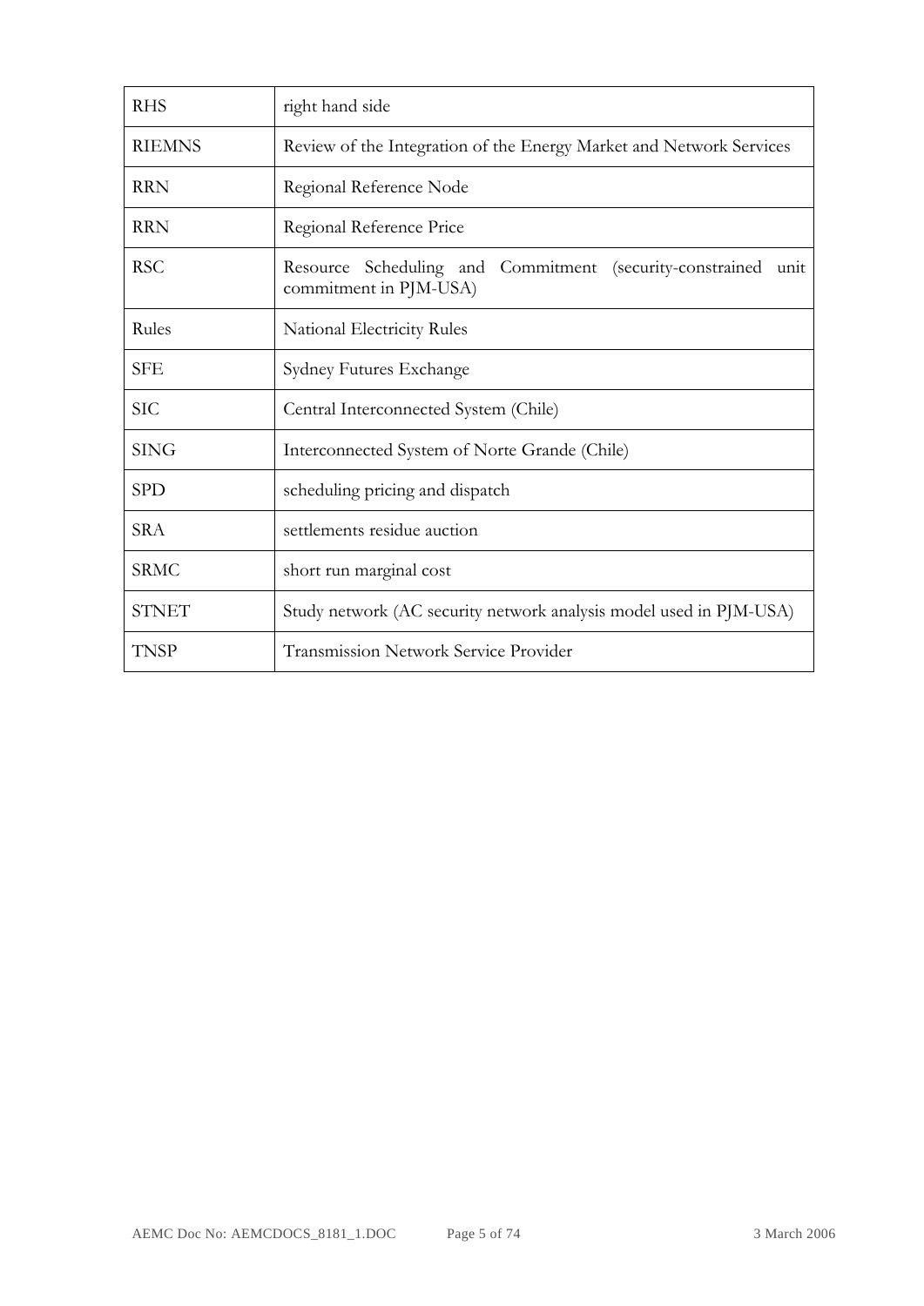| | |
|---|---|
| RHS | right hand side |
| RIEMNS | Review of the Integration of the Energy Market and Network Services |
| RRN | Regional Reference Node |
| RRN | Regional Reference Price |
| RSC | Resource Scheduling and Commitment (security-constrained unit commitment in PJM-USA) |
| Rules | National Electricity Rules |
| SFE | Sydney Futures Exchange |
| SIC | Central Interconnected System (Chile) |
| SING | Interconnected System of Norte Grande (Chile) |
| SPD | scheduling pricing and dispatch |
| SRA | settlements residue auction |
| SRMC | short run marginal cost |
| STNET | Study network (AC security network analysis model used in PJM-USA) |
| TNSP | Transmission Network Service Provider |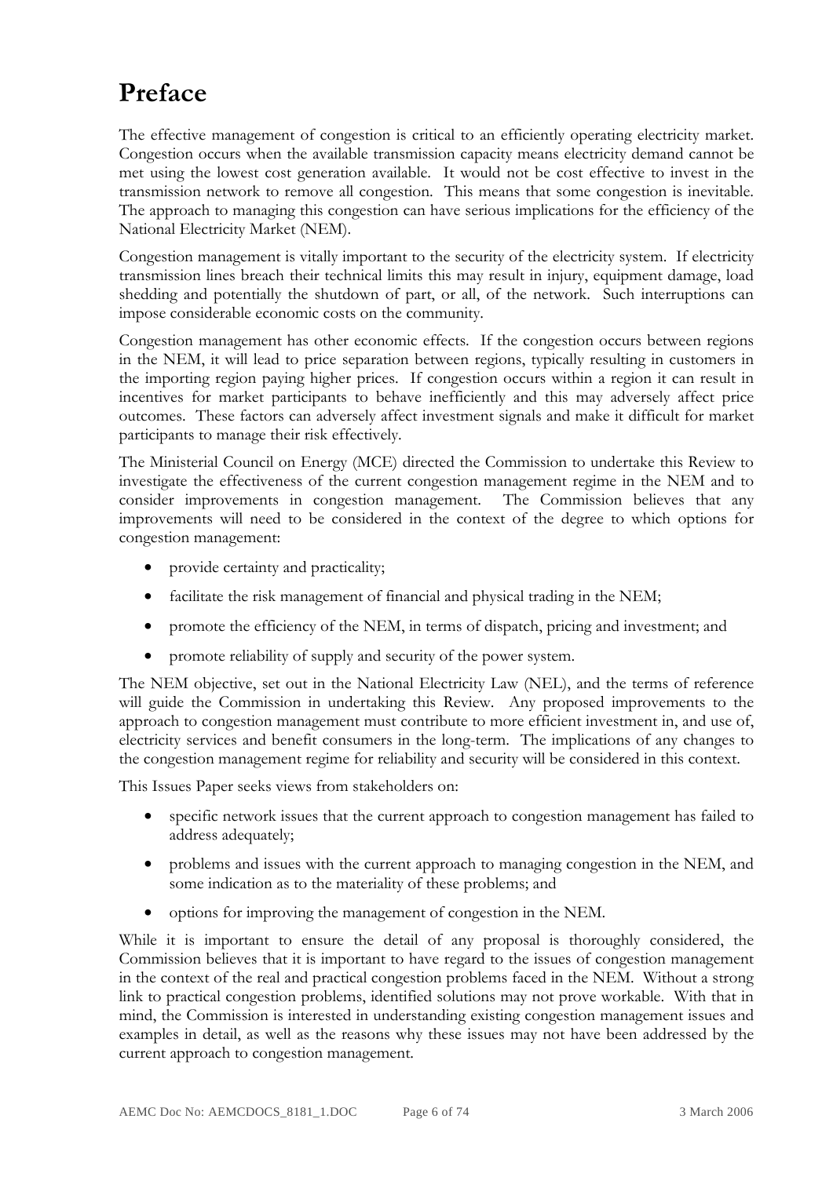# Preface

The effective management of congestion is critical to an efficiently operating electricity market. Congestion occurs when the available transmission capacity means electricity demand cannot be met using the lowest cost generation available. It would not be cost effective to invest in the transmission network to remove all congestion. This means that some congestion is inevitable. The approach to managing this congestion can have serious implications for the efficiency of the National Electricity Market (NEM).

Congestion management is vitally important to the security of the electricity system. If electricity transmission lines breach their technical limits this may result in injury, equipment damage, load shedding and potentially the shutdown of part, or all, of the network. Such interruptions can impose considerable economic costs on the community.

Congestion management has other economic effects. If the congestion occurs between regions in the NEM, it will lead to price separation between regions, typically resulting in customers in the importing region paying higher prices. If congestion occurs within a region it can result in incentives for market participants to behave inefficiently and this may adversely affect price outcomes. These factors can adversely affect investment signals and make it difficult for market participants to manage their risk effectively.

The Ministerial Council on Energy (MCE) directed the Commission to undertake this Review to investigate the effectiveness of the current congestion management regime in the NEM and to consider improvements in congestion management. The Commission believes that any improvements will need to be considered in the context of the degree to which options for congestion management:

- provide certainty and practicality;
- facilitate the risk management of financial and physical trading in the NEM;
- promote the efficiency of the NEM, in terms of dispatch, pricing and investment; and
- promote reliability of supply and security of the power system.

The NEM objective, set out in the National Electricity Law (NEL), and the terms of reference will guide the Commission in undertaking this Review. Any proposed improvements to the approach to congestion management must contribute to more efficient investment in, and use of, electricity services and benefit consumers in the long-term. The implications of any changes to the congestion management regime for reliability and security will be considered in this context.

This Issues Paper seeks views from stakeholders on:

- specific network issues that the current approach to congestion management has failed to address adequately;
- problems and issues with the current approach to managing congestion in the NEM, and some indication as to the materiality of these problems; and
- options for improving the management of congestion in the NEM.

While it is important to ensure the detail of any proposal is thoroughly considered, the Commission believes that it is important to have regard to the issues of congestion management in the context of the real and practical congestion problems faced in the NEM. Without a strong link to practical congestion problems, identified solutions may not prove workable. With that in mind, the Commission is interested in understanding existing congestion management issues and examples in detail, as well as the reasons why these issues may not have been addressed by the current approach to congestion management.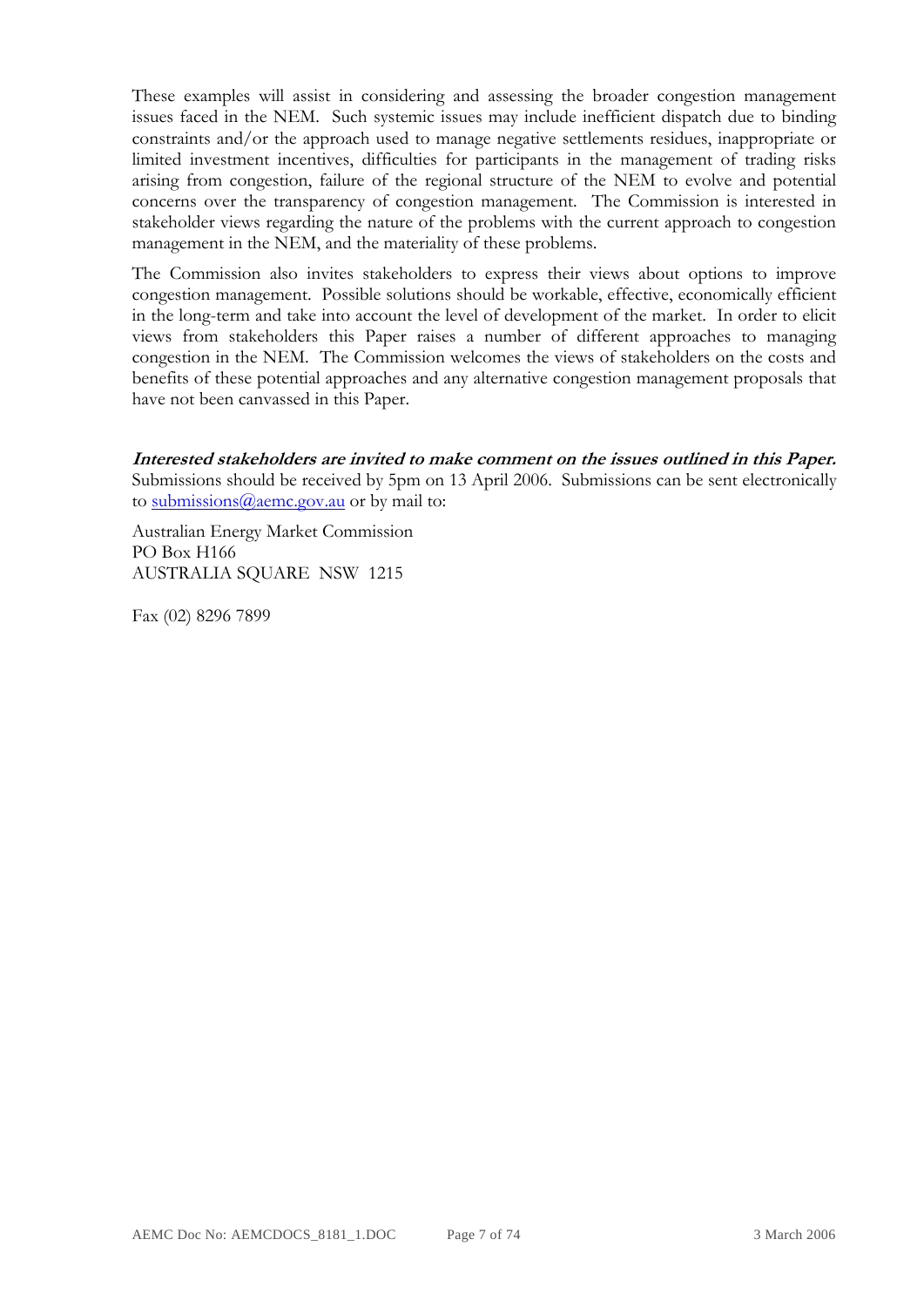These examples will assist in considering and assessing the broader congestion management issues faced in the NEM. Such systemic issues may include inefficient dispatch due to binding constraints and/or the approach used to manage negative settlements residues, inappropriate or limited investment incentives, difficulties for participants in the management of trading risks arising from congestion, failure of the regional structure of the NEM to evolve and potential concerns over the transparency of congestion management. The Commission is interested in stakeholder views regarding the nature of the problems with the current approach to congestion management in the NEM, and the materiality of these problems.

The Commission also invites stakeholders to express their views about options to improve congestion management. Possible solutions should be workable, effective, economically efficient in the long-term and take into account the level of development of the market. In order to elicit views from stakeholders this Paper raises a number of different approaches to managing congestion in the NEM. The Commission welcomes the views of stakeholders on the costs and benefits of these potential approaches and any alternative congestion management proposals that have not been canvassed in this Paper.

***Interested stakeholders are invited to make comment on the issues outlined in this Paper.*** Submissions should be received by 5pm on 13 April 2006. Submissions can be sent electronically to submissions@aemc.gov.au or by mail to:

Australian Energy Market Commission
PO Box H166
AUSTRALIA SQUARE NSW 1215

Fax (02) 8296 7899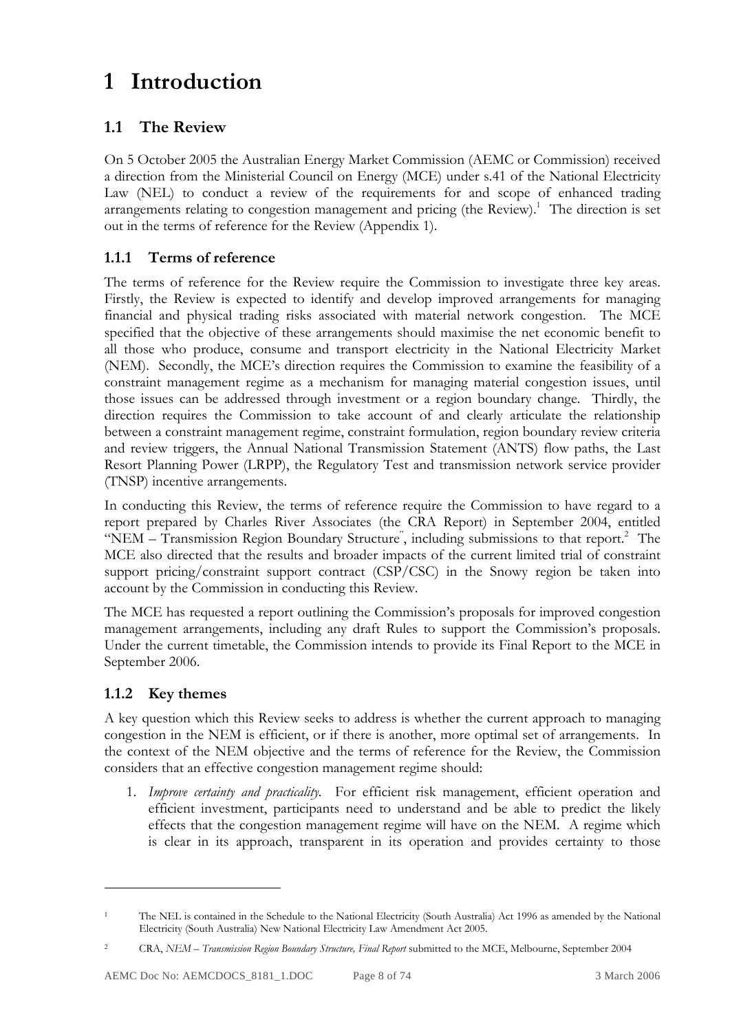# 1 Introduction

## 1.1 The Review

On 5 October 2005 the Australian Energy Market Commission (AEMC or Commission) received a direction from the Ministerial Council on Energy (MCE) under s.41 of the National Electricity Law (NEL) to conduct a review of the requirements for and scope of enhanced trading arrangements relating to congestion management and pricing (the Review).[1] The direction is set out in the terms of reference for the Review (Appendix 1).

### 1.1.1 Terms of reference

The terms of reference for the Review require the Commission to investigate three key areas. Firstly, the Review is expected to identify and develop improved arrangements for managing financial and physical trading risks associated with material network congestion. The MCE specified that the objective of these arrangements should maximise the net economic benefit to all those who produce, consume and transport electricity in the National Electricity Market (NEM). Secondly, the MCE's direction requires the Commission to examine the feasibility of a constraint management regime as a mechanism for managing material congestion issues, until those issues can be addressed through investment or a region boundary change. Thirdly, the direction requires the Commission to take account of and clearly articulate the relationship between a constraint management regime, constraint formulation, region boundary review criteria and review triggers, the Annual National Transmission Statement (ANTS) flow paths, the Last Resort Planning Power (LRPP), the Regulatory Test and transmission network service provider (TNSP) incentive arrangements.

In conducting this Review, the terms of reference require the Commission to have regard to a report prepared by Charles River Associates (the CRA Report) in September 2004, entitled "NEM – Transmission Region Boundary Structure", including submissions to that report.[2] The MCE also directed that the results and broader impacts of the current limited trial of constraint support pricing/constraint support contract (CSP/CSC) in the Snowy region be taken into account by the Commission in conducting this Review.

The MCE has requested a report outlining the Commission's proposals for improved congestion management arrangements, including any draft Rules to support the Commission's proposals. Under the current timetable, the Commission intends to provide its Final Report to the MCE in September 2006.

### 1.1.2 Key themes

A key question which this Review seeks to address is whether the current approach to managing congestion in the NEM is efficient, or if there is another, more optimal set of arrangements. In the context of the NEM objective and the terms of reference for the Review, the Commission considers that an effective congestion management regime should:

1. *Improve certainty and practicality.* For efficient risk management, efficient operation and efficient investment, participants need to understand and be able to predict the likely effects that the congestion management regime will have on the NEM. A regime which is clear in its approach, transparent in its operation and provides certainty to those

---

[1] The NEL is contained in the Schedule to the National Electricity (South Australia) Act 1996 as amended by the National Electricity (South Australia) New National Electricity Law Amendment Act 2005.

[2] CRA, *NEM – Transmission Region Boundary Structure, Final Report* submitted to the MCE, Melbourne, September 2004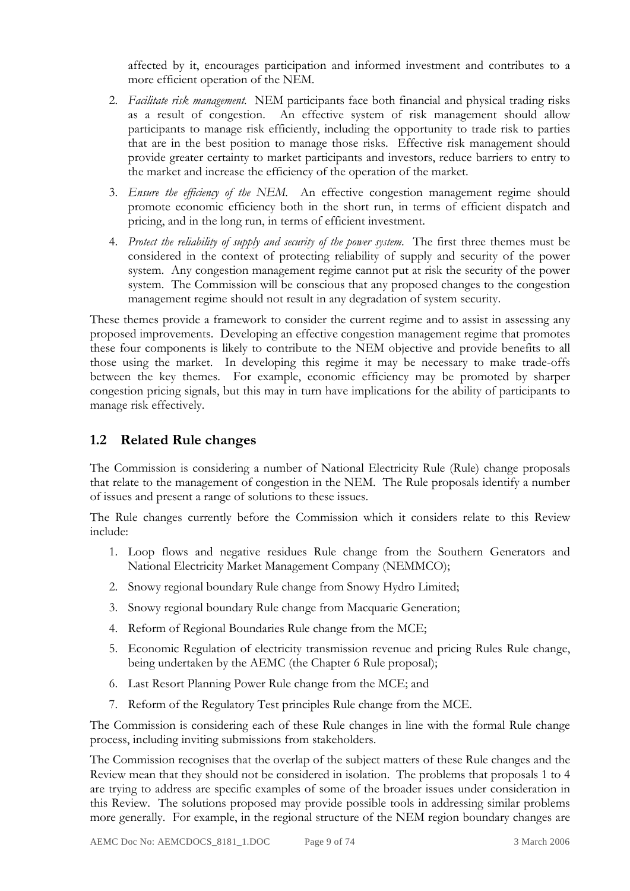affected by it, encourages participation and informed investment and contributes to a more efficient operation of the NEM.

2. *Facilitate risk management.* NEM participants face both financial and physical trading risks as a result of congestion. An effective system of risk management should allow participants to manage risk efficiently, including the opportunity to trade risk to parties that are in the best position to manage those risks. Effective risk management should provide greater certainty to market participants and investors, reduce barriers to entry to the market and increase the efficiency of the operation of the market.

3. *Ensure the efficiency of the NEM.* An effective congestion management regime should promote economic efficiency both in the short run, in terms of efficient dispatch and pricing, and in the long run, in terms of efficient investment.

4. *Protect the reliability of supply and security of the power system.* The first three themes must be considered in the context of protecting reliability of supply and security of the power system. Any congestion management regime cannot put at risk the security of the power system. The Commission will be conscious that any proposed changes to the congestion management regime should not result in any degradation of system security.

These themes provide a framework to consider the current regime and to assist in assessing any proposed improvements. Developing an effective congestion management regime that promotes these four components is likely to contribute to the NEM objective and provide benefits to all those using the market. In developing this regime it may be necessary to make trade-offs between the key themes. For example, economic efficiency may be promoted by sharper congestion pricing signals, but this may in turn have implications for the ability of participants to manage risk effectively.

## 1.2 Related Rule changes

The Commission is considering a number of National Electricity Rule (Rule) change proposals that relate to the management of congestion in the NEM. The Rule proposals identify a number of issues and present a range of solutions to these issues.

The Rule changes currently before the Commission which it considers relate to this Review include:

1. Loop flows and negative residues Rule change from the Southern Generators and National Electricity Market Management Company (NEMMCO);
2. Snowy regional boundary Rule change from Snowy Hydro Limited;
3. Snowy regional boundary Rule change from Macquarie Generation;
4. Reform of Regional Boundaries Rule change from the MCE;
5. Economic Regulation of electricity transmission revenue and pricing Rules Rule change, being undertaken by the AEMC (the Chapter 6 Rule proposal);
6. Last Resort Planning Power Rule change from the MCE; and
7. Reform of the Regulatory Test principles Rule change from the MCE.

The Commission is considering each of these Rule changes in line with the formal Rule change process, including inviting submissions from stakeholders.

The Commission recognises that the overlap of the subject matters of these Rule changes and the Review mean that they should not be considered in isolation. The problems that proposals 1 to 4 are trying to address are specific examples of some of the broader issues under consideration in this Review. The solutions proposed may provide possible tools in addressing similar problems more generally. For example, in the regional structure of the NEM region boundary changes are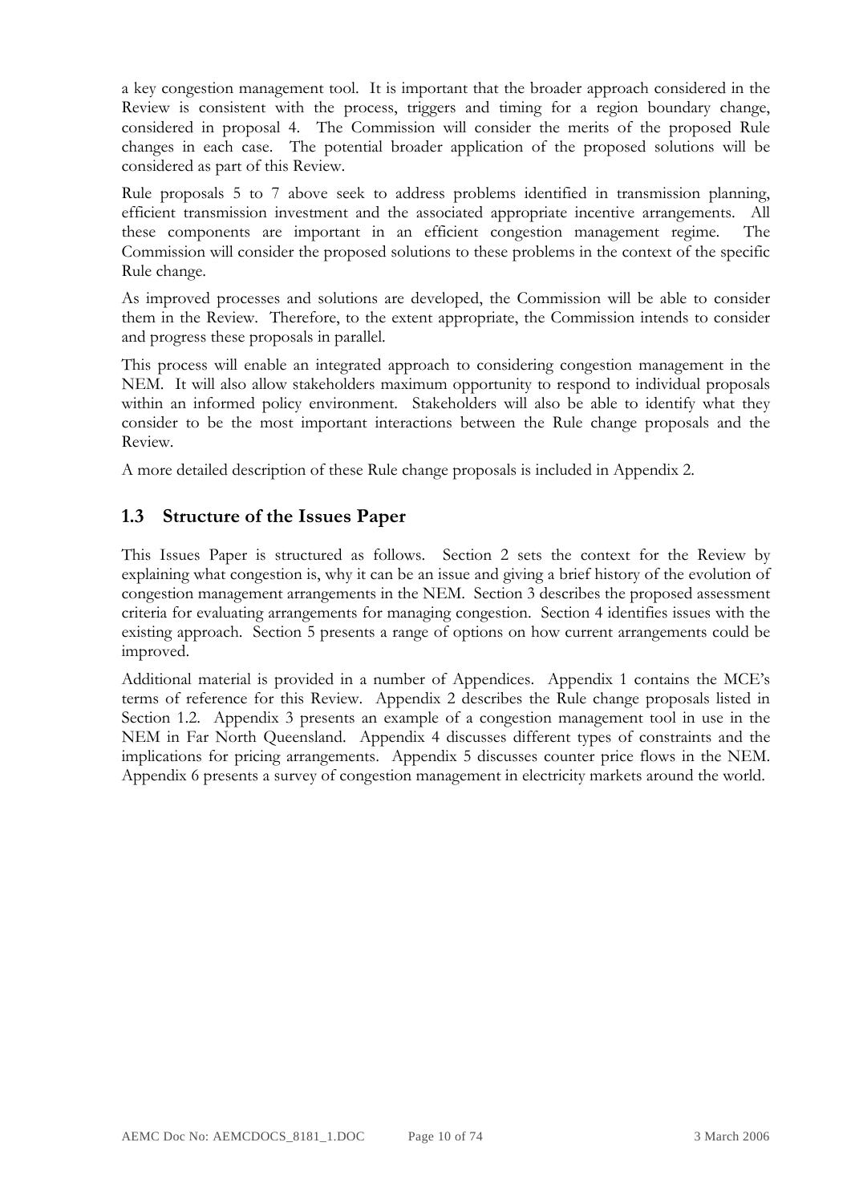a key congestion management tool. It is important that the broader approach considered in the Review is consistent with the process, triggers and timing for a region boundary change, considered in proposal 4. The Commission will consider the merits of the proposed Rule changes in each case. The potential broader application of the proposed solutions will be considered as part of this Review.

Rule proposals 5 to 7 above seek to address problems identified in transmission planning, efficient transmission investment and the associated appropriate incentive arrangements. All these components are important in an efficient congestion management regime. The Commission will consider the proposed solutions to these problems in the context of the specific Rule change.

As improved processes and solutions are developed, the Commission will be able to consider them in the Review. Therefore, to the extent appropriate, the Commission intends to consider and progress these proposals in parallel.

This process will enable an integrated approach to considering congestion management in the NEM. It will also allow stakeholders maximum opportunity to respond to individual proposals within an informed policy environment. Stakeholders will also be able to identify what they consider to be the most important interactions between the Rule change proposals and the Review.

A more detailed description of these Rule change proposals is included in Appendix 2.

## 1.3 Structure of the Issues Paper

This Issues Paper is structured as follows. Section 2 sets the context for the Review by explaining what congestion is, why it can be an issue and giving a brief history of the evolution of congestion management arrangements in the NEM. Section 3 describes the proposed assessment criteria for evaluating arrangements for managing congestion. Section 4 identifies issues with the existing approach. Section 5 presents a range of options on how current arrangements could be improved.

Additional material is provided in a number of Appendices. Appendix 1 contains the MCE's terms of reference for this Review. Appendix 2 describes the Rule change proposals listed in Section 1.2. Appendix 3 presents an example of a congestion management tool in use in the NEM in Far North Queensland. Appendix 4 discusses different types of constraints and the implications for pricing arrangements. Appendix 5 discusses counter price flows in the NEM. Appendix 6 presents a survey of congestion management in electricity markets around the world.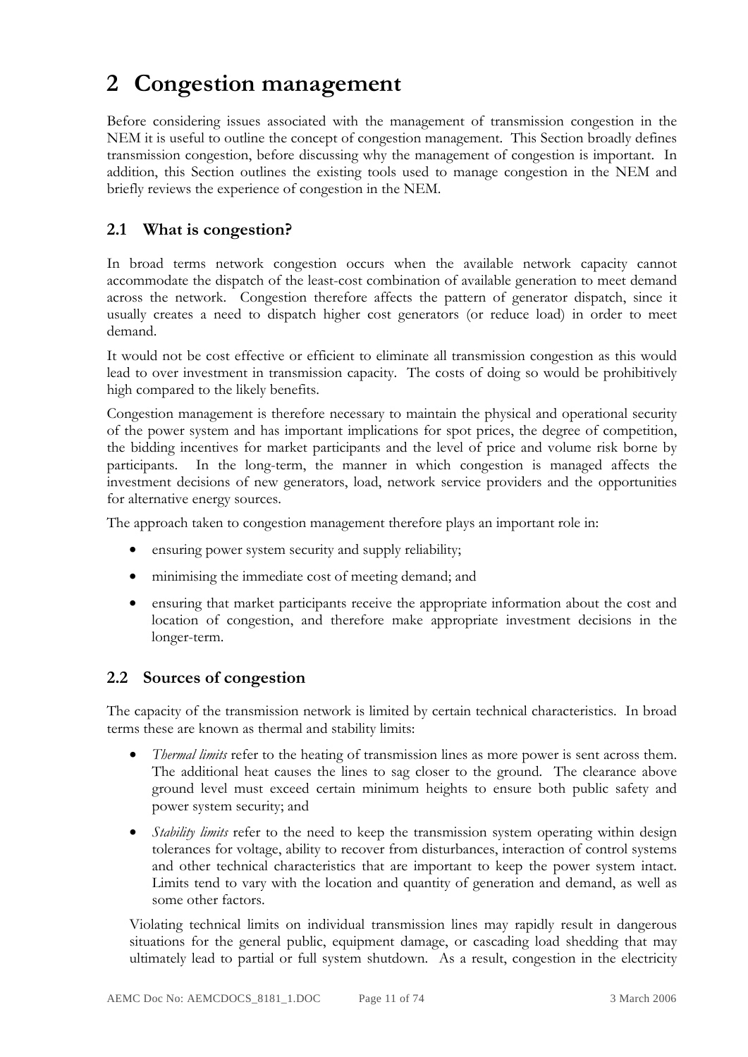# 2 Congestion management

Before considering issues associated with the management of transmission congestion in the NEM it is useful to outline the concept of congestion management. This Section broadly defines transmission congestion, before discussing why the management of congestion is important. In addition, this Section outlines the existing tools used to manage congestion in the NEM and briefly reviews the experience of congestion in the NEM.

## 2.1 What is congestion?

In broad terms network congestion occurs when the available network capacity cannot accommodate the dispatch of the least-cost combination of available generation to meet demand across the network. Congestion therefore affects the pattern of generator dispatch, since it usually creates a need to dispatch higher cost generators (or reduce load) in order to meet demand.

It would not be cost effective or efficient to eliminate all transmission congestion as this would lead to over investment in transmission capacity. The costs of doing so would be prohibitively high compared to the likely benefits.

Congestion management is therefore necessary to maintain the physical and operational security of the power system and has important implications for spot prices, the degree of competition, the bidding incentives for market participants and the level of price and volume risk borne by participants. In the long-term, the manner in which congestion is managed affects the investment decisions of new generators, load, network service providers and the opportunities for alternative energy sources.

The approach taken to congestion management therefore plays an important role in:

- ensuring power system security and supply reliability;
- minimising the immediate cost of meeting demand; and
- ensuring that market participants receive the appropriate information about the cost and location of congestion, and therefore make appropriate investment decisions in the longer-term.

## 2.2 Sources of congestion

The capacity of the transmission network is limited by certain technical characteristics. In broad terms these are known as thermal and stability limits:

- *Thermal limits* refer to the heating of transmission lines as more power is sent across them. The additional heat causes the lines to sag closer to the ground. The clearance above ground level must exceed certain minimum heights to ensure both public safety and power system security; and
- *Stability limits* refer to the need to keep the transmission system operating within design tolerances for voltage, ability to recover from disturbances, interaction of control systems and other technical characteristics that are important to keep the power system intact. Limits tend to vary with the location and quantity of generation and demand, as well as some other factors.

Violating technical limits on individual transmission lines may rapidly result in dangerous situations for the general public, equipment damage, or cascading load shedding that may ultimately lead to partial or full system shutdown. As a result, congestion in the electricity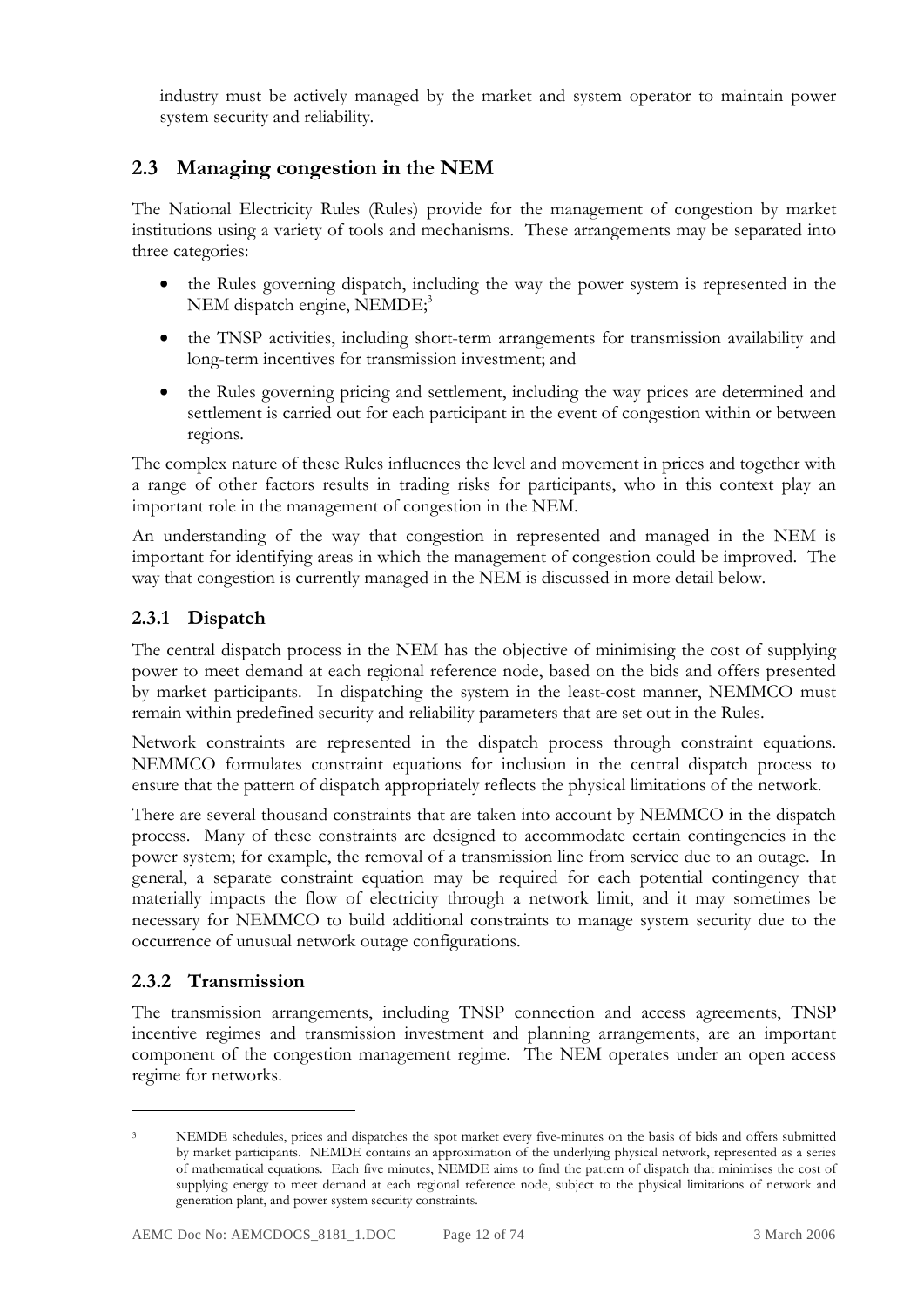industry must be actively managed by the market and system operator to maintain power system security and reliability.

## 2.3 Managing congestion in the NEM

The National Electricity Rules (Rules) provide for the management of congestion by market institutions using a variety of tools and mechanisms. These arrangements may be separated into three categories:

- the Rules governing dispatch, including the way the power system is represented in the NEM dispatch engine, NEMDE;[3]
- the TNSP activities, including short-term arrangements for transmission availability and long-term incentives for transmission investment; and
- the Rules governing pricing and settlement, including the way prices are determined and settlement is carried out for each participant in the event of congestion within or between regions.

The complex nature of these Rules influences the level and movement in prices and together with a range of other factors results in trading risks for participants, who in this context play an important role in the management of congestion in the NEM.

An understanding of the way that congestion in represented and managed in the NEM is important for identifying areas in which the management of congestion could be improved. The way that congestion is currently managed in the NEM is discussed in more detail below.

### 2.3.1 Dispatch

The central dispatch process in the NEM has the objective of minimising the cost of supplying power to meet demand at each regional reference node, based on the bids and offers presented by market participants. In dispatching the system in the least-cost manner, NEMMCO must remain within predefined security and reliability parameters that are set out in the Rules.

Network constraints are represented in the dispatch process through constraint equations. NEMMCO formulates constraint equations for inclusion in the central dispatch process to ensure that the pattern of dispatch appropriately reflects the physical limitations of the network.

There are several thousand constraints that are taken into account by NEMMCO in the dispatch process. Many of these constraints are designed to accommodate certain contingencies in the power system; for example, the removal of a transmission line from service due to an outage. In general, a separate constraint equation may be required for each potential contingency that materially impacts the flow of electricity through a network limit, and it may sometimes be necessary for NEMMCO to build additional constraints to manage system security due to the occurrence of unusual network outage configurations.

### 2.3.2 Transmission

The transmission arrangements, including TNSP connection and access agreements, TNSP incentive regimes and transmission investment and planning arrangements, are an important component of the congestion management regime. The NEM operates under an open access regime for networks.

---

[3] NEMDE schedules, prices and dispatches the spot market every five-minutes on the basis of bids and offers submitted by market participants. NEMDE contains an approximation of the underlying physical network, represented as a series of mathematical equations. Each five minutes, NEMDE aims to find the pattern of dispatch that minimises the cost of supplying energy to meet demand at each regional reference node, subject to the physical limitations of network and generation plant, and power system security constraints.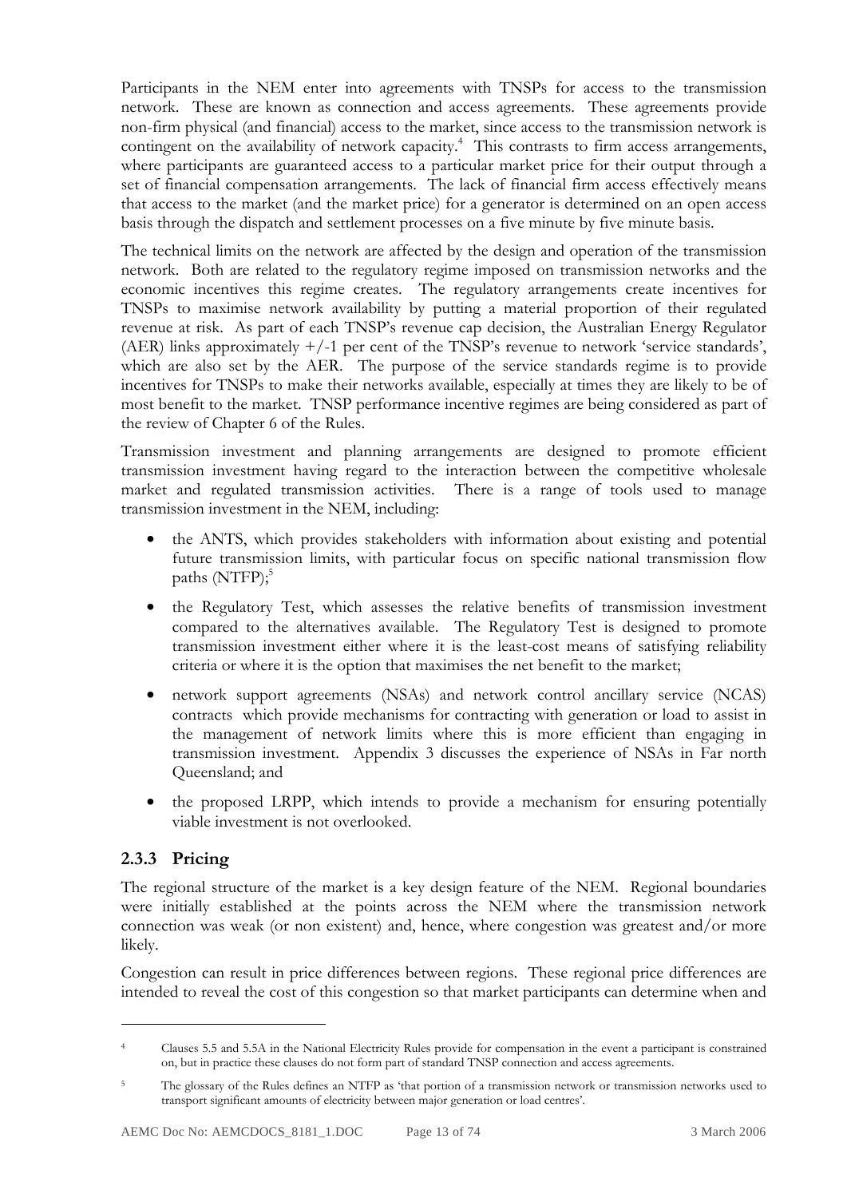Participants in the NEM enter into agreements with TNSPs for access to the transmission network. These are known as connection and access agreements. These agreements provide non-firm physical (and financial) access to the market, since access to the transmission network is contingent on the availability of network capacity.[4] This contrasts to firm access arrangements, where participants are guaranteed access to a particular market price for their output through a set of financial compensation arrangements. The lack of financial firm access effectively means that access to the market (and the market price) for a generator is determined on an open access basis through the dispatch and settlement processes on a five minute by five minute basis.

The technical limits on the network are affected by the design and operation of the transmission network. Both are related to the regulatory regime imposed on transmission networks and the economic incentives this regime creates. The regulatory arrangements create incentives for TNSPs to maximise network availability by putting a material proportion of their regulated revenue at risk. As part of each TNSP's revenue cap decision, the Australian Energy Regulator (AER) links approximately +/-1 per cent of the TNSP's revenue to network 'service standards', which are also set by the AER. The purpose of the service standards regime is to provide incentives for TNSPs to make their networks available, especially at times they are likely to be of most benefit to the market. TNSP performance incentive regimes are being considered as part of the review of Chapter 6 of the Rules.

Transmission investment and planning arrangements are designed to promote efficient transmission investment having regard to the interaction between the competitive wholesale market and regulated transmission activities. There is a range of tools used to manage transmission investment in the NEM, including:

- the ANTS, which provides stakeholders with information about existing and potential future transmission limits, with particular focus on specific national transmission flow paths (NTFP);[5]
- the Regulatory Test, which assesses the relative benefits of transmission investment compared to the alternatives available. The Regulatory Test is designed to promote transmission investment either where it is the least-cost means of satisfying reliability criteria or where it is the option that maximises the net benefit to the market;
- network support agreements (NSAs) and network control ancillary service (NCAS) contracts which provide mechanisms for contracting with generation or load to assist in the management of network limits where this is more efficient than engaging in transmission investment. Appendix 3 discusses the experience of NSAs in Far north Queensland; and
- the proposed LRPP, which intends to provide a mechanism for ensuring potentially viable investment is not overlooked.

### 2.3.3 Pricing

The regional structure of the market is a key design feature of the NEM. Regional boundaries were initially established at the points across the NEM where the transmission network connection was weak (or non existent) and, hence, where congestion was greatest and/or more likely.

Congestion can result in price differences between regions. These regional price differences are intended to reveal the cost of this congestion so that market participants can determine when and

---

[4] Clauses 5.5 and 5.5A in the National Electricity Rules provide for compensation in the event a participant is constrained on, but in practice these clauses do not form part of standard TNSP connection and access agreements.

[5] The glossary of the Rules defines an NTFP as 'that portion of a transmission network or transmission networks used to transport significant amounts of electricity between major generation or load centres'.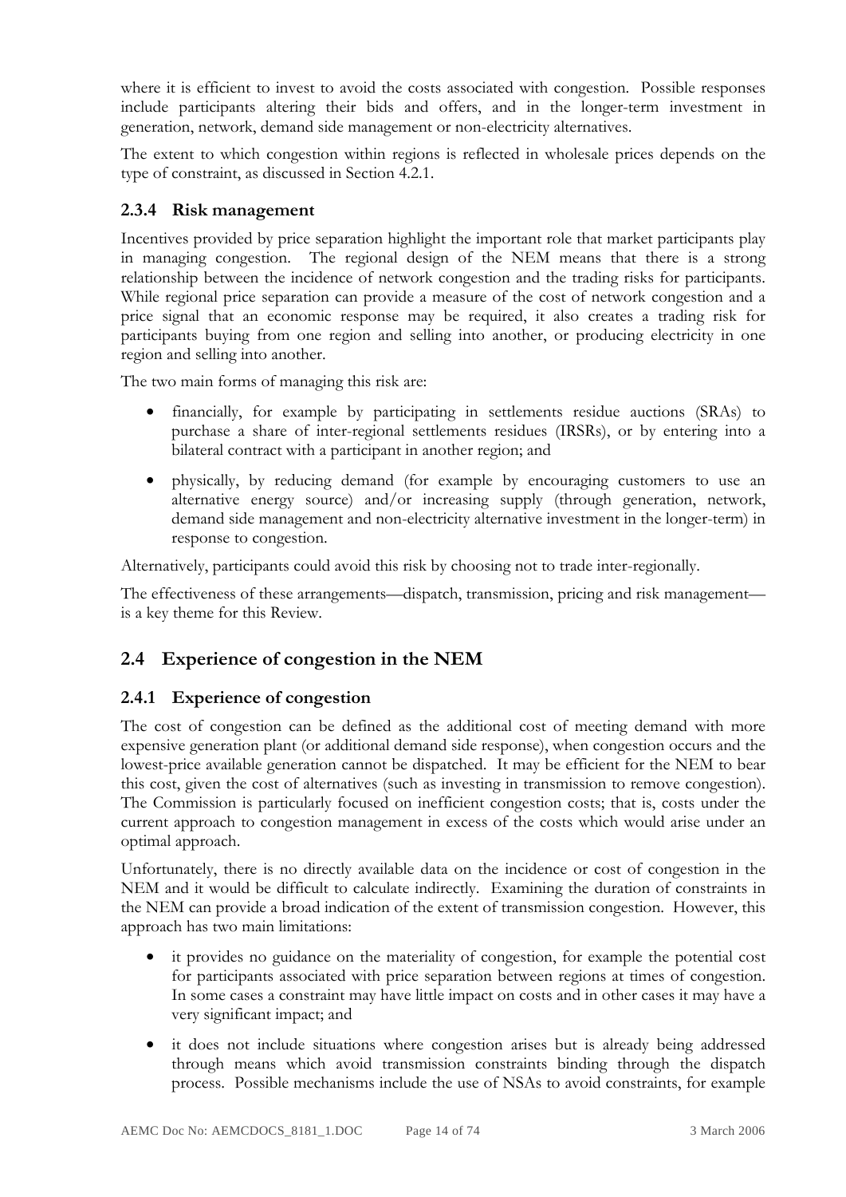where it is efficient to invest to avoid the costs associated with congestion. Possible responses include participants altering their bids and offers, and in the longer-term investment in generation, network, demand side management or non-electricity alternatives.

The extent to which congestion within regions is reflected in wholesale prices depends on the type of constraint, as discussed in Section 4.2.1.

### 2.3.4 Risk management

Incentives provided by price separation highlight the important role that market participants play in managing congestion. The regional design of the NEM means that there is a strong relationship between the incidence of network congestion and the trading risks for participants. While regional price separation can provide a measure of the cost of network congestion and a price signal that an economic response may be required, it also creates a trading risk for participants buying from one region and selling into another, or producing electricity in one region and selling into another.

The two main forms of managing this risk are:

- financially, for example by participating in settlements residue auctions (SRAs) to purchase a share of inter-regional settlements residues (IRSRs), or by entering into a bilateral contract with a participant in another region; and
- physically, by reducing demand (for example by encouraging customers to use an alternative energy source) and/or increasing supply (through generation, network, demand side management and non-electricity alternative investment in the longer-term) in response to congestion.

Alternatively, participants could avoid this risk by choosing not to trade inter-regionally.

The effectiveness of these arrangements—dispatch, transmission, pricing and risk management—is a key theme for this Review.

## 2.4 Experience of congestion in the NEM

### 2.4.1 Experience of congestion

The cost of congestion can be defined as the additional cost of meeting demand with more expensive generation plant (or additional demand side response), when congestion occurs and the lowest-price available generation cannot be dispatched. It may be efficient for the NEM to bear this cost, given the cost of alternatives (such as investing in transmission to remove congestion). The Commission is particularly focused on inefficient congestion costs; that is, costs under the current approach to congestion management in excess of the costs which would arise under an optimal approach.

Unfortunately, there is no directly available data on the incidence or cost of congestion in the NEM and it would be difficult to calculate indirectly. Examining the duration of constraints in the NEM can provide a broad indication of the extent of transmission congestion. However, this approach has two main limitations:

- it provides no guidance on the materiality of congestion, for example the potential cost for participants associated with price separation between regions at times of congestion. In some cases a constraint may have little impact on costs and in other cases it may have a very significant impact; and
- it does not include situations where congestion arises but is already being addressed through means which avoid transmission constraints binding through the dispatch process. Possible mechanisms include the use of NSAs to avoid constraints, for example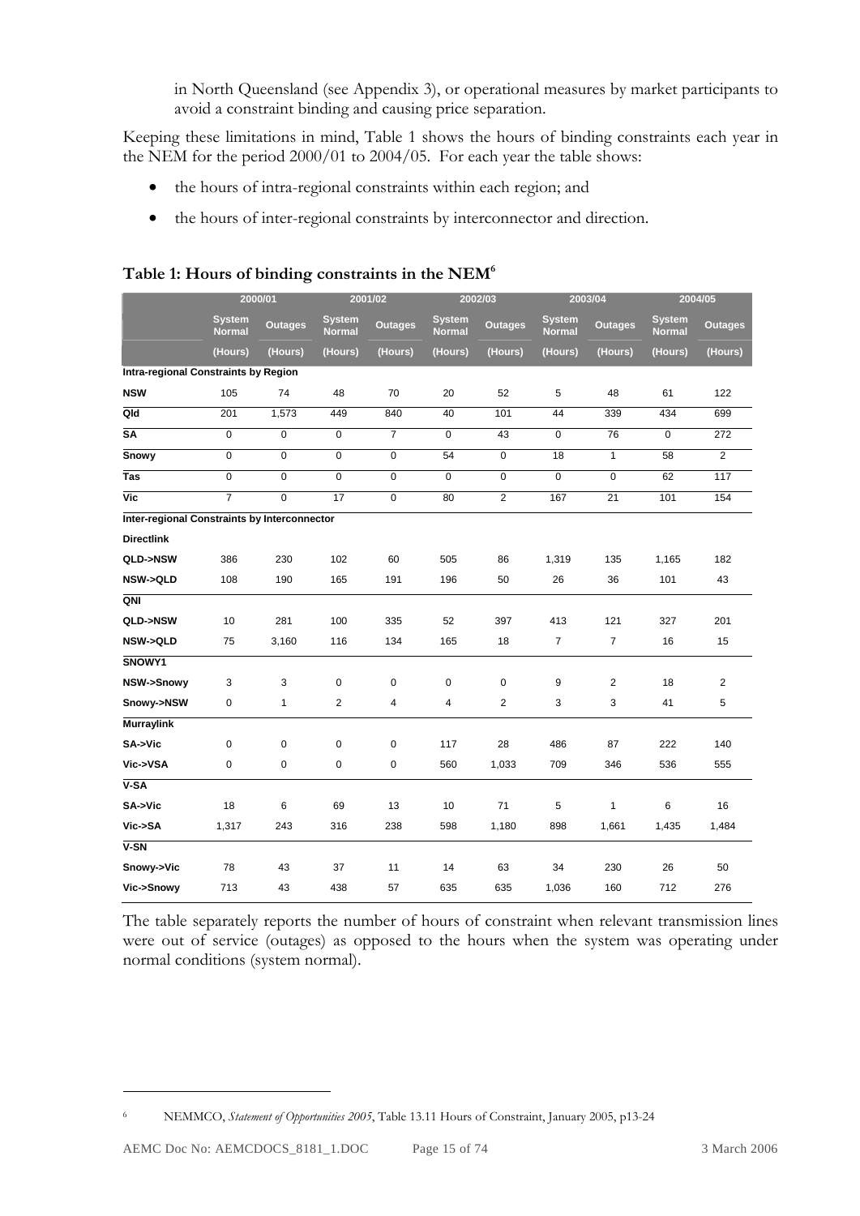in North Queensland (see Appendix 3), or operational measures by market participants to avoid a constraint binding and causing price separation.

Keeping these limitations in mind, Table 1 shows the hours of binding constraints each year in the NEM for the period 2000/01 to 2004/05. For each year the table shows:

- the hours of intra-regional constraints within each region; and
- the hours of inter-regional constraints by interconnector and direction.

**Table 1: Hours of binding constraints in the NEM**[6]

| | 2000/01 | | 2001/02 | | 2002/03 | | 2003/04 | | 2004/05 | |
|---|---|---|---|---|---|---|---|---|---|---|
| | System Normal | Outages | System Normal | Outages | System Normal | Outages | System Normal | Outages | System Normal | Outages |
| | (Hours) | (Hours) | (Hours) | (Hours) | (Hours) | (Hours) | (Hours) | (Hours) | (Hours) | (Hours) |
| **Intra-regional Constraints by Region** | | | | | | | | | | |
| **NSW** | 105 | 74 | 48 | 70 | 20 | 52 | 5 | 48 | 61 | 122 |
| **Qld** | 201 | 1,573 | 449 | 840 | 40 | 101 | 44 | 339 | 434 | 699 |
| **SA** | 0 | 0 | 0 | 7 | 0 | 43 | 0 | 76 | 0 | 272 |
| **Snowy** | 0 | 0 | 0 | 0 | 54 | 0 | 18 | 1 | 58 | 2 |
| **Tas** | 0 | 0 | 0 | 0 | 0 | 0 | 0 | 0 | 62 | 117 |
| **Vic** | 7 | 0 | 17 | 0 | 80 | 2 | 167 | 21 | 101 | 154 |
| **Inter-regional Constraints by Interconnector** | | | | | | | | | | |
| **Directlink** | | | | | | | | | | |
| **QLD->NSW** | 386 | 230 | 102 | 60 | 505 | 86 | 1,319 | 135 | 1,165 | 182 |
| **NSW->QLD** | 108 | 190 | 165 | 191 | 196 | 50 | 26 | 36 | 101 | 43 |
| **QNI** | | | | | | | | | | |
| **QLD->NSW** | 10 | 281 | 100 | 335 | 52 | 397 | 413 | 121 | 327 | 201 |
| **NSW->QLD** | 75 | 3,160 | 116 | 134 | 165 | 18 | 7 | 7 | 16 | 15 |
| **SNOWY1** | | | | | | | | | | |
| **NSW->Snowy** | 3 | 3 | 0 | 0 | 0 | 0 | 9 | 2 | 18 | 2 |
| **Snowy->NSW** | 0 | 1 | 2 | 4 | 4 | 2 | 3 | 3 | 41 | 5 |
| **Murraylink** | | | | | | | | | | |
| **SA->Vic** | 0 | 0 | 0 | 0 | 117 | 28 | 486 | 87 | 222 | 140 |
| **Vic->VSA** | 0 | 0 | 0 | 0 | 560 | 1,033 | 709 | 346 | 536 | 555 |
| **V-SA** | | | | | | | | | | |
| **SA->Vic** | 18 | 6 | 69 | 13 | 10 | 71 | 5 | 1 | 6 | 16 |
| **Vic->SA** | 1,317 | 243 | 316 | 238 | 598 | 1,180 | 898 | 1,661 | 1,435 | 1,484 |
| **V-SN** | | | | | | | | | | |
| **Snowy->Vic** | 78 | 43 | 37 | 11 | 14 | 63 | 34 | 230 | 26 | 50 |
| **Vic->Snowy** | 713 | 43 | 438 | 57 | 635 | 635 | 1,036 | 160 | 712 | 276 |

The table separately reports the number of hours of constraint when relevant transmission lines were out of service (outages) as opposed to the hours when the system was operating under normal conditions (system normal).

[6] NEMMCO, *Statement of Opportunities 2005*, Table 13.11 Hours of Constraint, January 2005, p13-24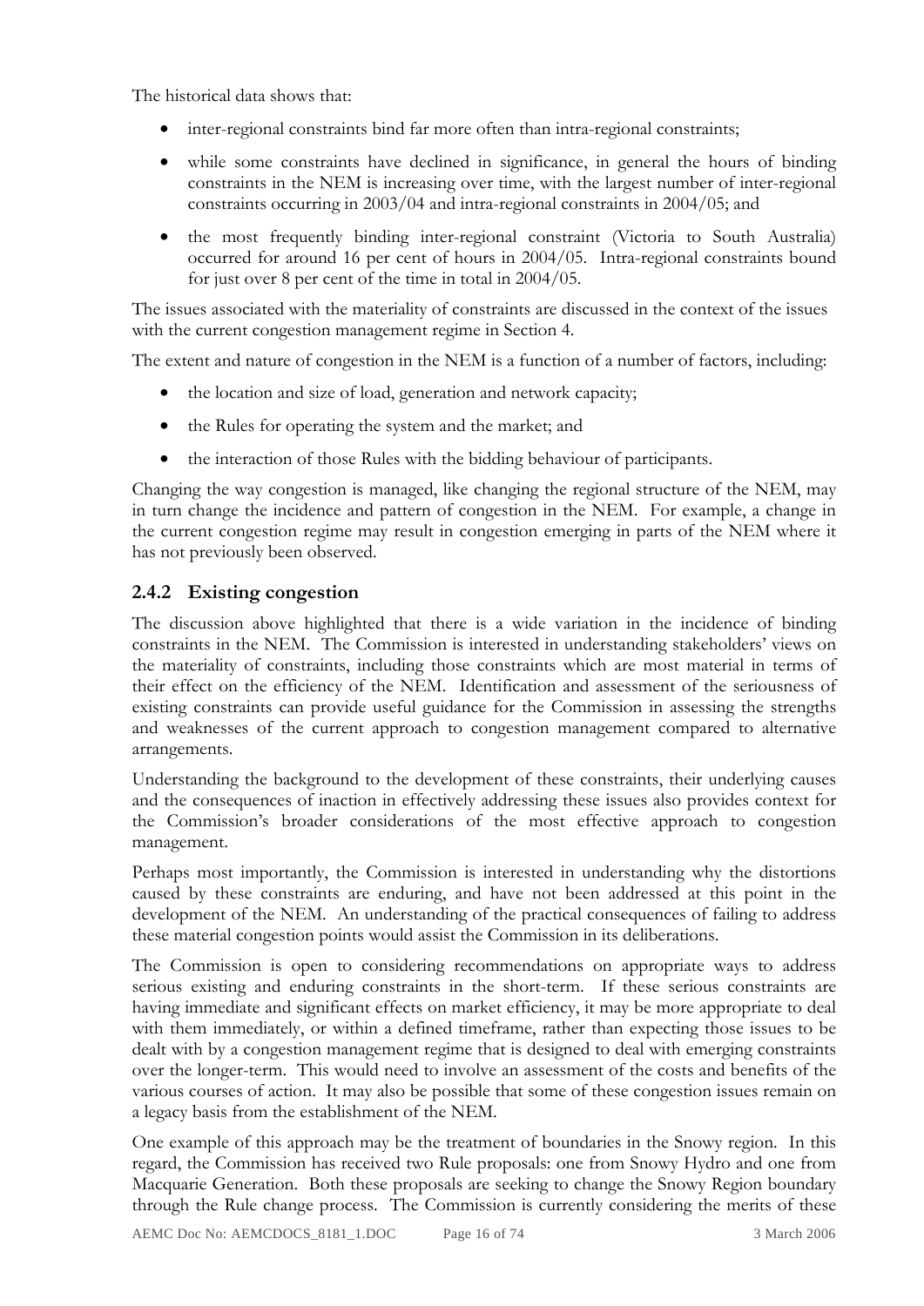The historical data shows that:

- inter-regional constraints bind far more often than intra-regional constraints;
- while some constraints have declined in significance, in general the hours of binding constraints in the NEM is increasing over time, with the largest number of inter-regional constraints occurring in 2003/04 and intra-regional constraints in 2004/05; and
- the most frequently binding inter-regional constraint (Victoria to South Australia) occurred for around 16 per cent of hours in 2004/05. Intra-regional constraints bound for just over 8 per cent of the time in total in 2004/05.

The issues associated with the materiality of constraints are discussed in the context of the issues with the current congestion management regime in Section 4.

The extent and nature of congestion in the NEM is a function of a number of factors, including:

- the location and size of load, generation and network capacity;
- the Rules for operating the system and the market; and
- the interaction of those Rules with the bidding behaviour of participants.

Changing the way congestion is managed, like changing the regional structure of the NEM, may in turn change the incidence and pattern of congestion in the NEM. For example, a change in the current congestion regime may result in congestion emerging in parts of the NEM where it has not previously been observed.

### 2.4.2 Existing congestion

The discussion above highlighted that there is a wide variation in the incidence of binding constraints in the NEM. The Commission is interested in understanding stakeholders' views on the materiality of constraints, including those constraints which are most material in terms of their effect on the efficiency of the NEM. Identification and assessment of the seriousness of existing constraints can provide useful guidance for the Commission in assessing the strengths and weaknesses of the current approach to congestion management compared to alternative arrangements.

Understanding the background to the development of these constraints, their underlying causes and the consequences of inaction in effectively addressing these issues also provides context for the Commission's broader considerations of the most effective approach to congestion management.

Perhaps most importantly, the Commission is interested in understanding why the distortions caused by these constraints are enduring, and have not been addressed at this point in the development of the NEM. An understanding of the practical consequences of failing to address these material congestion points would assist the Commission in its deliberations.

The Commission is open to considering recommendations on appropriate ways to address serious existing and enduring constraints in the short-term. If these serious constraints are having immediate and significant effects on market efficiency, it may be more appropriate to deal with them immediately, or within a defined timeframe, rather than expecting those issues to be dealt with by a congestion management regime that is designed to deal with emerging constraints over the longer-term. This would need to involve an assessment of the costs and benefits of the various courses of action. It may also be possible that some of these congestion issues remain on a legacy basis from the establishment of the NEM.

One example of this approach may be the treatment of boundaries in the Snowy region. In this regard, the Commission has received two Rule proposals: one from Snowy Hydro and one from Macquarie Generation. Both these proposals are seeking to change the Snowy Region boundary through the Rule change process. The Commission is currently considering the merits of these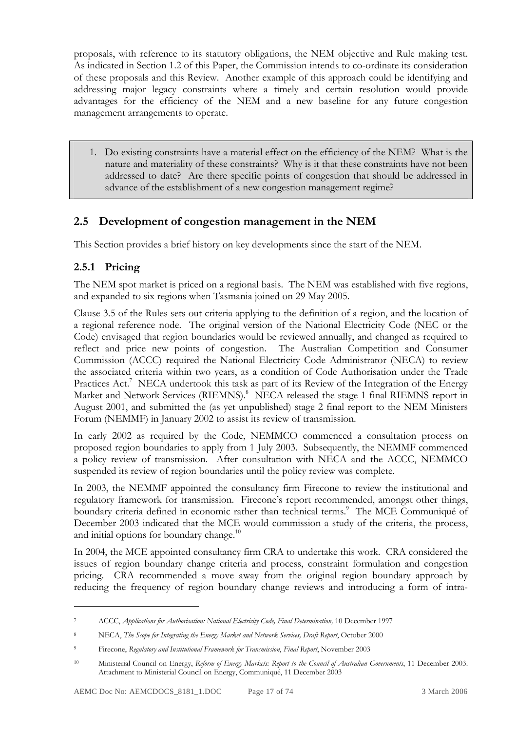proposals, with reference to its statutory obligations, the NEM objective and Rule making test. As indicated in Section 1.2 of this Paper, the Commission intends to co-ordinate its consideration of these proposals and this Review. Another example of this approach could be identifying and addressing major legacy constraints where a timely and certain resolution would provide advantages for the efficiency of the NEM and a new baseline for any future congestion management arrangements to operate.

> 1. Do existing constraints have a material effect on the efficiency of the NEM? What is the nature and materiality of these constraints? Why is it that these constraints have not been addressed to date? Are there specific points of congestion that should be addressed in advance of the establishment of a new congestion management regime?

## 2.5 Development of congestion management in the NEM

This Section provides a brief history on key developments since the start of the NEM.

### 2.5.1 Pricing

The NEM spot market is priced on a regional basis. The NEM was established with five regions, and expanded to six regions when Tasmania joined on 29 May 2005.

Clause 3.5 of the Rules sets out criteria applying to the definition of a region, and the location of a regional reference node. The original version of the National Electricity Code (NEC or the Code) envisaged that region boundaries would be reviewed annually, and changed as required to reflect and price new points of congestion. The Australian Competition and Consumer Commission (ACCC) required the National Electricity Code Administrator (NECA) to review the associated criteria within two years, as a condition of Code Authorisation under the Trade Practices Act.[7] NECA undertook this task as part of its Review of the Integration of the Energy Market and Network Services (RIEMNS).[8] NECA released the stage 1 final RIEMNS report in August 2001, and submitted the (as yet unpublished) stage 2 final report to the NEM Ministers Forum (NEMMF) in January 2002 to assist its review of transmission.

In early 2002 as required by the Code, NEMMCO commenced a consultation process on proposed region boundaries to apply from 1 July 2003. Subsequently, the NEMMF commenced a policy review of transmission. After consultation with NECA and the ACCC, NEMMCO suspended its review of region boundaries until the policy review was complete.

In 2003, the NEMMF appointed the consultancy firm Firecone to review the institutional and regulatory framework for transmission. Firecone's report recommended, amongst other things, boundary criteria defined in economic rather than technical terms.[9] The MCE Communiqué of December 2003 indicated that the MCE would commission a study of the criteria, the process, and initial options for boundary change.[10]

In 2004, the MCE appointed consultancy firm CRA to undertake this work. CRA considered the issues of region boundary change criteria and process, constraint formulation and congestion pricing. CRA recommended a move away from the original region boundary approach by reducing the frequency of region boundary change reviews and introducing a form of intra-

---

[7] ACCC, *Applications for Authorisation: National Electricity Code, Final Determination,* 10 December 1997

[8] NECA, *The Scope for Integrating the Energy Market and Network Services, Draft Report*, October 2000

[9] Firecone, *Regulatory and Institutional Framework for Transmission*, *Final Report*, November 2003

[10] Ministerial Council on Energy, *Reform of Energy Markets: Report to the Council of Australian Governments*, 11 December 2003. Attachment to Ministerial Council on Energy, Communiqué, 11 December 2003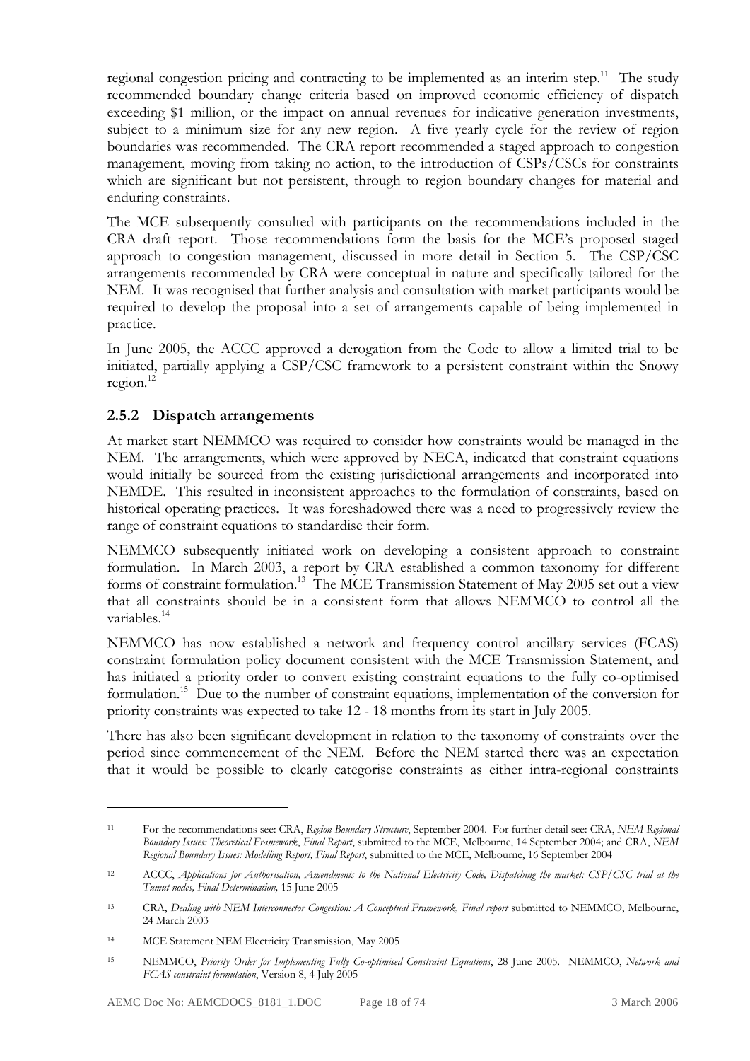regional congestion pricing and contracting to be implemented as an interim step.[11] The study recommended boundary change criteria based on improved economic efficiency of dispatch exceeding $1 million, or the impact on annual revenues for indicative generation investments, subject to a minimum size for any new region. A five yearly cycle for the review of region boundaries was recommended. The CRA report recommended a staged approach to congestion management, moving from taking no action, to the introduction of CSPs/CSCs for constraints which are significant but not persistent, through to region boundary changes for material and enduring constraints.

The MCE subsequently consulted with participants on the recommendations included in the CRA draft report. Those recommendations form the basis for the MCE's proposed staged approach to congestion management, discussed in more detail in Section 5. The CSP/CSC arrangements recommended by CRA were conceptual in nature and specifically tailored for the NEM. It was recognised that further analysis and consultation with market participants would be required to develop the proposal into a set of arrangements capable of being implemented in practice.

In June 2005, the ACCC approved a derogation from the Code to allow a limited trial to be initiated, partially applying a CSP/CSC framework to a persistent constraint within the Snowy region.[12]

### 2.5.2 Dispatch arrangements

At market start NEMMCO was required to consider how constraints would be managed in the NEM. The arrangements, which were approved by NECA, indicated that constraint equations would initially be sourced from the existing jurisdictional arrangements and incorporated into NEMDE. This resulted in inconsistent approaches to the formulation of constraints, based on historical operating practices. It was foreshadowed there was a need to progressively review the range of constraint equations to standardise their form.

NEMMCO subsequently initiated work on developing a consistent approach to constraint formulation. In March 2003, a report by CRA established a common taxonomy for different forms of constraint formulation.[13] The MCE Transmission Statement of May 2005 set out a view that all constraints should be in a consistent form that allows NEMMCO to control all the variables.[14]

NEMMCO has now established a network and frequency control ancillary services (FCAS) constraint formulation policy document consistent with the MCE Transmission Statement, and has initiated a priority order to convert existing constraint equations to the fully co-optimised formulation.[15] Due to the number of constraint equations, implementation of the conversion for priority constraints was expected to take 12 - 18 months from its start in July 2005.

There has also been significant development in relation to the taxonomy of constraints over the period since commencement of the NEM. Before the NEM started there was an expectation that it would be possible to clearly categorise constraints as either intra-regional constraints

---

[11] For the recommendations see: CRA, *Region Boundary Structure*, September 2004. For further detail see: CRA, *NEM Regional Boundary Issues: Theoretical Framework*, *Final Report*, submitted to the MCE, Melbourne, 14 September 2004; and CRA, *NEM Regional Boundary Issues: Modelling Report, Final Report*, submitted to the MCE, Melbourne, 16 September 2004

[12] ACCC, *Applications for Authorisation, Amendments to the National Electricity Code, Dispatching the market: CSP/CSC trial at the Tumut nodes, Final Determination,* 15 June 2005

[13] CRA, *Dealing with NEM Interconnector Congestion: A Conceptual Framework, Final report* submitted to NEMMCO, Melbourne, 24 March 2003

[14] MCE Statement NEM Electricity Transmission, May 2005

[15] NEMMCO, *Priority Order for Implementing Fully Co-optimised Constraint Equations*, 28 June 2005. NEMMCO, *Network and FCAS constraint formulation*, Version 8, 4 July 2005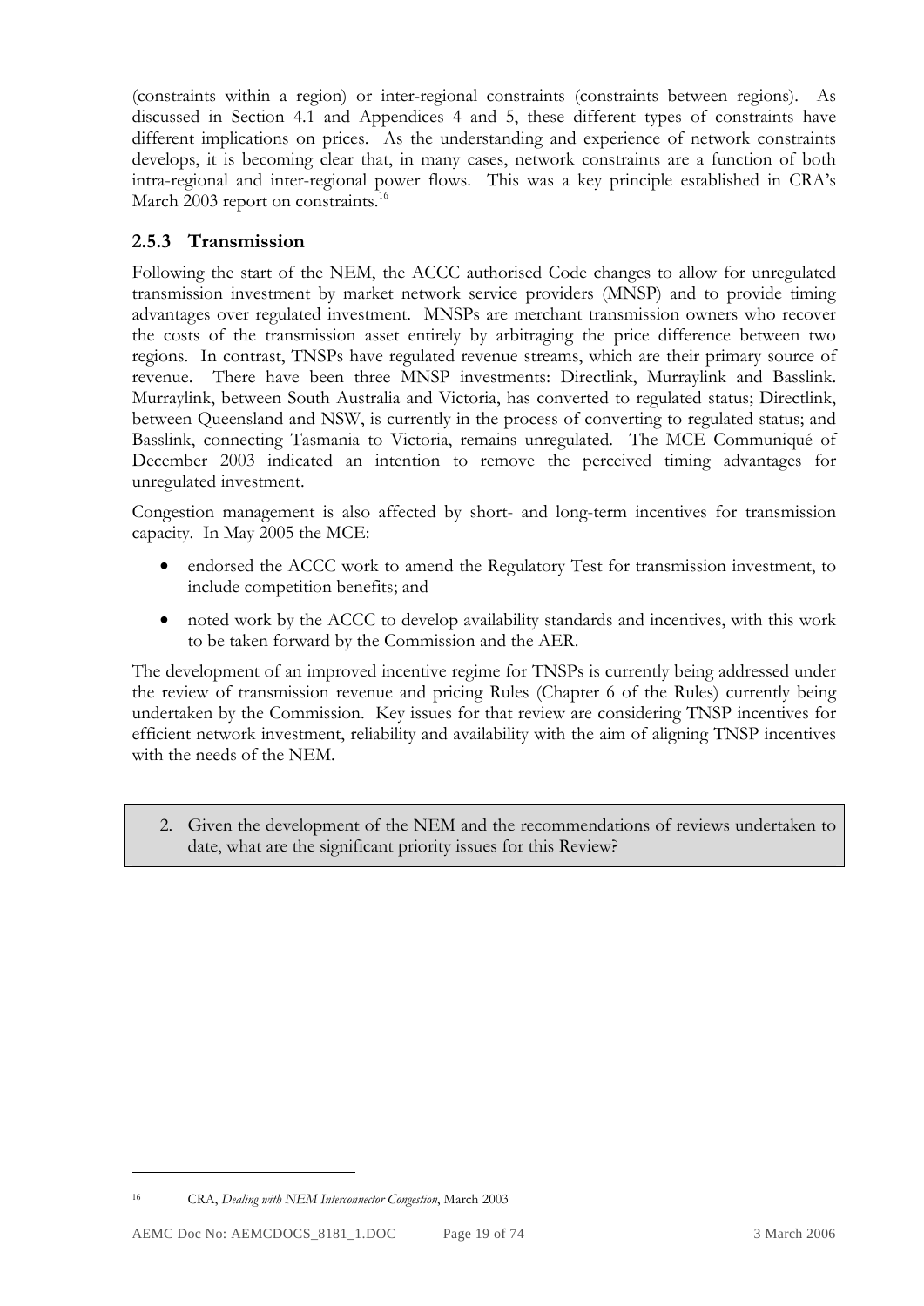(constraints within a region) or inter-regional constraints (constraints between regions). As discussed in Section 4.1 and Appendices 4 and 5, these different types of constraints have different implications on prices. As the understanding and experience of network constraints develops, it is becoming clear that, in many cases, network constraints are a function of both intra-regional and inter-regional power flows. This was a key principle established in CRA's March 2003 report on constraints.[16]

### 2.5.3 Transmission

Following the start of the NEM, the ACCC authorised Code changes to allow for unregulated transmission investment by market network service providers (MNSP) and to provide timing advantages over regulated investment. MNSPs are merchant transmission owners who recover the costs of the transmission asset entirely by arbitraging the price difference between two regions. In contrast, TNSPs have regulated revenue streams, which are their primary source of revenue. There have been three MNSP investments: Directlink, Murraylink and Basslink. Murraylink, between South Australia and Victoria, has converted to regulated status; Directlink, between Queensland and NSW, is currently in the process of converting to regulated status; and Basslink, connecting Tasmania to Victoria, remains unregulated. The MCE Communiqué of December 2003 indicated an intention to remove the perceived timing advantages for unregulated investment.

Congestion management is also affected by short- and long-term incentives for transmission capacity. In May 2005 the MCE:

- endorsed the ACCC work to amend the Regulatory Test for transmission investment, to include competition benefits; and
- noted work by the ACCC to develop availability standards and incentives, with this work to be taken forward by the Commission and the AER.

The development of an improved incentive regime for TNSPs is currently being addressed under the review of transmission revenue and pricing Rules (Chapter 6 of the Rules) currently being undertaken by the Commission. Key issues for that review are considering TNSP incentives for efficient network investment, reliability and availability with the aim of aligning TNSP incentives with the needs of the NEM.

> 2. Given the development of the NEM and the recommendations of reviews undertaken to date, what are the significant priority issues for this Review?

---

[16] CRA, *Dealing with NEM Interconnector Congestion*, March 2003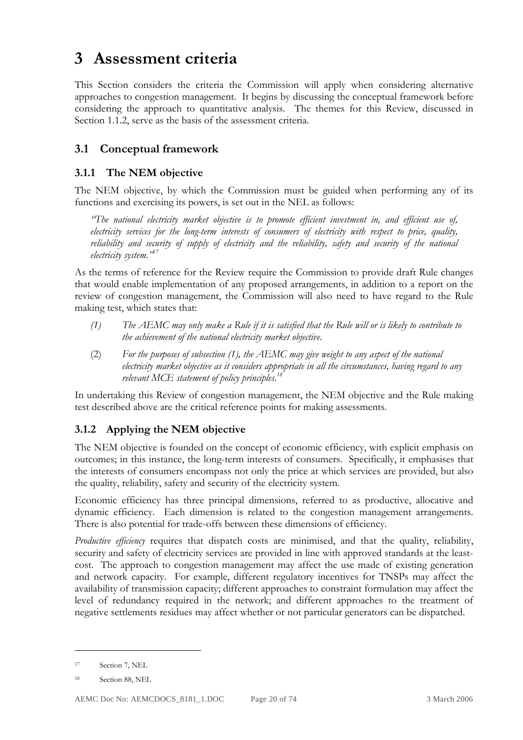# 3 Assessment criteria

This Section considers the criteria the Commission will apply when considering alternative approaches to congestion management. It begins by discussing the conceptual framework before considering the approach to quantitative analysis. The themes for this Review, discussed in Section 1.1.2, serve as the basis of the assessment criteria.

## 3.1 Conceptual framework

### 3.1.1 The NEM objective

The NEM objective, by which the Commission must be guided when performing any of its functions and exercising its powers, is set out in the NEL as follows:

> *"The national electricity market objective is to promote efficient investment in, and efficient use of, electricity services for the long-term interests of consumers of electricity with respect to price, quality, reliability and security of supply of electricity and the reliability, safety and security of the national electricity system."*[17]

As the terms of reference for the Review require the Commission to provide draft Rule changes that would enable implementation of any proposed arrangements, in addition to a report on the review of congestion management, the Commission will also need to have regard to the Rule making test, which states that:

> *(1) The AEMC may only make a Rule if it is satisfied that the Rule will or is likely to contribute to the achievement of the national electricity market objective.*
>
> (2) *For the purposes of subsection (1), the AEMC may give weight to any aspect of the national electricity market objective as it considers appropriate in all the circumstances, having regard to any relevant MCE statement of policy principles.*[18]

In undertaking this Review of congestion management, the NEM objective and the Rule making test described above are the critical reference points for making assessments.

### 3.1.2 Applying the NEM objective

The NEM objective is founded on the concept of economic efficiency, with explicit emphasis on outcomes; in this instance, the long-term interests of consumers. Specifically, it emphasises that the interests of consumers encompass not only the price at which services are provided, but also the quality, reliability, safety and security of the electricity system.

Economic efficiency has three principal dimensions, referred to as productive, allocative and dynamic efficiency. Each dimension is related to the congestion management arrangements. There is also potential for trade-offs between these dimensions of efficiency.

*Productive efficiency* requires that dispatch costs are minimised, and that the quality, reliability, security and safety of electricity services are provided in line with approved standards at the least-cost. The approach to congestion management may affect the use made of existing generation and network capacity. For example, different regulatory incentives for TNSPs may affect the availability of transmission capacity; different approaches to constraint formulation may affect the level of redundancy required in the network; and different approaches to the treatment of negative settlements residues may affect whether or not particular generators can be dispatched.

---

[17] Section 7, NEL

[18] Section 88, NEL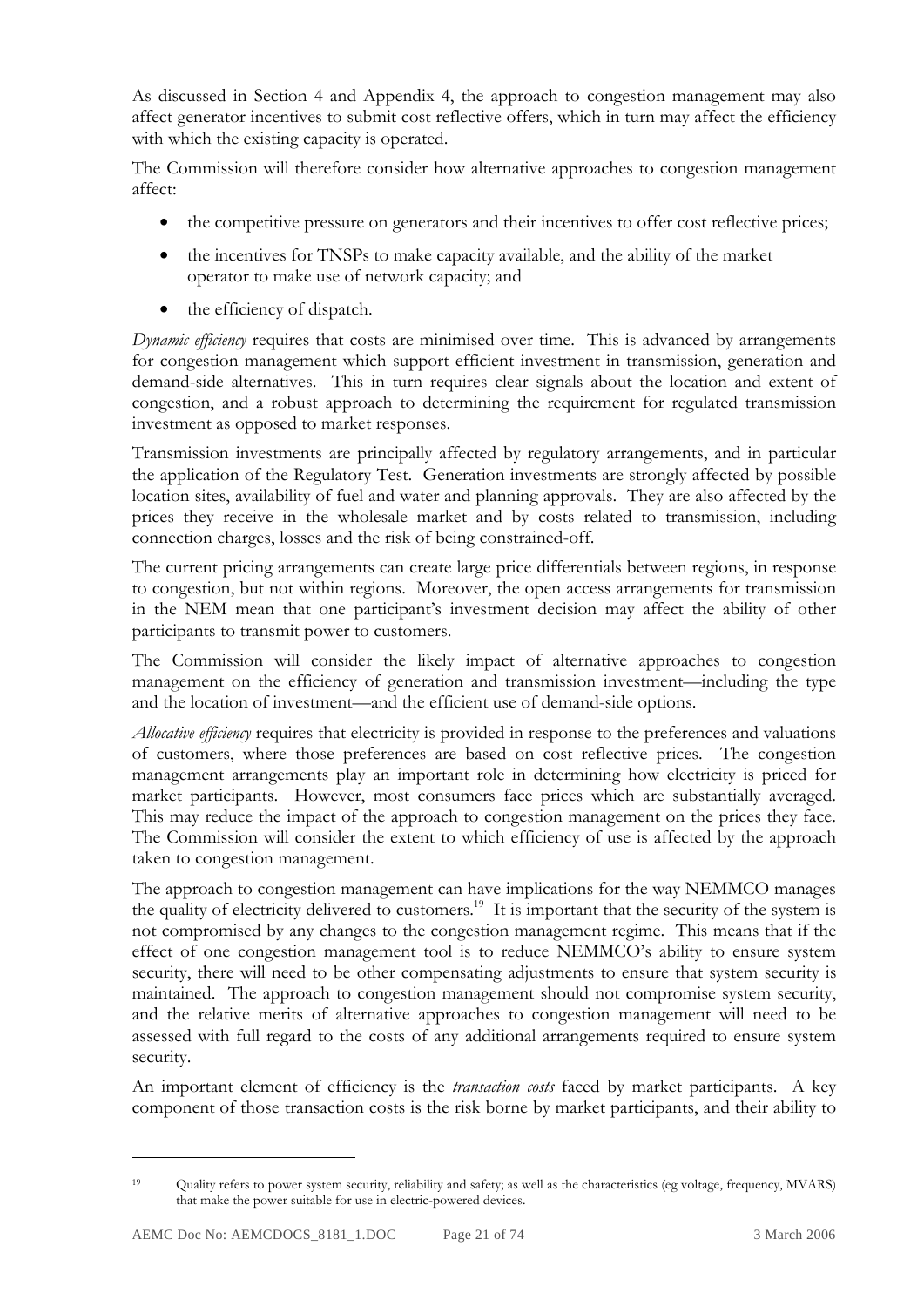As discussed in Section 4 and Appendix 4, the approach to congestion management may also affect generator incentives to submit cost reflective offers, which in turn may affect the efficiency with which the existing capacity is operated.

The Commission will therefore consider how alternative approaches to congestion management affect:

- the competitive pressure on generators and their incentives to offer cost reflective prices;
- the incentives for TNSPs to make capacity available, and the ability of the market operator to make use of network capacity; and
- the efficiency of dispatch.

*Dynamic efficiency* requires that costs are minimised over time. This is advanced by arrangements for congestion management which support efficient investment in transmission, generation and demand-side alternatives. This in turn requires clear signals about the location and extent of congestion, and a robust approach to determining the requirement for regulated transmission investment as opposed to market responses.

Transmission investments are principally affected by regulatory arrangements, and in particular the application of the Regulatory Test. Generation investments are strongly affected by possible location sites, availability of fuel and water and planning approvals. They are also affected by the prices they receive in the wholesale market and by costs related to transmission, including connection charges, losses and the risk of being constrained-off.

The current pricing arrangements can create large price differentials between regions, in response to congestion, but not within regions. Moreover, the open access arrangements for transmission in the NEM mean that one participant's investment decision may affect the ability of other participants to transmit power to customers.

The Commission will consider the likely impact of alternative approaches to congestion management on the efficiency of generation and transmission investment—including the type and the location of investment—and the efficient use of demand-side options.

*Allocative efficiency* requires that electricity is provided in response to the preferences and valuations of customers, where those preferences are based on cost reflective prices. The congestion management arrangements play an important role in determining how electricity is priced for market participants. However, most consumers face prices which are substantially averaged. This may reduce the impact of the approach to congestion management on the prices they face. The Commission will consider the extent to which efficiency of use is affected by the approach taken to congestion management.

The approach to congestion management can have implications for the way NEMMCO manages the quality of electricity delivered to customers.[19] It is important that the security of the system is not compromised by any changes to the congestion management regime. This means that if the effect of one congestion management tool is to reduce NEMMCO's ability to ensure system security, there will need to be other compensating adjustments to ensure that system security is maintained. The approach to congestion management should not compromise system security, and the relative merits of alternative approaches to congestion management will need to be assessed with full regard to the costs of any additional arrangements required to ensure system security.

An important element of efficiency is the *transaction costs* faced by market participants. A key component of those transaction costs is the risk borne by market participants, and their ability to

---

[19] Quality refers to power system security, reliability and safety; as well as the characteristics (eg voltage, frequency, MVARS) that make the power suitable for use in electric-powered devices.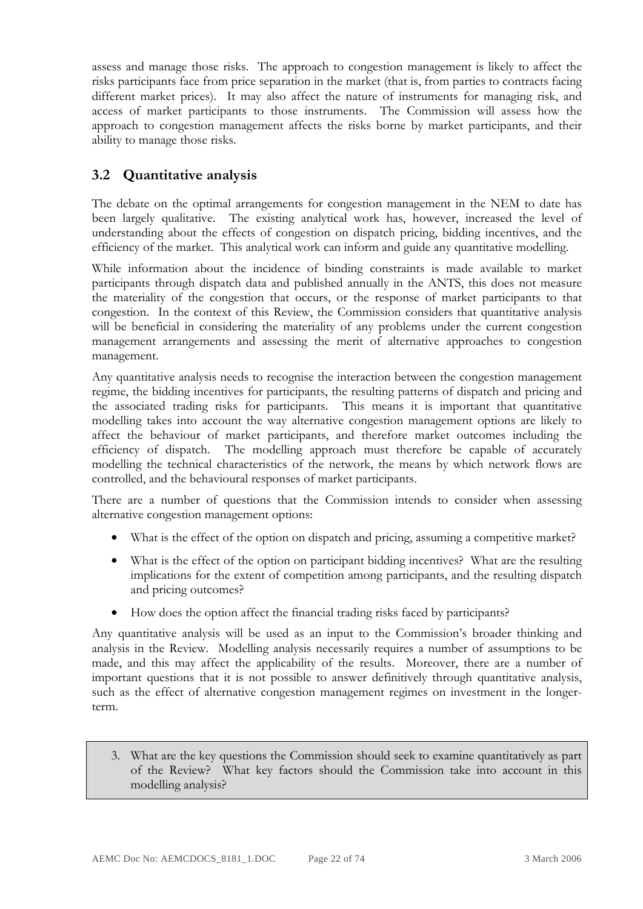assess and manage those risks. The approach to congestion management is likely to affect the risks participants face from price separation in the market (that is, from parties to contracts facing different market prices). It may also affect the nature of instruments for managing risk, and access of market participants to those instruments. The Commission will assess how the approach to congestion management affects the risks borne by market participants, and their ability to manage those risks.

## 3.2 Quantitative analysis

The debate on the optimal arrangements for congestion management in the NEM to date has been largely qualitative. The existing analytical work has, however, increased the level of understanding about the effects of congestion on dispatch pricing, bidding incentives, and the efficiency of the market. This analytical work can inform and guide any quantitative modelling.

While information about the incidence of binding constraints is made available to market participants through dispatch data and published annually in the ANTS, this does not measure the materiality of the congestion that occurs, or the response of market participants to that congestion. In the context of this Review, the Commission considers that quantitative analysis will be beneficial in considering the materiality of any problems under the current congestion management arrangements and assessing the merit of alternative approaches to congestion management.

Any quantitative analysis needs to recognise the interaction between the congestion management regime, the bidding incentives for participants, the resulting patterns of dispatch and pricing and the associated trading risks for participants. This means it is important that quantitative modelling takes into account the way alternative congestion management options are likely to affect the behaviour of market participants, and therefore market outcomes including the efficiency of dispatch. The modelling approach must therefore be capable of accurately modelling the technical characteristics of the network, the means by which network flows are controlled, and the behavioural responses of market participants.

There are a number of questions that the Commission intends to consider when assessing alternative congestion management options:

- What is the effect of the option on dispatch and pricing, assuming a competitive market?
- What is the effect of the option on participant bidding incentives? What are the resulting implications for the extent of competition among participants, and the resulting dispatch and pricing outcomes?
- How does the option affect the financial trading risks faced by participants?

Any quantitative analysis will be used as an input to the Commission's broader thinking and analysis in the Review. Modelling analysis necessarily requires a number of assumptions to be made, and this may affect the applicability of the results. Moreover, there are a number of important questions that it is not possible to answer definitively through quantitative analysis, such as the effect of alternative congestion management regimes on investment in the longer-term.

> 3. What are the key questions the Commission should seek to examine quantitatively as part of the Review? What key factors should the Commission take into account in this modelling analysis?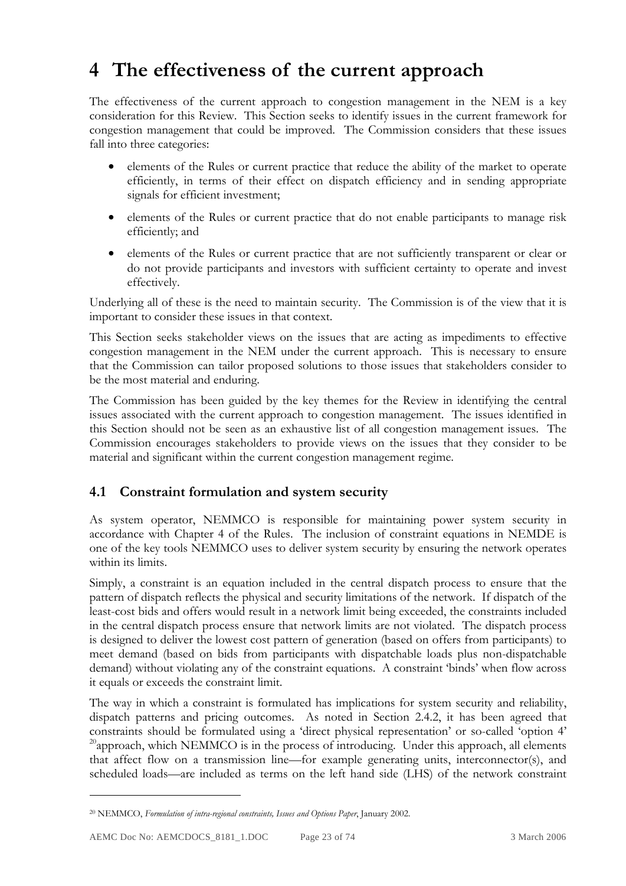# 4 The effectiveness of the current approach

The effectiveness of the current approach to congestion management in the NEM is a key consideration for this Review. This Section seeks to identify issues in the current framework for congestion management that could be improved. The Commission considers that these issues fall into three categories:

- elements of the Rules or current practice that reduce the ability of the market to operate efficiently, in terms of their effect on dispatch efficiency and in sending appropriate signals for efficient investment;
- elements of the Rules or current practice that do not enable participants to manage risk efficiently; and
- elements of the Rules or current practice that are not sufficiently transparent or clear or do not provide participants and investors with sufficient certainty to operate and invest effectively.

Underlying all of these is the need to maintain security. The Commission is of the view that it is important to consider these issues in that context.

This Section seeks stakeholder views on the issues that are acting as impediments to effective congestion management in the NEM under the current approach. This is necessary to ensure that the Commission can tailor proposed solutions to those issues that stakeholders consider to be the most material and enduring.

The Commission has been guided by the key themes for the Review in identifying the central issues associated with the current approach to congestion management. The issues identified in this Section should not be seen as an exhaustive list of all congestion management issues. The Commission encourages stakeholders to provide views on the issues that they consider to be material and significant within the current congestion management regime.

## 4.1 Constraint formulation and system security

As system operator, NEMMCO is responsible for maintaining power system security in accordance with Chapter 4 of the Rules. The inclusion of constraint equations in NEMDE is one of the key tools NEMMCO uses to deliver system security by ensuring the network operates within its limits.

Simply, a constraint is an equation included in the central dispatch process to ensure that the pattern of dispatch reflects the physical and security limitations of the network. If dispatch of the least-cost bids and offers would result in a network limit being exceeded, the constraints included in the central dispatch process ensure that network limits are not violated. The dispatch process is designed to deliver the lowest cost pattern of generation (based on offers from participants) to meet demand (based on bids from participants with dispatchable loads plus non-dispatchable demand) without violating any of the constraint equations. A constraint 'binds' when flow across it equals or exceeds the constraint limit.

The way in which a constraint is formulated has implications for system security and reliability, dispatch patterns and pricing outcomes. As noted in Section 2.4.2, it has been agreed that constraints should be formulated using a 'direct physical representation' or so-called 'option 4' [20] approach, which NEMMCO is in the process of introducing. Under this approach, all elements that affect flow on a transmission line—for example generating units, interconnector(s), and scheduled loads—are included as terms on the left hand side (LHS) of the network constraint

---

[20] NEMMCO, *Formulation of intra-regional constraints, Issues and Options Paper*, January 2002.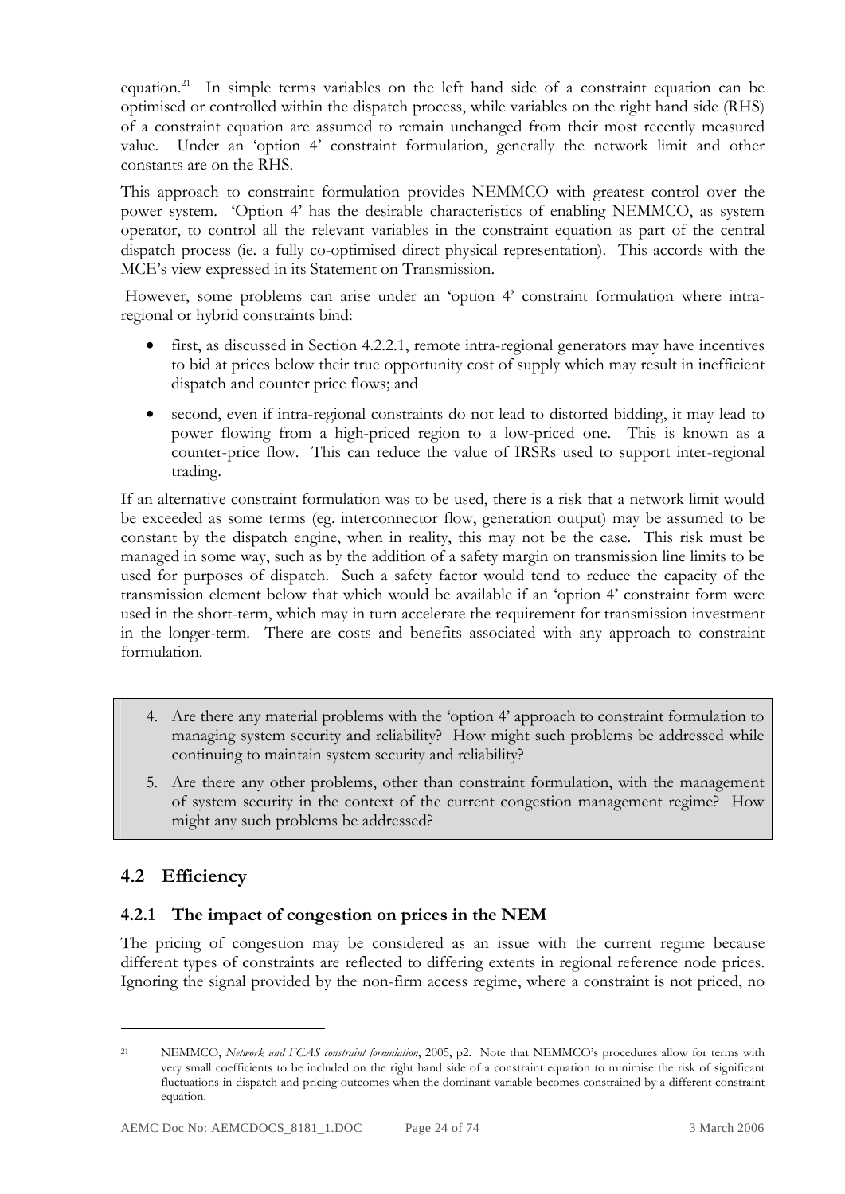equation.[21] In simple terms variables on the left hand side of a constraint equation can be optimised or controlled within the dispatch process, while variables on the right hand side (RHS) of a constraint equation are assumed to remain unchanged from their most recently measured value. Under an 'option 4' constraint formulation, generally the network limit and other constants are on the RHS.

This approach to constraint formulation provides NEMMCO with greatest control over the power system. 'Option 4' has the desirable characteristics of enabling NEMMCO, as system operator, to control all the relevant variables in the constraint equation as part of the central dispatch process (ie. a fully co-optimised direct physical representation). This accords with the MCE's view expressed in its Statement on Transmission.

However, some problems can arise under an 'option 4' constraint formulation where intra-regional or hybrid constraints bind:

- first, as discussed in Section 4.2.2.1, remote intra-regional generators may have incentives to bid at prices below their true opportunity cost of supply which may result in inefficient dispatch and counter price flows; and
- second, even if intra-regional constraints do not lead to distorted bidding, it may lead to power flowing from a high-priced region to a low-priced one. This is known as a counter-price flow. This can reduce the value of IRSRs used to support inter-regional trading.

If an alternative constraint formulation was to be used, there is a risk that a network limit would be exceeded as some terms (eg. interconnector flow, generation output) may be assumed to be constant by the dispatch engine, when in reality, this may not be the case. This risk must be managed in some way, such as by the addition of a safety margin on transmission line limits to be used for purposes of dispatch. Such a safety factor would tend to reduce the capacity of the transmission element below that which would be available if an 'option 4' constraint form were used in the short-term, which may in turn accelerate the requirement for transmission investment in the longer-term. There are costs and benefits associated with any approach to constraint formulation.

4. Are there any material problems with the 'option 4' approach to constraint formulation to managing system security and reliability? How might such problems be addressed while continuing to maintain system security and reliability?
5. Are there any other problems, other than constraint formulation, with the management of system security in the context of the current congestion management regime? How might any such problems be addressed?

## 4.2 Efficiency

### 4.2.1 The impact of congestion on prices in the NEM

The pricing of congestion may be considered as an issue with the current regime because different types of constraints are reflected to differing extents in regional reference node prices. Ignoring the signal provided by the non-firm access regime, where a constraint is not priced, no

[21] NEMMCO, *Network and FCAS constraint formulation*, 2005, p2. Note that NEMMCO's procedures allow for terms with very small coefficients to be included on the right hand side of a constraint equation to minimise the risk of significant fluctuations in dispatch and pricing outcomes when the dominant variable becomes constrained by a different constraint equation.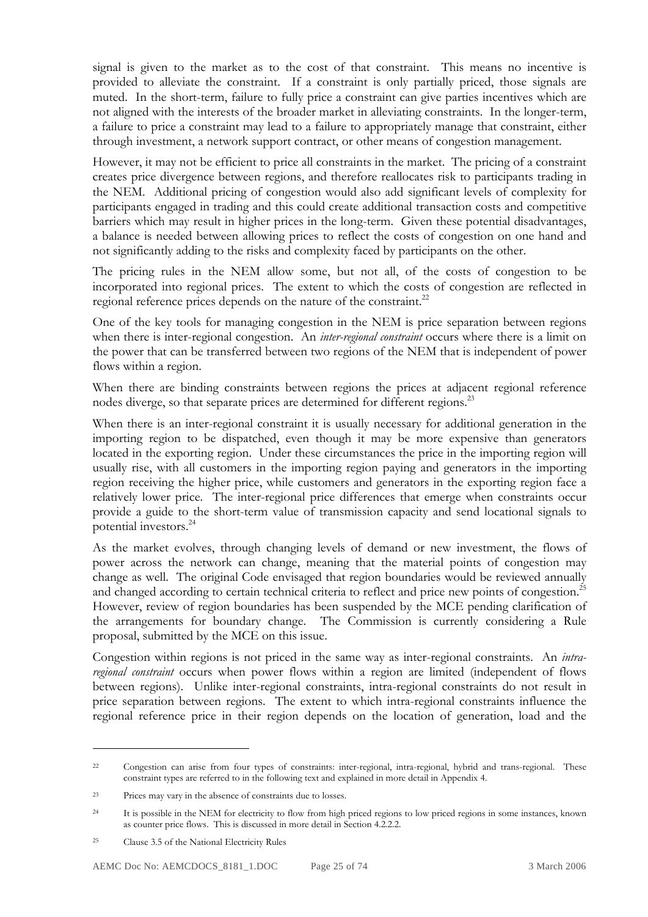signal is given to the market as to the cost of that constraint. This means no incentive is provided to alleviate the constraint. If a constraint is only partially priced, those signals are muted. In the short-term, failure to fully price a constraint can give parties incentives which are not aligned with the interests of the broader market in alleviating constraints. In the longer-term, a failure to price a constraint may lead to a failure to appropriately manage that constraint, either through investment, a network support contract, or other means of congestion management.

However, it may not be efficient to price all constraints in the market. The pricing of a constraint creates price divergence between regions, and therefore reallocates risk to participants trading in the NEM. Additional pricing of congestion would also add significant levels of complexity for participants engaged in trading and this could create additional transaction costs and competitive barriers which may result in higher prices in the long-term. Given these potential disadvantages, a balance is needed between allowing prices to reflect the costs of congestion on one hand and not significantly adding to the risks and complexity faced by participants on the other.

The pricing rules in the NEM allow some, but not all, of the costs of congestion to be incorporated into regional prices. The extent to which the costs of congestion are reflected in regional reference prices depends on the nature of the constraint.[22]

One of the key tools for managing congestion in the NEM is price separation between regions when there is inter-regional congestion. An *inter-regional constraint* occurs where there is a limit on the power that can be transferred between two regions of the NEM that is independent of power flows within a region.

When there are binding constraints between regions the prices at adjacent regional reference nodes diverge, so that separate prices are determined for different regions.[23]

When there is an inter-regional constraint it is usually necessary for additional generation in the importing region to be dispatched, even though it may be more expensive than generators located in the exporting region. Under these circumstances the price in the importing region will usually rise, with all customers in the importing region paying and generators in the importing region receiving the higher price, while customers and generators in the exporting region face a relatively lower price. The inter-regional price differences that emerge when constraints occur provide a guide to the short-term value of transmission capacity and send locational signals to potential investors.[24]

As the market evolves, through changing levels of demand or new investment, the flows of power across the network can change, meaning that the material points of congestion may change as well. The original Code envisaged that region boundaries would be reviewed annually and changed according to certain technical criteria to reflect and price new points of congestion.[25] However, review of region boundaries has been suspended by the MCE pending clarification of the arrangements for boundary change. The Commission is currently considering a Rule proposal, submitted by the MCE on this issue.

Congestion within regions is not priced in the same way as inter-regional constraints. An *intra-regional constraint* occurs when power flows within a region are limited (independent of flows between regions). Unlike inter-regional constraints, intra-regional constraints do not result in price separation between regions. The extent to which intra-regional constraints influence the regional reference price in their region depends on the location of generation, load and the

---

[22] Congestion can arise from four types of constraints: inter-regional, intra-regional, hybrid and trans-regional. These constraint types are referred to in the following text and explained in more detail in Appendix 4.

[23] Prices may vary in the absence of constraints due to losses.

[24] It is possible in the NEM for electricity to flow from high priced regions to low priced regions in some instances, known as counter price flows. This is discussed in more detail in Section 4.2.2.2.

[25] Clause 3.5 of the National Electricity Rules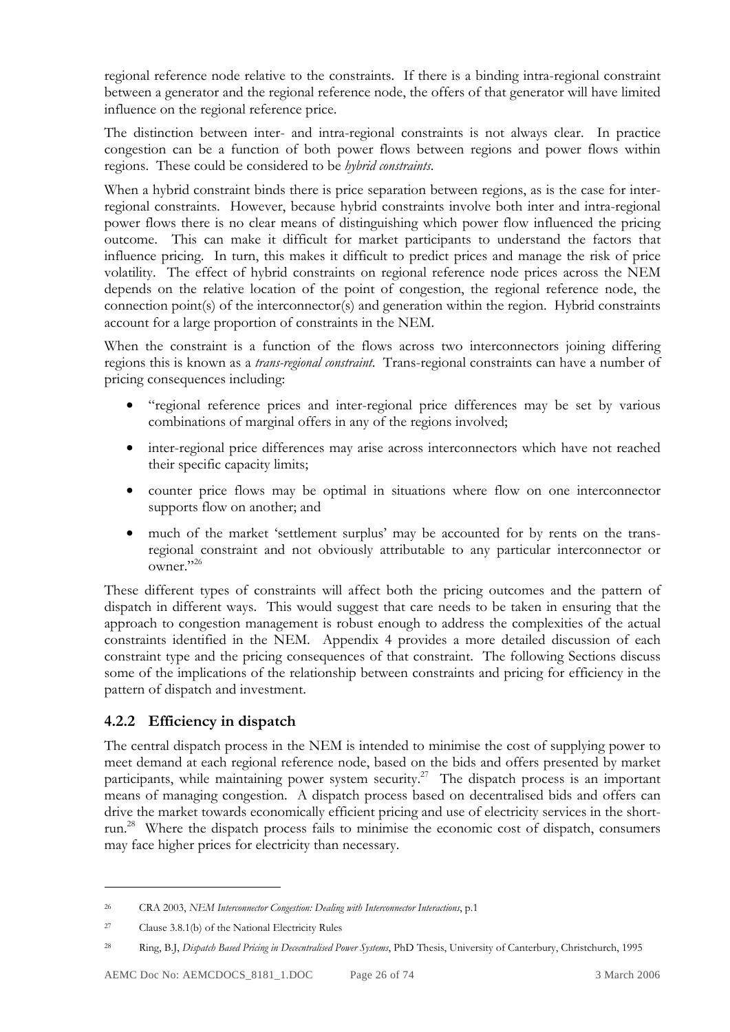regional reference node relative to the constraints. If there is a binding intra-regional constraint between a generator and the regional reference node, the offers of that generator will have limited influence on the regional reference price.

The distinction between inter- and intra-regional constraints is not always clear. In practice congestion can be a function of both power flows between regions and power flows within regions. These could be considered to be *hybrid constraints*.

When a hybrid constraint binds there is price separation between regions, as is the case for inter-regional constraints. However, because hybrid constraints involve both inter and intra-regional power flows there is no clear means of distinguishing which power flow influenced the pricing outcome. This can make it difficult for market participants to understand the factors that influence pricing. In turn, this makes it difficult to predict prices and manage the risk of price volatility. The effect of hybrid constraints on regional reference node prices across the NEM depends on the relative location of the point of congestion, the regional reference node, the connection point(s) of the interconnector(s) and generation within the region. Hybrid constraints account for a large proportion of constraints in the NEM.

When the constraint is a function of the flows across two interconnectors joining differing regions this is known as a *trans-regional constraint*. Trans-regional constraints can have a number of pricing consequences including:

- "regional reference prices and inter-regional price differences may be set by various combinations of marginal offers in any of the regions involved;
- inter-regional price differences may arise across interconnectors which have not reached their specific capacity limits;
- counter price flows may be optimal in situations where flow on one interconnector supports flow on another; and
- much of the market 'settlement surplus' may be accounted for by rents on the trans-regional constraint and not obviously attributable to any particular interconnector or owner."[26]

These different types of constraints will affect both the pricing outcomes and the pattern of dispatch in different ways. This would suggest that care needs to be taken in ensuring that the approach to congestion management is robust enough to address the complexities of the actual constraints identified in the NEM. Appendix 4 provides a more detailed discussion of each constraint type and the pricing consequences of that constraint. The following Sections discuss some of the implications of the relationship between constraints and pricing for efficiency in the pattern of dispatch and investment.

### 4.2.2 Efficiency in dispatch

The central dispatch process in the NEM is intended to minimise the cost of supplying power to meet demand at each regional reference node, based on the bids and offers presented by market participants, while maintaining power system security.[27] The dispatch process is an important means of managing congestion. A dispatch process based on decentralised bids and offers can drive the market towards economically efficient pricing and use of electricity services in the short-run.[28] Where the dispatch process fails to minimise the economic cost of dispatch, consumers may face higher prices for electricity than necessary.

---

[26] CRA 2003, *NEM Interconnector Congestion: Dealing with Interconnector Interactions*, p.1

[27] Clause 3.8.1(b) of the National Electricity Rules

[28] Ring, B.J, *Dispatch Based Pricing in Dececntralised Power Systems*, PhD Thesis, University of Canterbury, Christchurch, 1995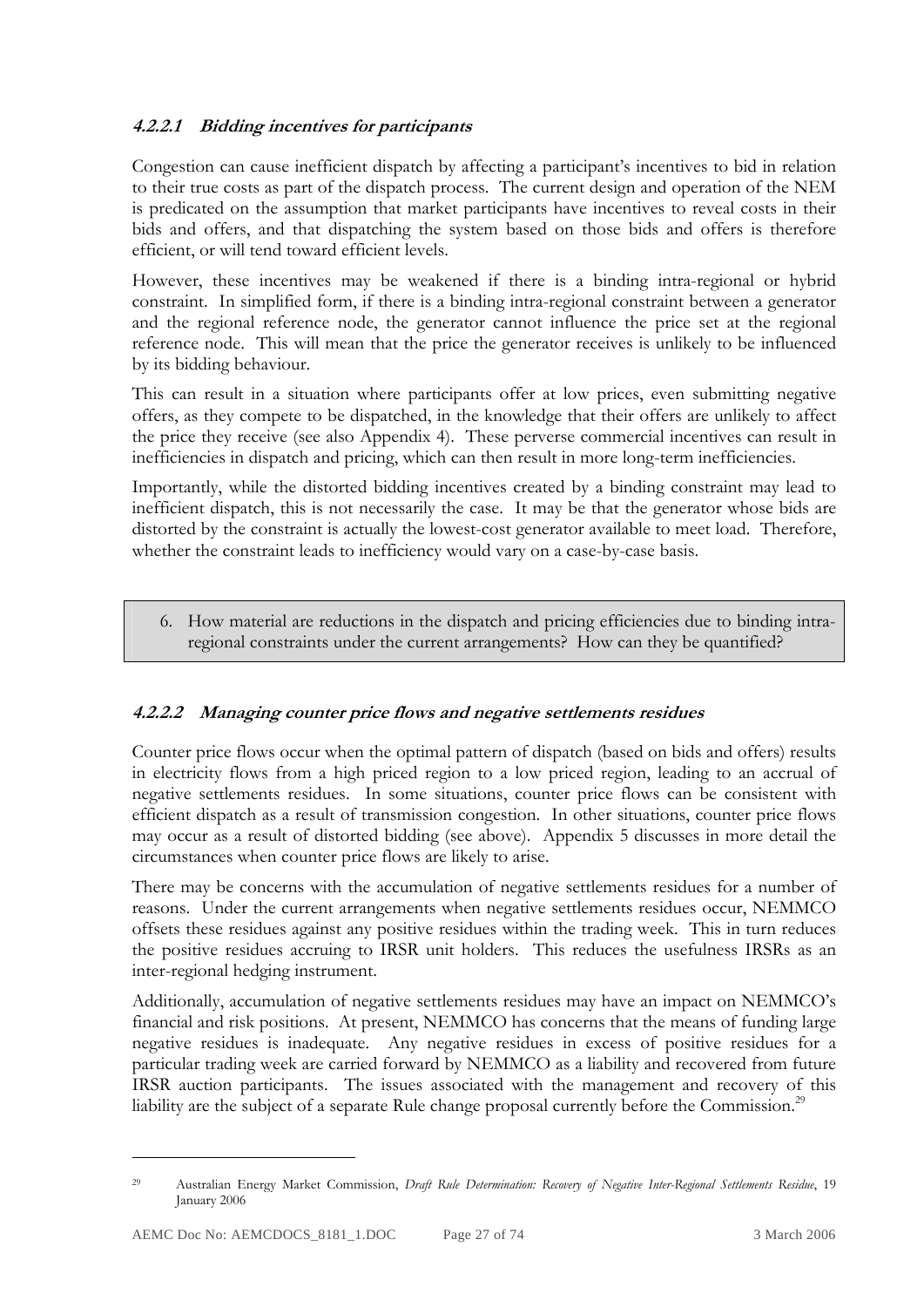#### *4.2.2.1 Bidding incentives for participants*

Congestion can cause inefficient dispatch by affecting a participant's incentives to bid in relation to their true costs as part of the dispatch process. The current design and operation of the NEM is predicated on the assumption that market participants have incentives to reveal costs in their bids and offers, and that dispatching the system based on those bids and offers is therefore efficient, or will tend toward efficient levels.

However, these incentives may be weakened if there is a binding intra-regional or hybrid constraint. In simplified form, if there is a binding intra-regional constraint between a generator and the regional reference node, the generator cannot influence the price set at the regional reference node. This will mean that the price the generator receives is unlikely to be influenced by its bidding behaviour.

This can result in a situation where participants offer at low prices, even submitting negative offers, as they compete to be dispatched, in the knowledge that their offers are unlikely to affect the price they receive (see also Appendix 4). These perverse commercial incentives can result in inefficiencies in dispatch and pricing, which can then result in more long-term inefficiencies.

Importantly, while the distorted bidding incentives created by a binding constraint may lead to inefficient dispatch, this is not necessarily the case. It may be that the generator whose bids are distorted by the constraint is actually the lowest-cost generator available to meet load. Therefore, whether the constraint leads to inefficiency would vary on a case-by-case basis.

> 6. How material are reductions in the dispatch and pricing efficiencies due to binding intra-regional constraints under the current arrangements? How can they be quantified?

#### *4.2.2.2 Managing counter price flows and negative settlements residues*

Counter price flows occur when the optimal pattern of dispatch (based on bids and offers) results in electricity flows from a high priced region to a low priced region, leading to an accrual of negative settlements residues. In some situations, counter price flows can be consistent with efficient dispatch as a result of transmission congestion. In other situations, counter price flows may occur as a result of distorted bidding (see above). Appendix 5 discusses in more detail the circumstances when counter price flows are likely to arise.

There may be concerns with the accumulation of negative settlements residues for a number of reasons. Under the current arrangements when negative settlements residues occur, NEMMCO offsets these residues against any positive residues within the trading week. This in turn reduces the positive residues accruing to IRSR unit holders. This reduces the usefulness IRSRs as an inter-regional hedging instrument.

Additionally, accumulation of negative settlements residues may have an impact on NEMMCO's financial and risk positions. At present, NEMMCO has concerns that the means of funding large negative residues is inadequate. Any negative residues in excess of positive residues for a particular trading week are carried forward by NEMMCO as a liability and recovered from future IRSR auction participants. The issues associated with the management and recovery of this liability are the subject of a separate Rule change proposal currently before the Commission.[29]

---

[29] Australian Energy Market Commission, *Draft Rule Determination: Recovery of Negative Inter-Regional Settlements Residue*, 19 January 2006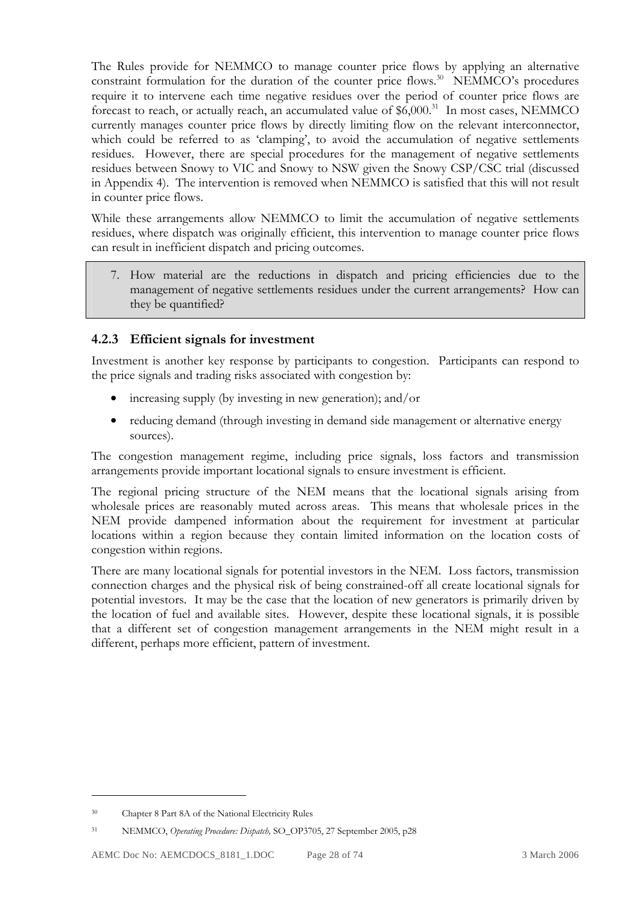The Rules provide for NEMMCO to manage counter price flows by applying an alternative constraint formulation for the duration of the counter price flows.[30] NEMMCO's procedures require it to intervene each time negative residues over the period of counter price flows are forecast to reach, or actually reach, an accumulated value of $6,000.[31] In most cases, NEMMCO currently manages counter price flows by directly limiting flow on the relevant interconnector, which could be referred to as 'clamping', to avoid the accumulation of negative settlements residues. However, there are special procedures for the management of negative settlements residues between Snowy to VIC and Snowy to NSW given the Snowy CSP/CSC trial (discussed in Appendix 4). The intervention is removed when NEMMCO is satisfied that this will not result in counter price flows.

While these arrangements allow NEMMCO to limit the accumulation of negative settlements residues, where dispatch was originally efficient, this intervention to manage counter price flows can result in inefficient dispatch and pricing outcomes.

> 7. How material are the reductions in dispatch and pricing efficiencies due to the management of negative settlements residues under the current arrangements? How can they be quantified?

### 4.2.3 Efficient signals for investment

Investment is another key response by participants to congestion. Participants can respond to the price signals and trading risks associated with congestion by:

- increasing supply (by investing in new generation); and/or
- reducing demand (through investing in demand side management or alternative energy sources).

The congestion management regime, including price signals, loss factors and transmission arrangements provide important locational signals to ensure investment is efficient.

The regional pricing structure of the NEM means that the locational signals arising from wholesale prices are reasonably muted across areas. This means that wholesale prices in the NEM provide dampened information about the requirement for investment at particular locations within a region because they contain limited information on the location costs of congestion within regions.

There are many locational signals for potential investors in the NEM. Loss factors, transmission connection charges and the physical risk of being constrained-off all create locational signals for potential investors. It may be the case that the location of new generators is primarily driven by the location of fuel and available sites. However, despite these locational signals, it is possible that a different set of congestion management arrangements in the NEM might result in a different, perhaps more efficient, pattern of investment.

---

[30] Chapter 8 Part 8A of the National Electricity Rules

[31] NEMMCO, *Operating Procedure: Dispatch,* SO_OP3705, 27 September 2005, p28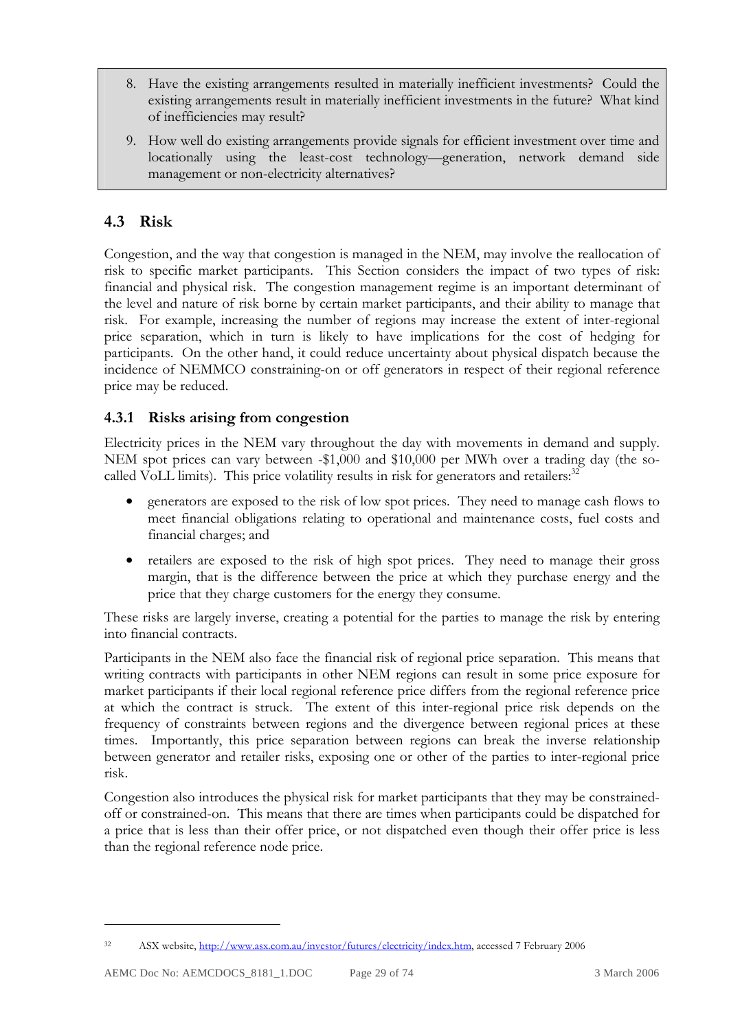8. Have the existing arrangements resulted in materially inefficient investments? Could the existing arrangements result in materially inefficient investments in the future? What kind of inefficiencies may result?

9. How well do existing arrangements provide signals for efficient investment over time and locationally using the least-cost technology—generation, network demand side management or non-electricity alternatives?

## 4.3 Risk

Congestion, and the way that congestion is managed in the NEM, may involve the reallocation of risk to specific market participants. This Section considers the impact of two types of risk: financial and physical risk. The congestion management regime is an important determinant of the level and nature of risk borne by certain market participants, and their ability to manage that risk. For example, increasing the number of regions may increase the extent of inter-regional price separation, which in turn is likely to have implications for the cost of hedging for participants. On the other hand, it could reduce uncertainty about physical dispatch because the incidence of NEMMCO constraining-on or off generators in respect of their regional reference price may be reduced.

### 4.3.1 Risks arising from congestion

Electricity prices in the NEM vary throughout the day with movements in demand and supply. NEM spot prices can vary between -$1,000 and $10,000 per MWh over a trading day (the so-called VoLL limits). This price volatility results in risk for generators and retailers:[32]

- generators are exposed to the risk of low spot prices. They need to manage cash flows to meet financial obligations relating to operational and maintenance costs, fuel costs and financial charges; and
- retailers are exposed to the risk of high spot prices. They need to manage their gross margin, that is the difference between the price at which they purchase energy and the price that they charge customers for the energy they consume.

These risks are largely inverse, creating a potential for the parties to manage the risk by entering into financial contracts.

Participants in the NEM also face the financial risk of regional price separation. This means that writing contracts with participants in other NEM regions can result in some price exposure for market participants if their local regional reference price differs from the regional reference price at which the contract is struck. The extent of this inter-regional price risk depends on the frequency of constraints between regions and the divergence between regional prices at these times. Importantly, this price separation between regions can break the inverse relationship between generator and retailer risks, exposing one or other of the parties to inter-regional price risk.

Congestion also introduces the physical risk for market participants that they may be constrained-off or constrained-on. This means that there are times when participants could be dispatched for a price that is less than their offer price, or not dispatched even though their offer price is less than the regional reference node price.

---

[32] ASX website, http://www.asx.com.au/investor/futures/electricity/index.htm, accessed 7 February 2006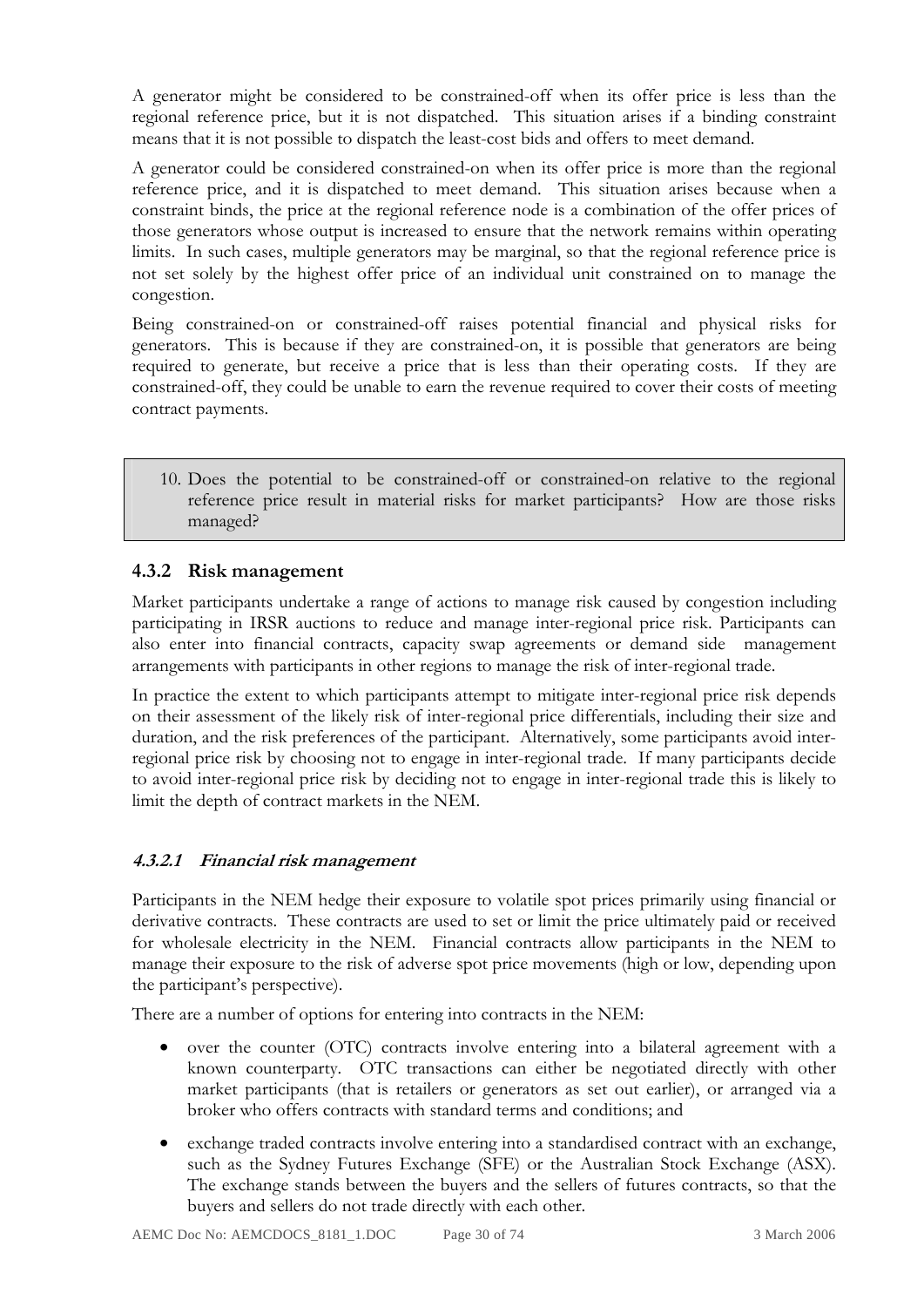A generator might be considered to be constrained-off when its offer price is less than the regional reference price, but it is not dispatched. This situation arises if a binding constraint means that it is not possible to dispatch the least-cost bids and offers to meet demand.

A generator could be considered constrained-on when its offer price is more than the regional reference price, and it is dispatched to meet demand. This situation arises because when a constraint binds, the price at the regional reference node is a combination of the offer prices of those generators whose output is increased to ensure that the network remains within operating limits. In such cases, multiple generators may be marginal, so that the regional reference price is not set solely by the highest offer price of an individual unit constrained on to manage the congestion.

Being constrained-on or constrained-off raises potential financial and physical risks for generators. This is because if they are constrained-on, it is possible that generators are being required to generate, but receive a price that is less than their operating costs. If they are constrained-off, they could be unable to earn the revenue required to cover their costs of meeting contract payments.

> 10. Does the potential to be constrained-off or constrained-on relative to the regional reference price result in material risks for market participants? How are those risks managed?

### 4.3.2 Risk management

Market participants undertake a range of actions to manage risk caused by congestion including participating in IRSR auctions to reduce and manage inter-regional price risk. Participants can also enter into financial contracts, capacity swap agreements or demand side management arrangements with participants in other regions to manage the risk of inter-regional trade.

In practice the extent to which participants attempt to mitigate inter-regional price risk depends on their assessment of the likely risk of inter-regional price differentials, including their size and duration, and the risk preferences of the participant. Alternatively, some participants avoid inter-regional price risk by choosing not to engage in inter-regional trade. If many participants decide to avoid inter-regional price risk by deciding not to engage in inter-regional trade this is likely to limit the depth of contract markets in the NEM.

#### *4.3.2.1 Financial risk management*

Participants in the NEM hedge their exposure to volatile spot prices primarily using financial or derivative contracts. These contracts are used to set or limit the price ultimately paid or received for wholesale electricity in the NEM. Financial contracts allow participants in the NEM to manage their exposure to the risk of adverse spot price movements (high or low, depending upon the participant's perspective).

There are a number of options for entering into contracts in the NEM:

- over the counter (OTC) contracts involve entering into a bilateral agreement with a known counterparty. OTC transactions can either be negotiated directly with other market participants (that is retailers or generators as set out earlier), or arranged via a broker who offers contracts with standard terms and conditions; and
- exchange traded contracts involve entering into a standardised contract with an exchange, such as the Sydney Futures Exchange (SFE) or the Australian Stock Exchange (ASX). The exchange stands between the buyers and the sellers of futures contracts, so that the buyers and sellers do not trade directly with each other.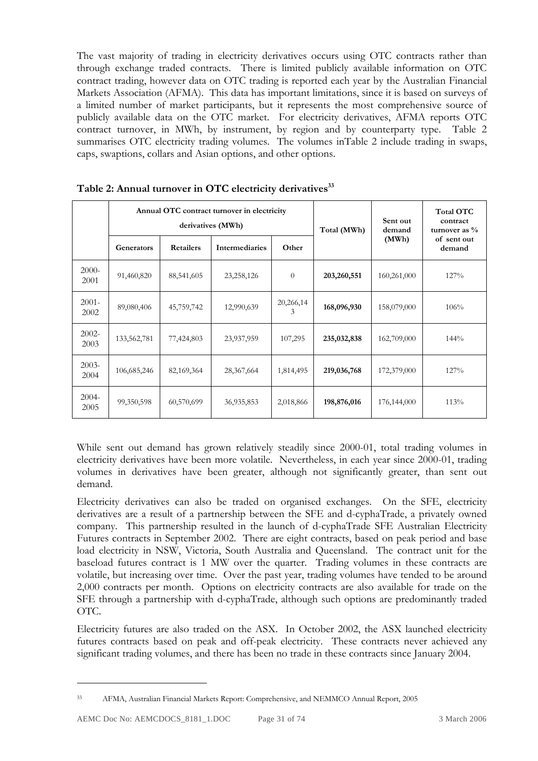The vast majority of trading in electricity derivatives occurs using OTC contracts rather than through exchange traded contracts. There is limited publicly available information on OTC contract trading, however data on OTC trading is reported each year by the Australian Financial Markets Association (AFMA). This data has important limitations, since it is based on surveys of a limited number of market participants, but it represents the most comprehensive source of publicly available data on the OTC market. For electricity derivatives, AFMA reports OTC contract turnover, in MWh, by instrument, by region and by counterparty type. Table 2 summarises OTC electricity trading volumes. The volumes inTable 2 include trading in swaps, caps, swaptions, collars and Asian options, and other options.

**Table 2: Annual turnover in OTC electricity derivatives**[33]

| | Annual OTC contract turnover in electricity derivatives (MWh) | | | | Total (MWh) | Sent out demand (MWh) | Total OTC contract turnover as % of sent out demand |
|---|---|---|---|---|---|---|---|
| | Generators | Retailers | Intermediaries | Other | | | |
| 2000-2001 | 91,460,820 | 88,541,605 | 23,258,126 | 0 | **203,260,551** | 160,261,000 | 127% |
| 2001-2002 | 89,080,406 | 45,759,742 | 12,990,639 | 20,266,143 | **168,096,930** | 158,079,000 | 106% |
| 2002-2003 | 133,562,781 | 77,424,803 | 23,937,959 | 107,295 | **235,032,838** | 162,709,000 | 144% |
| 2003-2004 | 106,685,246 | 82,169,364 | 28,367,664 | 1,814,495 | **219,036,768** | 172,379,000 | 127% |
| 2004-2005 | 99,350,598 | 60,570,699 | 36,935,853 | 2,018,866 | **198,876,016** | 176,144,000 | 113% |

While sent out demand has grown relatively steadily since 2000-01, total trading volumes in electricity derivatives have been more volatile. Nevertheless, in each year since 2000-01, trading volumes in derivatives have been greater, although not significantly greater, than sent out demand.

Electricity derivatives can also be traded on organised exchanges. On the SFE, electricity derivatives are a result of a partnership between the SFE and d-cyphaTrade, a privately owned company. This partnership resulted in the launch of d-cyphaTrade SFE Australian Electricity Futures contracts in September 2002. There are eight contracts, based on peak period and base load electricity in NSW, Victoria, South Australia and Queensland. The contract unit for the baseload futures contract is 1 MW over the quarter. Trading volumes in these contracts are volatile, but increasing over time. Over the past year, trading volumes have tended to be around 2,000 contracts per month. Options on electricity contracts are also available for trade on the SFE through a partnership with d-cyphaTrade, although such options are predominantly traded OTC.

Electricity futures are also traded on the ASX. In October 2002, the ASX launched electricity futures contracts based on peak and off-peak electricity. These contracts never achieved any significant trading volumes, and there has been no trade in these contracts since January 2004.

---

[33] AFMA, Australian Financial Markets Report: Comprehensive, and NEMMCO Annual Report, 2005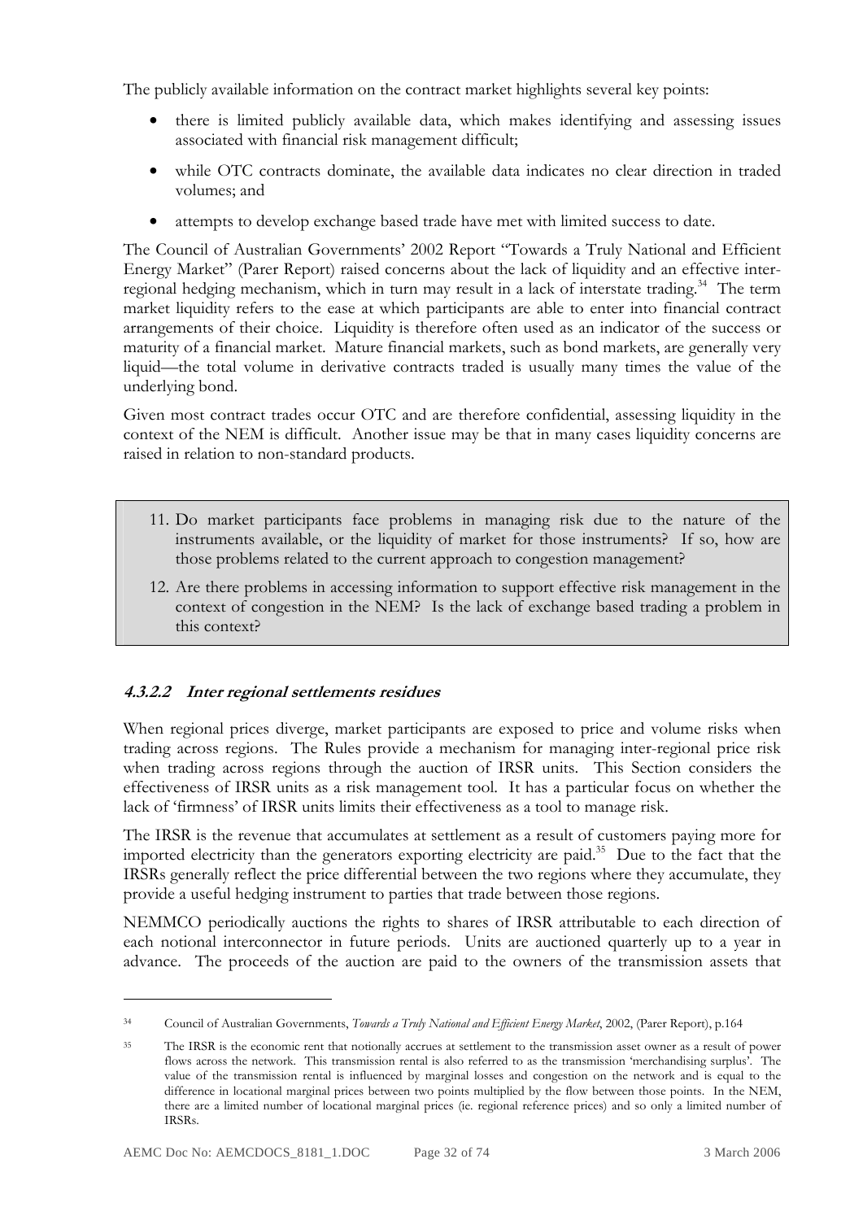The publicly available information on the contract market highlights several key points:

- there is limited publicly available data, which makes identifying and assessing issues associated with financial risk management difficult;
- while OTC contracts dominate, the available data indicates no clear direction in traded volumes; and
- attempts to develop exchange based trade have met with limited success to date.

The Council of Australian Governments' 2002 Report "Towards a Truly National and Efficient Energy Market" (Parer Report) raised concerns about the lack of liquidity and an effective inter-regional hedging mechanism, which in turn may result in a lack of interstate trading.[34] The term market liquidity refers to the ease at which participants are able to enter into financial contract arrangements of their choice. Liquidity is therefore often used as an indicator of the success or maturity of a financial market. Mature financial markets, such as bond markets, are generally very liquid—the total volume in derivative contracts traded is usually many times the value of the underlying bond.

Given most contract trades occur OTC and are therefore confidential, assessing liquidity in the context of the NEM is difficult. Another issue may be that in many cases liquidity concerns are raised in relation to non-standard products.

> 11. Do market participants face problems in managing risk due to the nature of the instruments available, or the liquidity of market for those instruments? If so, how are those problems related to the current approach to congestion management?
> 12. Are there problems in accessing information to support effective risk management in the context of congestion in the NEM? Is the lack of exchange based trading a problem in this context?

#### *4.3.2.2 Inter regional settlements residues*

When regional prices diverge, market participants are exposed to price and volume risks when trading across regions. The Rules provide a mechanism for managing inter-regional price risk when trading across regions through the auction of IRSR units. This Section considers the effectiveness of IRSR units as a risk management tool. It has a particular focus on whether the lack of 'firmness' of IRSR units limits their effectiveness as a tool to manage risk.

The IRSR is the revenue that accumulates at settlement as a result of customers paying more for imported electricity than the generators exporting electricity are paid.[35] Due to the fact that the IRSRs generally reflect the price differential between the two regions where they accumulate, they provide a useful hedging instrument to parties that trade between those regions.

NEMMCO periodically auctions the rights to shares of IRSR attributable to each direction of each notional interconnector in future periods. Units are auctioned quarterly up to a year in advance. The proceeds of the auction are paid to the owners of the transmission assets that

---

[34] Council of Australian Governments, *Towards a Truly National and Efficient Energy Market*, 2002, (Parer Report), p.164

[35] The IRSR is the economic rent that notionally accrues at settlement to the transmission asset owner as a result of power flows across the network. This transmission rental is also referred to as the transmission 'merchandising surplus'. The value of the transmission rental is influenced by marginal losses and congestion on the network and is equal to the difference in locational marginal prices between two points multiplied by the flow between those points. In the NEM, there are a limited number of locational marginal prices (ie. regional reference prices) and so only a limited number of IRSRs.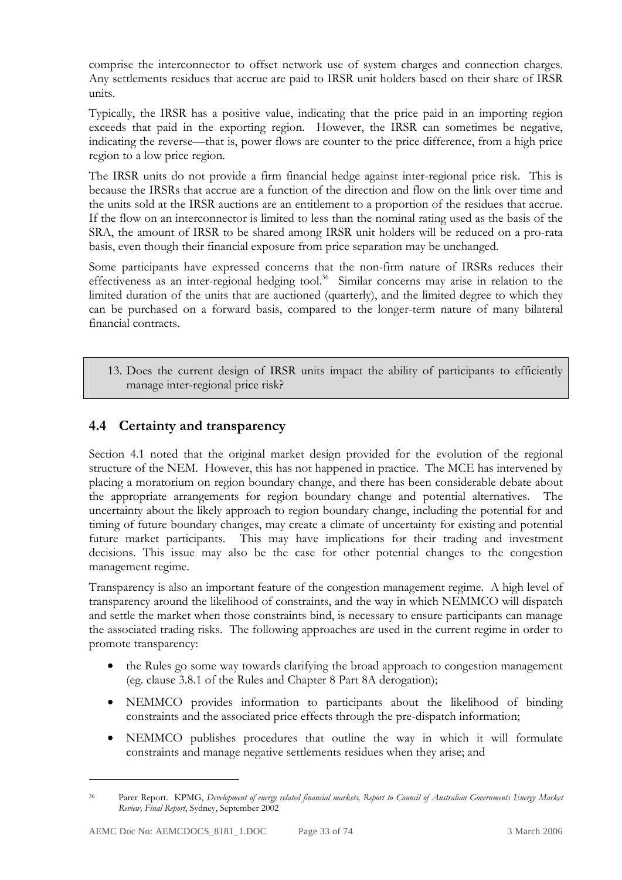comprise the interconnector to offset network use of system charges and connection charges. Any settlements residues that accrue are paid to IRSR unit holders based on their share of IRSR units.

Typically, the IRSR has a positive value, indicating that the price paid in an importing region exceeds that paid in the exporting region. However, the IRSR can sometimes be negative, indicating the reverse—that is, power flows are counter to the price difference, from a high price region to a low price region.

The IRSR units do not provide a firm financial hedge against inter-regional price risk. This is because the IRSRs that accrue are a function of the direction and flow on the link over time and the units sold at the IRSR auctions are an entitlement to a proportion of the residues that accrue. If the flow on an interconnector is limited to less than the nominal rating used as the basis of the SRA, the amount of IRSR to be shared among IRSR unit holders will be reduced on a pro-rata basis, even though their financial exposure from price separation may be unchanged.

Some participants have expressed concerns that the non-firm nature of IRSRs reduces their effectiveness as an inter-regional hedging tool.[36] Similar concerns may arise in relation to the limited duration of the units that are auctioned (quarterly), and the limited degree to which they can be purchased on a forward basis, compared to the longer-term nature of many bilateral financial contracts.

> 13. Does the current design of IRSR units impact the ability of participants to efficiently manage inter-regional price risk?

## 4.4 Certainty and transparency

Section 4.1 noted that the original market design provided for the evolution of the regional structure of the NEM. However, this has not happened in practice. The MCE has intervened by placing a moratorium on region boundary change, and there has been considerable debate about the appropriate arrangements for region boundary change and potential alternatives. The uncertainty about the likely approach to region boundary change, including the potential for and timing of future boundary changes, may create a climate of uncertainty for existing and potential future market participants. This may have implications for their trading and investment decisions. This issue may also be the case for other potential changes to the congestion management regime.

Transparency is also an important feature of the congestion management regime. A high level of transparency around the likelihood of constraints, and the way in which NEMMCO will dispatch and settle the market when those constraints bind, is necessary to ensure participants can manage the associated trading risks. The following approaches are used in the current regime in order to promote transparency:

- the Rules go some way towards clarifying the broad approach to congestion management (eg. clause 3.8.1 of the Rules and Chapter 8 Part 8A derogation);
- NEMMCO provides information to participants about the likelihood of binding constraints and the associated price effects through the pre-dispatch information;
- NEMMCO publishes procedures that outline the way in which it will formulate constraints and manage negative settlements residues when they arise; and

[36] Parer Report. KPMG, *Development of energy related financial markets, Report to Council of Australian Governments Energy Market Review, Final Report*, Sydney, September 2002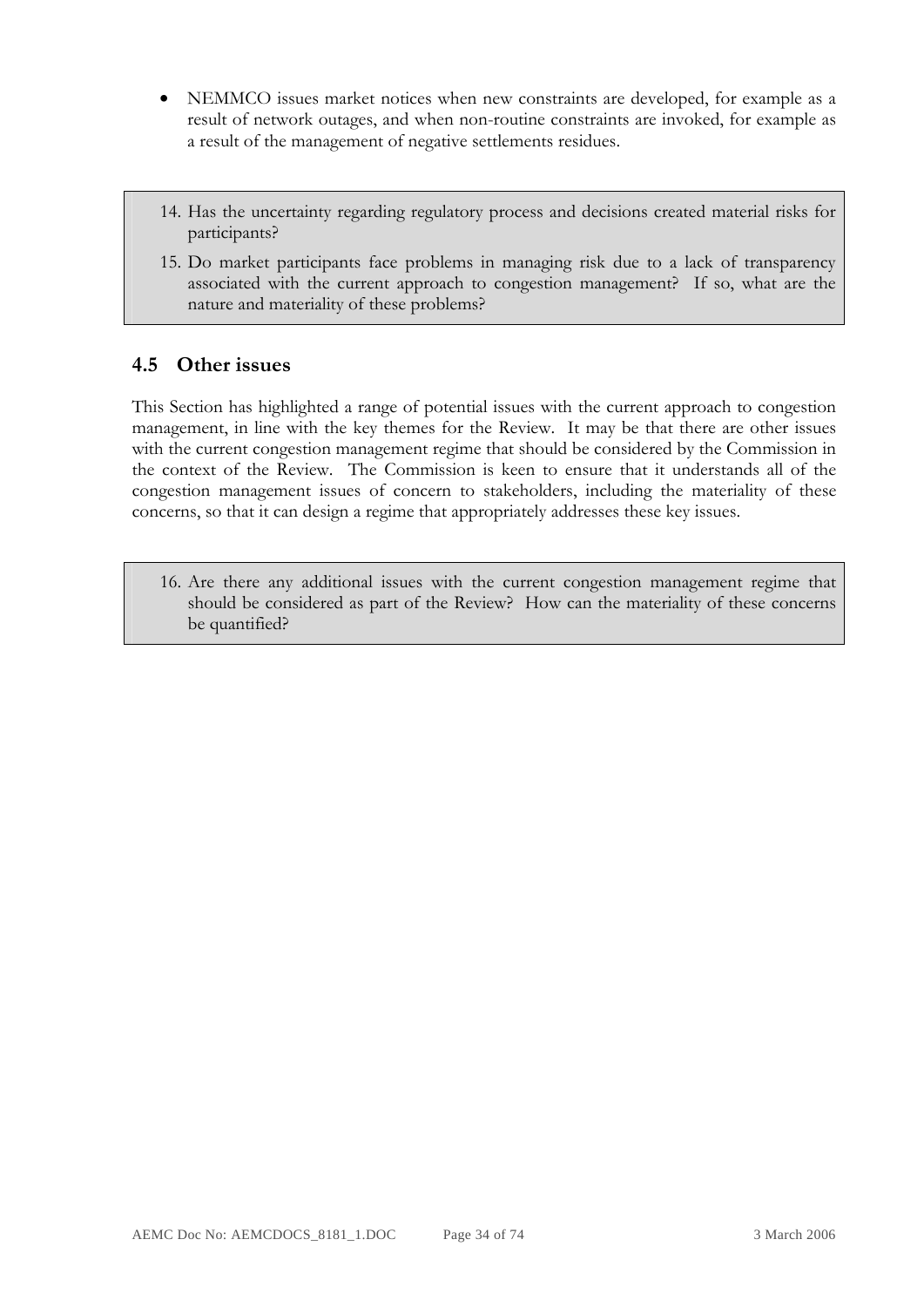- NEMMCO issues market notices when new constraints are developed, for example as a result of network outages, and when non-routine constraints are invoked, for example as a result of the management of negative settlements residues.

14. Has the uncertainty regarding regulatory process and decisions created material risks for participants?
15. Do market participants face problems in managing risk due to a lack of transparency associated with the current approach to congestion management? If so, what are the nature and materiality of these problems?

## 4.5 Other issues

This Section has highlighted a range of potential issues with the current approach to congestion management, in line with the key themes for the Review. It may be that there are other issues with the current congestion management regime that should be considered by the Commission in the context of the Review. The Commission is keen to ensure that it understands all of the congestion management issues of concern to stakeholders, including the materiality of these concerns, so that it can design a regime that appropriately addresses these key issues.

16. Are there any additional issues with the current congestion management regime that should be considered as part of the Review? How can the materiality of these concerns be quantified?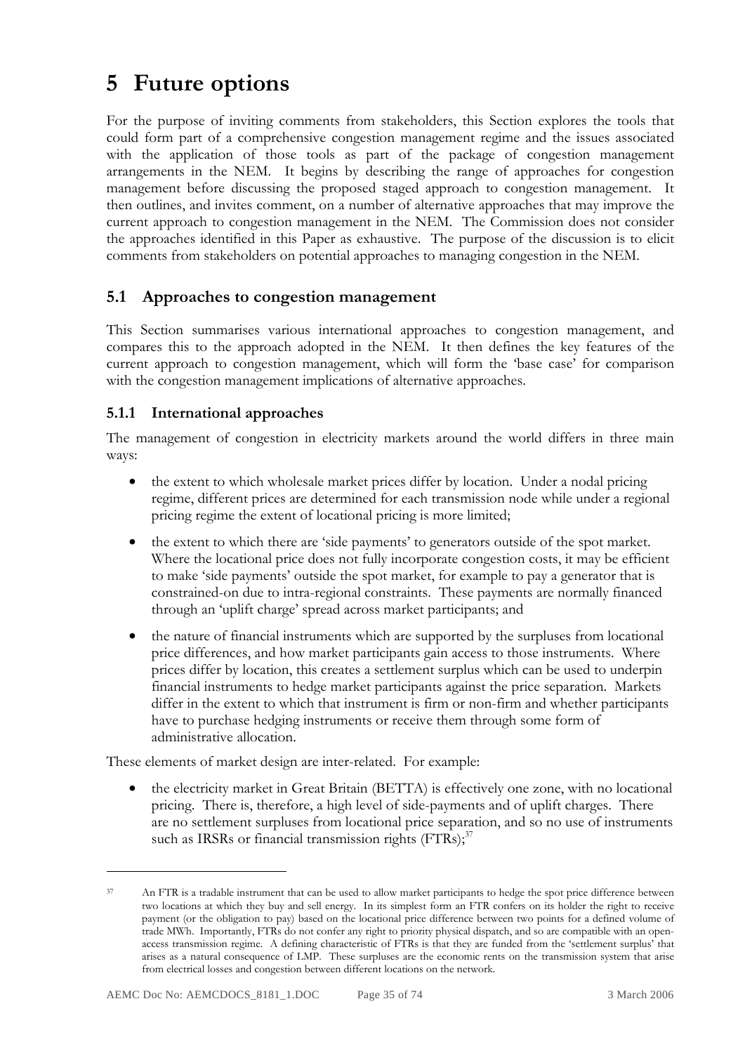# 5 Future options

For the purpose of inviting comments from stakeholders, this Section explores the tools that could form part of a comprehensive congestion management regime and the issues associated with the application of those tools as part of the package of congestion management arrangements in the NEM. It begins by describing the range of approaches for congestion management before discussing the proposed staged approach to congestion management. It then outlines, and invites comment, on a number of alternative approaches that may improve the current approach to congestion management in the NEM. The Commission does not consider the approaches identified in this Paper as exhaustive. The purpose of the discussion is to elicit comments from stakeholders on potential approaches to managing congestion in the NEM.

## 5.1 Approaches to congestion management

This Section summarises various international approaches to congestion management, and compares this to the approach adopted in the NEM. It then defines the key features of the current approach to congestion management, which will form the 'base case' for comparison with the congestion management implications of alternative approaches.

### 5.1.1 International approaches

The management of congestion in electricity markets around the world differs in three main ways:

- the extent to which wholesale market prices differ by location. Under a nodal pricing regime, different prices are determined for each transmission node while under a regional pricing regime the extent of locational pricing is more limited;
- the extent to which there are 'side payments' to generators outside of the spot market. Where the locational price does not fully incorporate congestion costs, it may be efficient to make 'side payments' outside the spot market, for example to pay a generator that is constrained-on due to intra-regional constraints. These payments are normally financed through an 'uplift charge' spread across market participants; and
- the nature of financial instruments which are supported by the surpluses from locational price differences, and how market participants gain access to those instruments. Where prices differ by location, this creates a settlement surplus which can be used to underpin financial instruments to hedge market participants against the price separation. Markets differ in the extent to which that instrument is firm or non-firm and whether participants have to purchase hedging instruments or receive them through some form of administrative allocation.

These elements of market design are inter-related. For example:

- the electricity market in Great Britain (BETTA) is effectively one zone, with no locational pricing. There is, therefore, a high level of side-payments and of uplift charges. There are no settlement surpluses from locational price separation, and so no use of instruments such as IRSRs or financial transmission rights (FTRs);[37]

---

[37] An FTR is a tradable instrument that can be used to allow market participants to hedge the spot price difference between two locations at which they buy and sell energy. In its simplest form an FTR confers on its holder the right to receive payment (or the obligation to pay) based on the locational price difference between two points for a defined volume of trade MWh. Importantly, FTRs do not confer any right to priority physical dispatch, and so are compatible with an open-access transmission regime. A defining characteristic of FTRs is that they are funded from the 'settlement surplus' that arises as a natural consequence of LMP. These surpluses are the economic rents on the transmission system that arise from electrical losses and congestion between different locations on the network.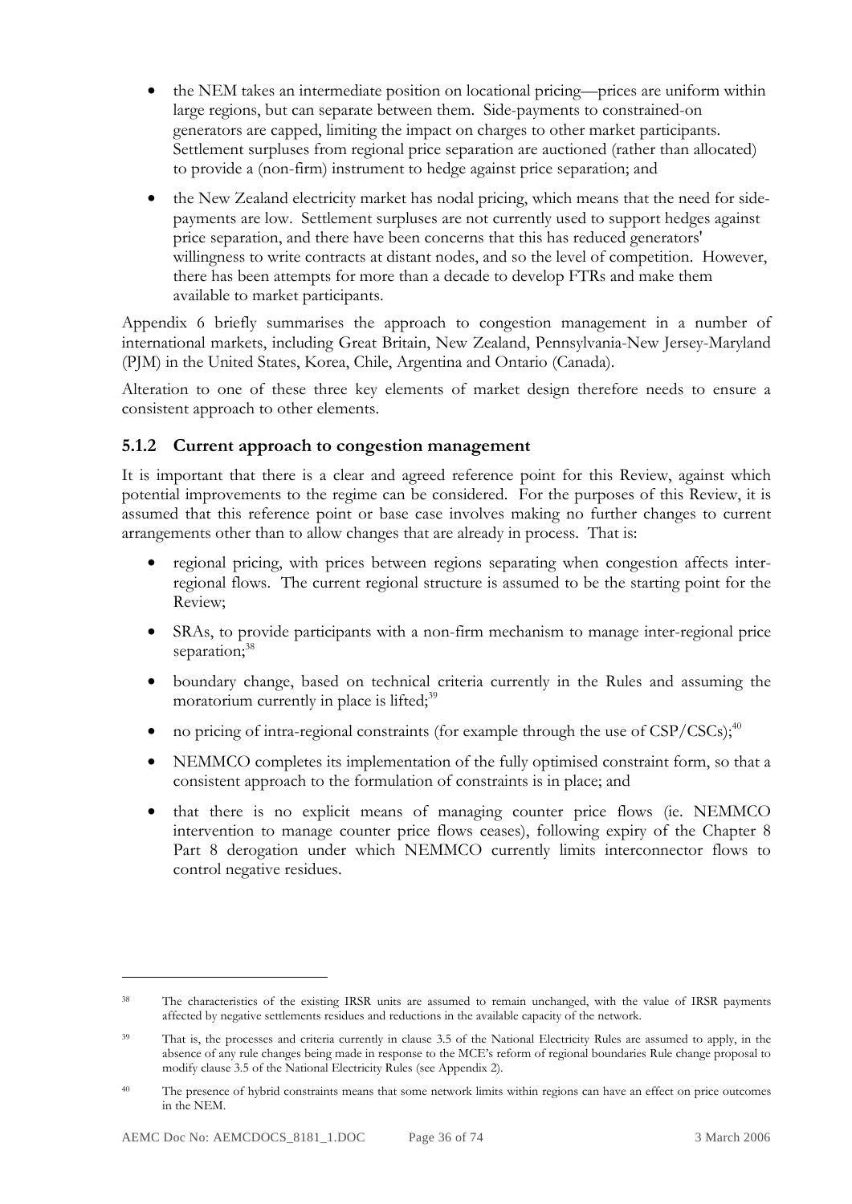- the NEM takes an intermediate position on locational pricing—prices are uniform within large regions, but can separate between them. Side-payments to constrained-on generators are capped, limiting the impact on charges to other market participants. Settlement surpluses from regional price separation are auctioned (rather than allocated) to provide a (non-firm) instrument to hedge against price separation; and
- the New Zealand electricity market has nodal pricing, which means that the need for side-payments are low. Settlement surpluses are not currently used to support hedges against price separation, and there have been concerns that this has reduced generators' willingness to write contracts at distant nodes, and so the level of competition. However, there has been attempts for more than a decade to develop FTRs and make them available to market participants.

Appendix 6 briefly summarises the approach to congestion management in a number of international markets, including Great Britain, New Zealand, Pennsylvania-New Jersey-Maryland (PJM) in the United States, Korea, Chile, Argentina and Ontario (Canada).

Alteration to one of these three key elements of market design therefore needs to ensure a consistent approach to other elements.

### 5.1.2 Current approach to congestion management

It is important that there is a clear and agreed reference point for this Review, against which potential improvements to the regime can be considered. For the purposes of this Review, it is assumed that this reference point or base case involves making no further changes to current arrangements other than to allow changes that are already in process. That is:

- regional pricing, with prices between regions separating when congestion affects inter-regional flows. The current regional structure is assumed to be the starting point for the Review;
- SRAs, to provide participants with a non-firm mechanism to manage inter-regional price separation;[38]
- boundary change, based on technical criteria currently in the Rules and assuming the moratorium currently in place is lifted;[39]
- no pricing of intra-regional constraints (for example through the use of CSP/CSCs);[40]
- NEMMCO completes its implementation of the fully optimised constraint form, so that a consistent approach to the formulation of constraints is in place; and
- that there is no explicit means of managing counter price flows (ie. NEMMCO intervention to manage counter price flows ceases), following expiry of the Chapter 8 Part 8 derogation under which NEMMCO currently limits interconnector flows to control negative residues.

---

[38] The characteristics of the existing IRSR units are assumed to remain unchanged, with the value of IRSR payments affected by negative settlements residues and reductions in the available capacity of the network.

[39] That is, the processes and criteria currently in clause 3.5 of the National Electricity Rules are assumed to apply, in the absence of any rule changes being made in response to the MCE's reform of regional boundaries Rule change proposal to modify clause 3.5 of the National Electricity Rules (see Appendix 2).

[40] The presence of hybrid constraints means that some network limits within regions can have an effect on price outcomes in the NEM.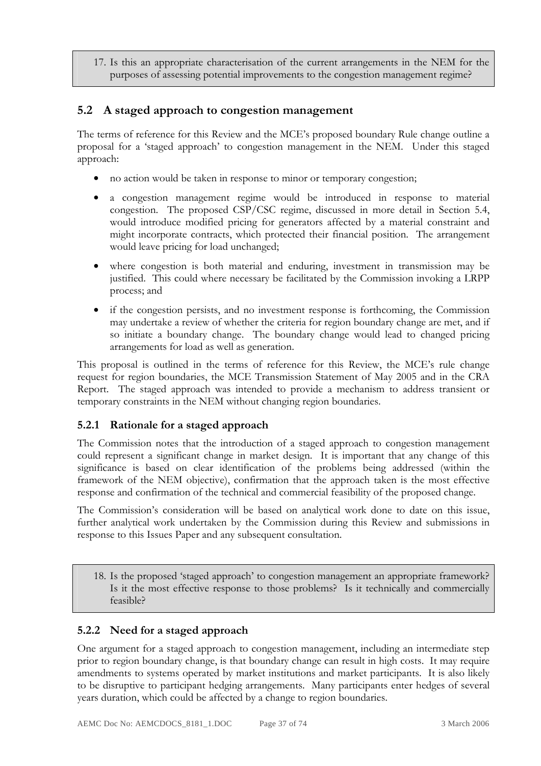> 17. Is this an appropriate characterisation of the current arrangements in the NEM for the purposes of assessing potential improvements to the congestion management regime?

## 5.2 A staged approach to congestion management

The terms of reference for this Review and the MCE's proposed boundary Rule change outline a proposal for a 'staged approach' to congestion management in the NEM. Under this staged approach:

- no action would be taken in response to minor or temporary congestion;
- a congestion management regime would be introduced in response to material congestion. The proposed CSP/CSC regime, discussed in more detail in Section 5.4, would introduce modified pricing for generators affected by a material constraint and might incorporate contracts, which protected their financial position. The arrangement would leave pricing for load unchanged;
- where congestion is both material and enduring, investment in transmission may be justified. This could where necessary be facilitated by the Commission invoking a LRPP process; and
- if the congestion persists, and no investment response is forthcoming, the Commission may undertake a review of whether the criteria for region boundary change are met, and if so initiate a boundary change. The boundary change would lead to changed pricing arrangements for load as well as generation.

This proposal is outlined in the terms of reference for this Review, the MCE's rule change request for region boundaries, the MCE Transmission Statement of May 2005 and in the CRA Report. The staged approach was intended to provide a mechanism to address transient or temporary constraints in the NEM without changing region boundaries.

### 5.2.1 Rationale for a staged approach

The Commission notes that the introduction of a staged approach to congestion management could represent a significant change in market design. It is important that any change of this significance is based on clear identification of the problems being addressed (within the framework of the NEM objective), confirmation that the approach taken is the most effective response and confirmation of the technical and commercial feasibility of the proposed change.

The Commission's consideration will be based on analytical work done to date on this issue, further analytical work undertaken by the Commission during this Review and submissions in response to this Issues Paper and any subsequent consultation.

> 18. Is the proposed 'staged approach' to congestion management an appropriate framework? Is it the most effective response to those problems? Is it technically and commercially feasible?

### 5.2.2 Need for a staged approach

One argument for a staged approach to congestion management, including an intermediate step prior to region boundary change, is that boundary change can result in high costs. It may require amendments to systems operated by market institutions and market participants. It is also likely to be disruptive to participant hedging arrangements. Many participants enter hedges of several years duration, which could be affected by a change to region boundaries.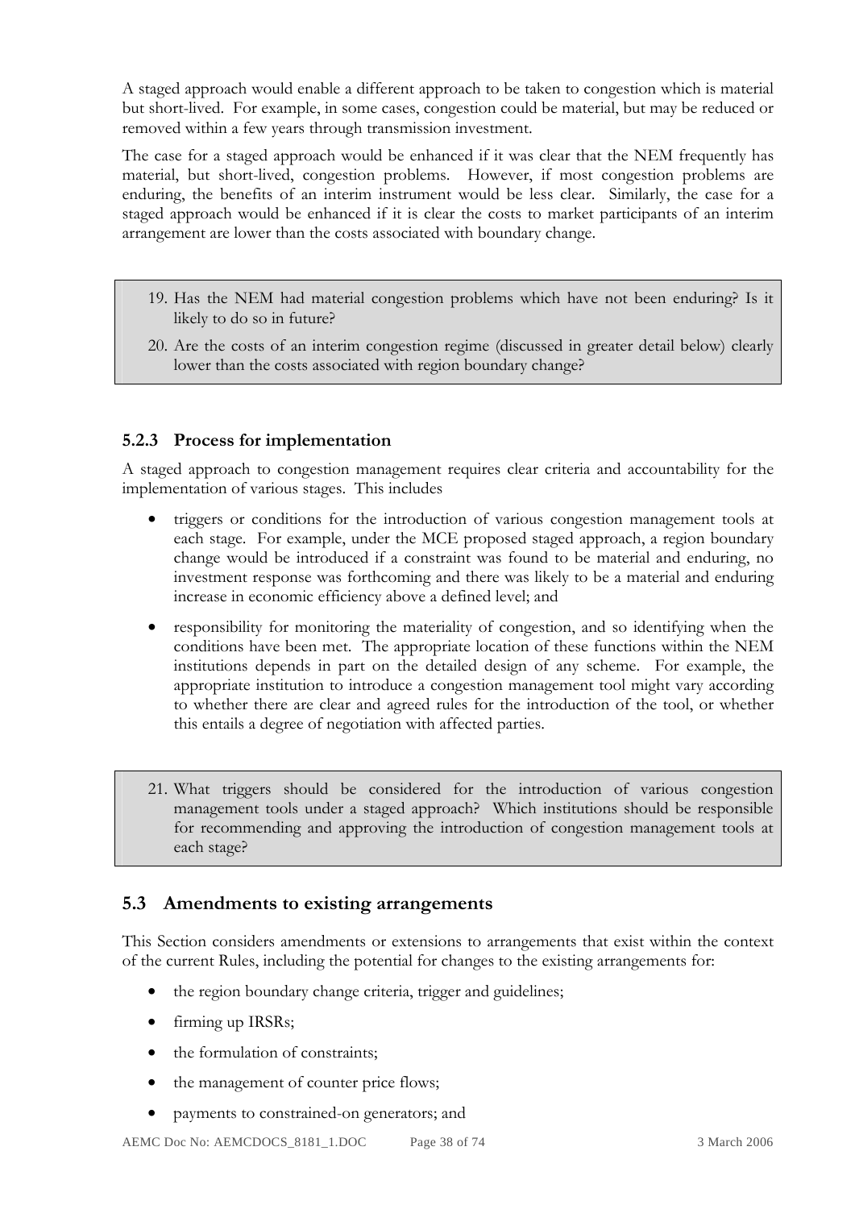A staged approach would enable a different approach to be taken to congestion which is material but short-lived. For example, in some cases, congestion could be material, but may be reduced or removed within a few years through transmission investment.

The case for a staged approach would be enhanced if it was clear that the NEM frequently has material, but short-lived, congestion problems. However, if most congestion problems are enduring, the benefits of an interim instrument would be less clear. Similarly, the case for a staged approach would be enhanced if it is clear the costs to market participants of an interim arrangement are lower than the costs associated with boundary change.

> 19. Has the NEM had material congestion problems which have not been enduring? Is it likely to do so in future?
> 20. Are the costs of an interim congestion regime (discussed in greater detail below) clearly lower than the costs associated with region boundary change?

### 5.2.3 Process for implementation

A staged approach to congestion management requires clear criteria and accountability for the implementation of various stages. This includes

- triggers or conditions for the introduction of various congestion management tools at each stage. For example, under the MCE proposed staged approach, a region boundary change would be introduced if a constraint was found to be material and enduring, no investment response was forthcoming and there was likely to be a material and enduring increase in economic efficiency above a defined level; and
- responsibility for monitoring the materiality of congestion, and so identifying when the conditions have been met. The appropriate location of these functions within the NEM institutions depends in part on the detailed design of any scheme. For example, the appropriate institution to introduce a congestion management tool might vary according to whether there are clear and agreed rules for the introduction of the tool, or whether this entails a degree of negotiation with affected parties.

> 21. What triggers should be considered for the introduction of various congestion management tools under a staged approach? Which institutions should be responsible for recommending and approving the introduction of congestion management tools at each stage?

## 5.3 Amendments to existing arrangements

This Section considers amendments or extensions to arrangements that exist within the context of the current Rules, including the potential for changes to the existing arrangements for:

- the region boundary change criteria, trigger and guidelines;
- firming up IRSRs;
- the formulation of constraints;
- the management of counter price flows;
- payments to constrained-on generators; and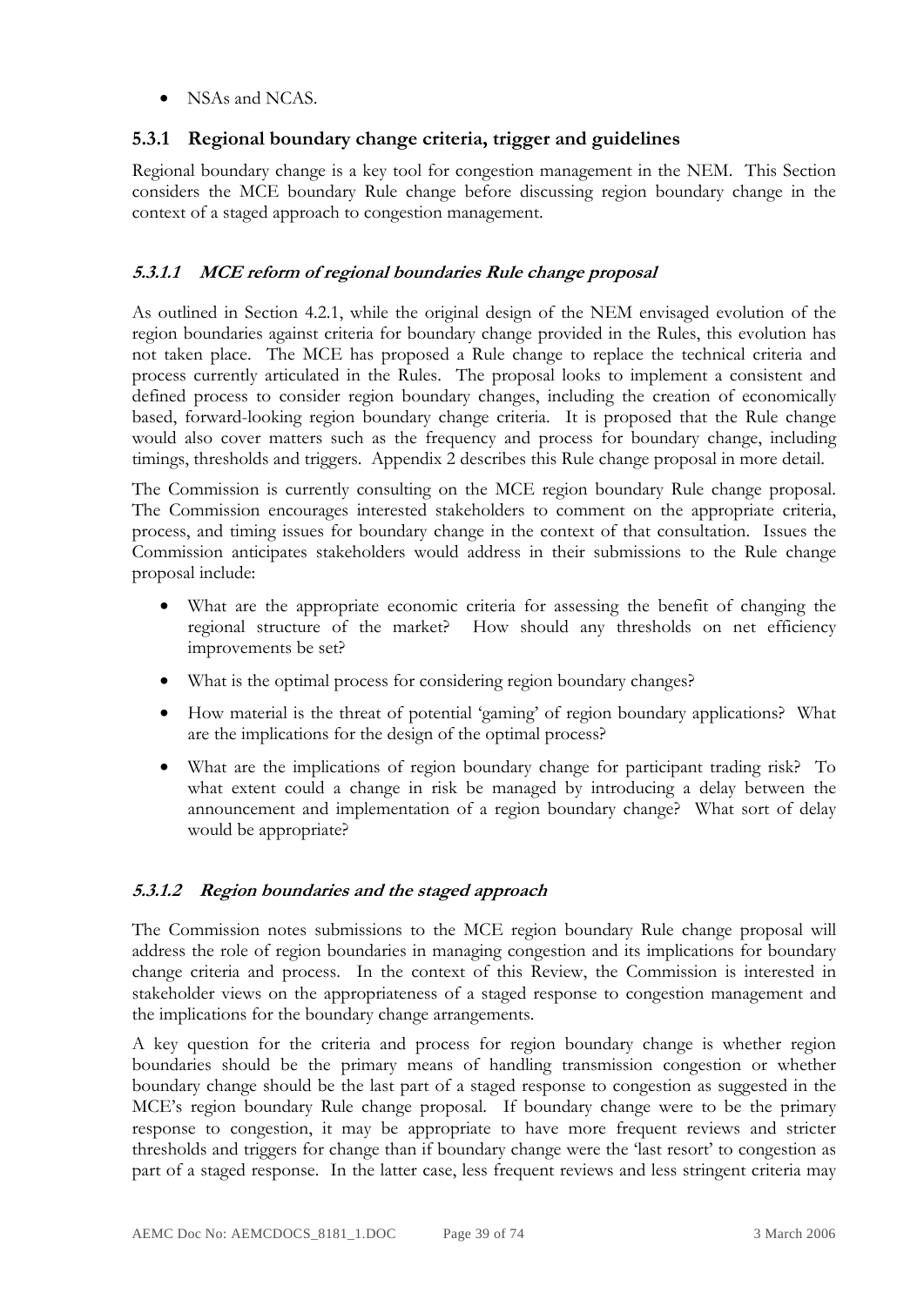- NSAs and NCAS.

### 5.3.1 Regional boundary change criteria, trigger and guidelines

Regional boundary change is a key tool for congestion management in the NEM. This Section considers the MCE boundary Rule change before discussing region boundary change in the context of a staged approach to congestion management.

#### *5.3.1.1 MCE reform of regional boundaries Rule change proposal*

As outlined in Section 4.2.1, while the original design of the NEM envisaged evolution of the region boundaries against criteria for boundary change provided in the Rules, this evolution has not taken place. The MCE has proposed a Rule change to replace the technical criteria and process currently articulated in the Rules. The proposal looks to implement a consistent and defined process to consider region boundary changes, including the creation of economically based, forward-looking region boundary change criteria. It is proposed that the Rule change would also cover matters such as the frequency and process for boundary change, including timings, thresholds and triggers. Appendix 2 describes this Rule change proposal in more detail.

The Commission is currently consulting on the MCE region boundary Rule change proposal. The Commission encourages interested stakeholders to comment on the appropriate criteria, process, and timing issues for boundary change in the context of that consultation. Issues the Commission anticipates stakeholders would address in their submissions to the Rule change proposal include:

- What are the appropriate economic criteria for assessing the benefit of changing the regional structure of the market? How should any thresholds on net efficiency improvements be set?
- What is the optimal process for considering region boundary changes?
- How material is the threat of potential 'gaming' of region boundary applications? What are the implications for the design of the optimal process?
- What are the implications of region boundary change for participant trading risk? To what extent could a change in risk be managed by introducing a delay between the announcement and implementation of a region boundary change? What sort of delay would be appropriate?

#### *5.3.1.2 Region boundaries and the staged approach*

The Commission notes submissions to the MCE region boundary Rule change proposal will address the role of region boundaries in managing congestion and its implications for boundary change criteria and process. In the context of this Review, the Commission is interested in stakeholder views on the appropriateness of a staged response to congestion management and the implications for the boundary change arrangements.

A key question for the criteria and process for region boundary change is whether region boundaries should be the primary means of handling transmission congestion or whether boundary change should be the last part of a staged response to congestion as suggested in the MCE's region boundary Rule change proposal. If boundary change were to be the primary response to congestion, it may be appropriate to have more frequent reviews and stricter thresholds and triggers for change than if boundary change were the 'last resort' to congestion as part of a staged response. In the latter case, less frequent reviews and less stringent criteria may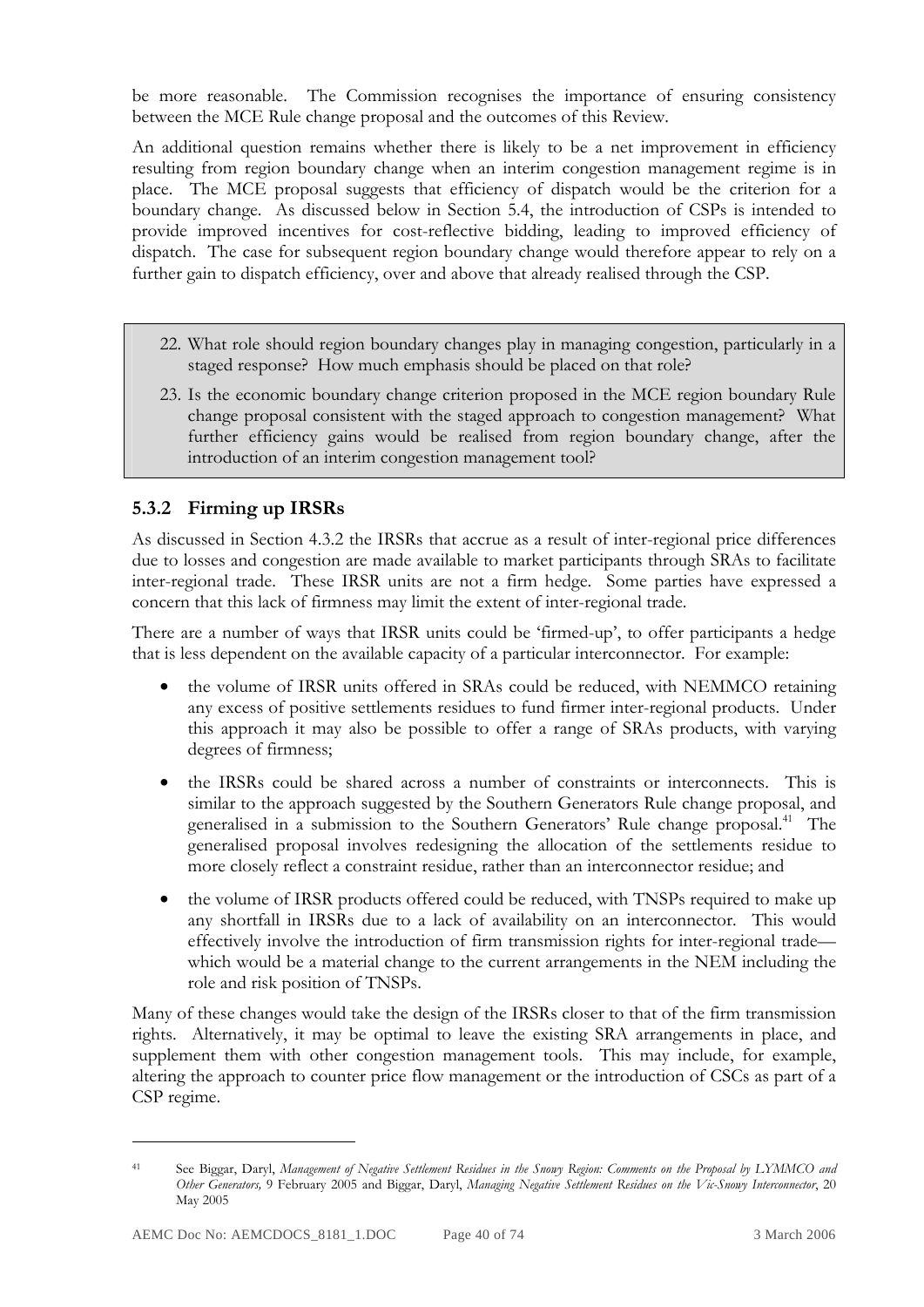be more reasonable. The Commission recognises the importance of ensuring consistency between the MCE Rule change proposal and the outcomes of this Review.

An additional question remains whether there is likely to be a net improvement in efficiency resulting from region boundary change when an interim congestion management regime is in place. The MCE proposal suggests that efficiency of dispatch would be the criterion for a boundary change. As discussed below in Section 5.4, the introduction of CSPs is intended to provide improved incentives for cost-reflective bidding, leading to improved efficiency of dispatch. The case for subsequent region boundary change would therefore appear to rely on a further gain to dispatch efficiency, over and above that already realised through the CSP.

> 22. What role should region boundary changes play in managing congestion, particularly in a staged response? How much emphasis should be placed on that role?
> 23. Is the economic boundary change criterion proposed in the MCE region boundary Rule change proposal consistent with the staged approach to congestion management? What further efficiency gains would be realised from region boundary change, after the introduction of an interim congestion management tool?

### 5.3.2 Firming up IRSRs

As discussed in Section 4.3.2 the IRSRs that accrue as a result of inter-regional price differences due to losses and congestion are made available to market participants through SRAs to facilitate inter-regional trade. These IRSR units are not a firm hedge. Some parties have expressed a concern that this lack of firmness may limit the extent of inter-regional trade.

There are a number of ways that IRSR units could be 'firmed-up', to offer participants a hedge that is less dependent on the available capacity of a particular interconnector. For example:

- the volume of IRSR units offered in SRAs could be reduced, with NEMMCO retaining any excess of positive settlements residues to fund firmer inter-regional products. Under this approach it may also be possible to offer a range of SRAs products, with varying degrees of firmness;
- the IRSRs could be shared across a number of constraints or interconnects. This is similar to the approach suggested by the Southern Generators Rule change proposal, and generalised in a submission to the Southern Generators' Rule change proposal.[41] The generalised proposal involves redesigning the allocation of the settlements residue to more closely reflect a constraint residue, rather than an interconnector residue; and
- the volume of IRSR products offered could be reduced, with TNSPs required to make up any shortfall in IRSRs due to a lack of availability on an interconnector. This would effectively involve the introduction of firm transmission rights for inter-regional trade—which would be a material change to the current arrangements in the NEM including the role and risk position of TNSPs.

Many of these changes would take the design of the IRSRs closer to that of the firm transmission rights. Alternatively, it may be optimal to leave the existing SRA arrangements in place, and supplement them with other congestion management tools. This may include, for example, altering the approach to counter price flow management or the introduction of CSCs as part of a CSP regime.

---

[41] See Biggar, Daryl, *Management of Negative Settlement Residues in the Snowy Region: Comments on the Proposal by LYMMCO and Other Generators,* 9 February 2005 and Biggar, Daryl, *Managing Negative Settlement Residues on the Vic-Snowy Interconnector*, 20 May 2005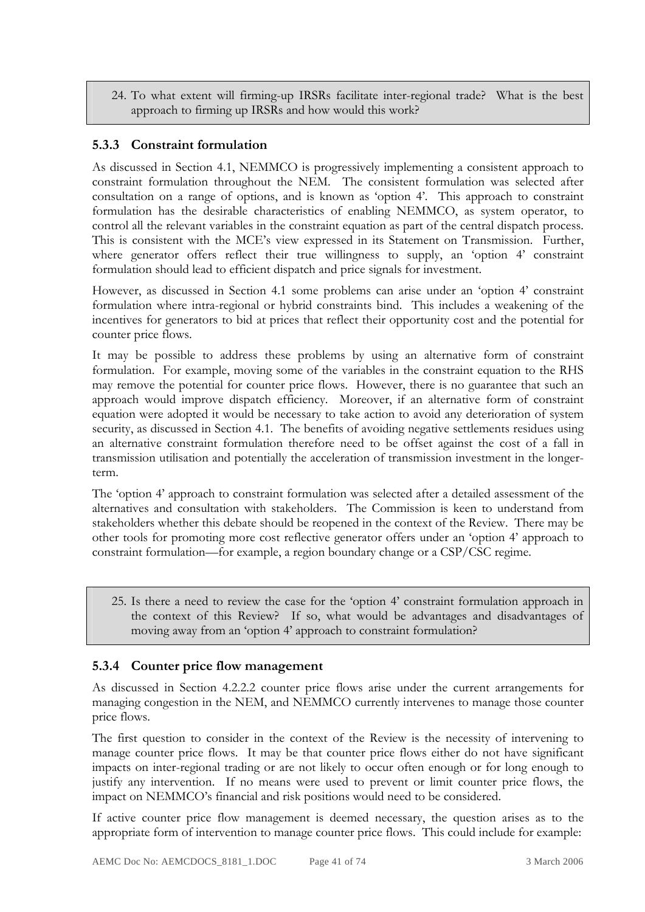> 24. To what extent will firming-up IRSRs facilitate inter-regional trade? What is the best approach to firming up IRSRs and how would this work?

### 5.3.3 Constraint formulation

As discussed in Section 4.1, NEMMCO is progressively implementing a consistent approach to constraint formulation throughout the NEM. The consistent formulation was selected after consultation on a range of options, and is known as 'option 4'. This approach to constraint formulation has the desirable characteristics of enabling NEMMCO, as system operator, to control all the relevant variables in the constraint equation as part of the central dispatch process. This is consistent with the MCE's view expressed in its Statement on Transmission. Further, where generator offers reflect their true willingness to supply, an 'option 4' constraint formulation should lead to efficient dispatch and price signals for investment.

However, as discussed in Section 4.1 some problems can arise under an 'option 4' constraint formulation where intra-regional or hybrid constraints bind. This includes a weakening of the incentives for generators to bid at prices that reflect their opportunity cost and the potential for counter price flows.

It may be possible to address these problems by using an alternative form of constraint formulation. For example, moving some of the variables in the constraint equation to the RHS may remove the potential for counter price flows. However, there is no guarantee that such an approach would improve dispatch efficiency. Moreover, if an alternative form of constraint equation were adopted it would be necessary to take action to avoid any deterioration of system security, as discussed in Section 4.1. The benefits of avoiding negative settlements residues using an alternative constraint formulation therefore need to be offset against the cost of a fall in transmission utilisation and potentially the acceleration of transmission investment in the longer-term.

The 'option 4' approach to constraint formulation was selected after a detailed assessment of the alternatives and consultation with stakeholders. The Commission is keen to understand from stakeholders whether this debate should be reopened in the context of the Review. There may be other tools for promoting more cost reflective generator offers under an 'option 4' approach to constraint formulation—for example, a region boundary change or a CSP/CSC regime.

> 25. Is there a need to review the case for the 'option 4' constraint formulation approach in the context of this Review? If so, what would be advantages and disadvantages of moving away from an 'option 4' approach to constraint formulation?

### 5.3.4 Counter price flow management

As discussed in Section 4.2.2.2 counter price flows arise under the current arrangements for managing congestion in the NEM, and NEMMCO currently intervenes to manage those counter price flows.

The first question to consider in the context of the Review is the necessity of intervening to manage counter price flows. It may be that counter price flows either do not have significant impacts on inter-regional trading or are not likely to occur often enough or for long enough to justify any intervention. If no means were used to prevent or limit counter price flows, the impact on NEMMCO's financial and risk positions would need to be considered.

If active counter price flow management is deemed necessary, the question arises as to the appropriate form of intervention to manage counter price flows. This could include for example: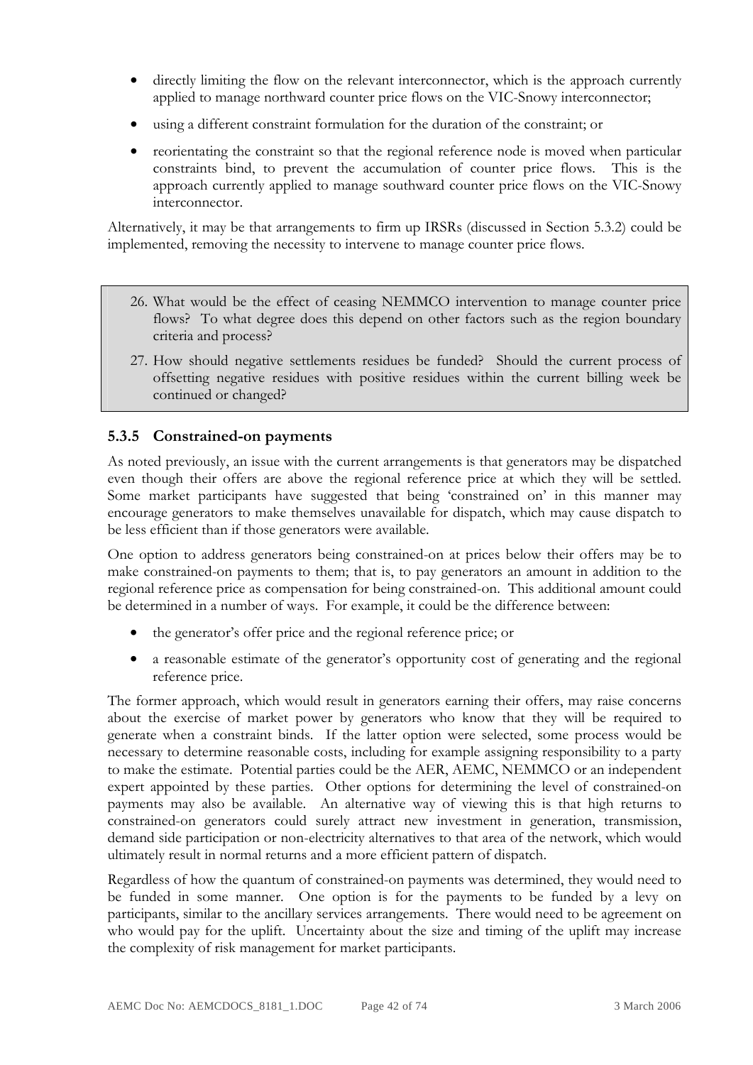- directly limiting the flow on the relevant interconnector, which is the approach currently applied to manage northward counter price flows on the VIC-Snowy interconnector;
- using a different constraint formulation for the duration of the constraint; or
- reorientating the constraint so that the regional reference node is moved when particular constraints bind, to prevent the accumulation of counter price flows. This is the approach currently applied to manage southward counter price flows on the VIC-Snowy interconnector.

Alternatively, it may be that arrangements to firm up IRSRs (discussed in Section 5.3.2) could be implemented, removing the necessity to intervene to manage counter price flows.

> 26. What would be the effect of ceasing NEMMCO intervention to manage counter price flows? To what degree does this depend on other factors such as the region boundary criteria and process?
>
> 27. How should negative settlements residues be funded? Should the current process of offsetting negative residues with positive residues within the current billing week be continued or changed?

### 5.3.5 Constrained-on payments

As noted previously, an issue with the current arrangements is that generators may be dispatched even though their offers are above the regional reference price at which they will be settled. Some market participants have suggested that being 'constrained on' in this manner may encourage generators to make themselves unavailable for dispatch, which may cause dispatch to be less efficient than if those generators were available.

One option to address generators being constrained-on at prices below their offers may be to make constrained-on payments to them; that is, to pay generators an amount in addition to the regional reference price as compensation for being constrained-on. This additional amount could be determined in a number of ways. For example, it could be the difference between:

- the generator's offer price and the regional reference price; or
- a reasonable estimate of the generator's opportunity cost of generating and the regional reference price.

The former approach, which would result in generators earning their offers, may raise concerns about the exercise of market power by generators who know that they will be required to generate when a constraint binds. If the latter option were selected, some process would be necessary to determine reasonable costs, including for example assigning responsibility to a party to make the estimate. Potential parties could be the AER, AEMC, NEMMCO or an independent expert appointed by these parties. Other options for determining the level of constrained-on payments may also be available. An alternative way of viewing this is that high returns to constrained-on generators could surely attract new investment in generation, transmission, demand side participation or non-electricity alternatives to that area of the network, which would ultimately result in normal returns and a more efficient pattern of dispatch.

Regardless of how the quantum of constrained-on payments was determined, they would need to be funded in some manner. One option is for the payments to be funded by a levy on participants, similar to the ancillary services arrangements. There would need to be agreement on who would pay for the uplift. Uncertainty about the size and timing of the uplift may increase the complexity of risk management for market participants.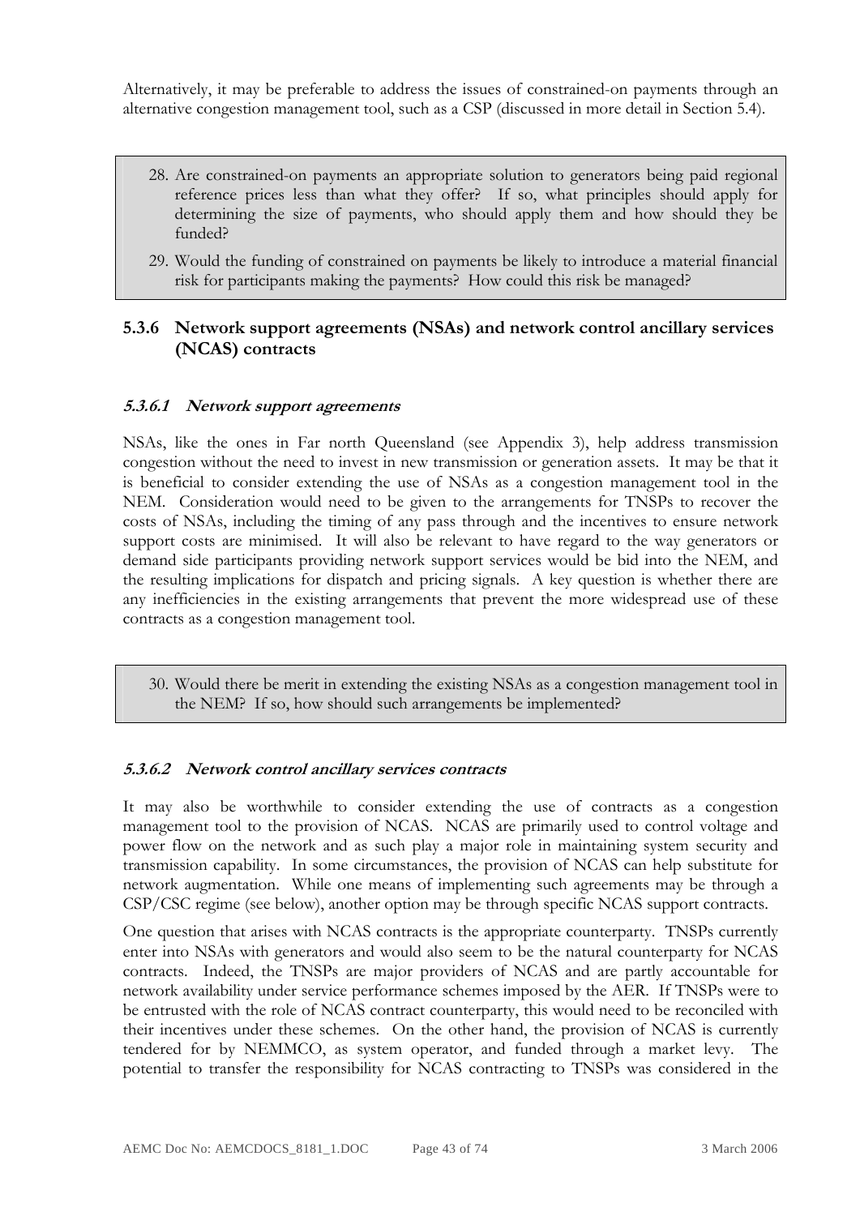Alternatively, it may be preferable to address the issues of constrained-on payments through an alternative congestion management tool, such as a CSP (discussed in more detail in Section 5.4).

> 28. Are constrained-on payments an appropriate solution to generators being paid regional reference prices less than what they offer? If so, what principles should apply for determining the size of payments, who should apply them and how should they be funded?
>
> 29. Would the funding of constrained on payments be likely to introduce a material financial risk for participants making the payments? How could this risk be managed?

### 5.3.6 Network support agreements (NSAs) and network control ancillary services (NCAS) contracts

#### *5.3.6.1 Network support agreements*

NSAs, like the ones in Far north Queensland (see Appendix 3), help address transmission congestion without the need to invest in new transmission or generation assets. It may be that it is beneficial to consider extending the use of NSAs as a congestion management tool in the NEM. Consideration would need to be given to the arrangements for TNSPs to recover the costs of NSAs, including the timing of any pass through and the incentives to ensure network support costs are minimised. It will also be relevant to have regard to the way generators or demand side participants providing network support services would be bid into the NEM, and the resulting implications for dispatch and pricing signals. A key question is whether there are any inefficiencies in the existing arrangements that prevent the more widespread use of these contracts as a congestion management tool.

> 30. Would there be merit in extending the existing NSAs as a congestion management tool in the NEM? If so, how should such arrangements be implemented?

#### *5.3.6.2 Network control ancillary services contracts*

It may also be worthwhile to consider extending the use of contracts as a congestion management tool to the provision of NCAS. NCAS are primarily used to control voltage and power flow on the network and as such play a major role in maintaining system security and transmission capability. In some circumstances, the provision of NCAS can help substitute for network augmentation. While one means of implementing such agreements may be through a CSP/CSC regime (see below), another option may be through specific NCAS support contracts.

One question that arises with NCAS contracts is the appropriate counterparty. TNSPs currently enter into NSAs with generators and would also seem to be the natural counterparty for NCAS contracts. Indeed, the TNSPs are major providers of NCAS and are partly accountable for network availability under service performance schemes imposed by the AER. If TNSPs were to be entrusted with the role of NCAS contract counterparty, this would need to be reconciled with their incentives under these schemes. On the other hand, the provision of NCAS is currently tendered for by NEMMCO, as system operator, and funded through a market levy. The potential to transfer the responsibility for NCAS contracting to TNSPs was considered in the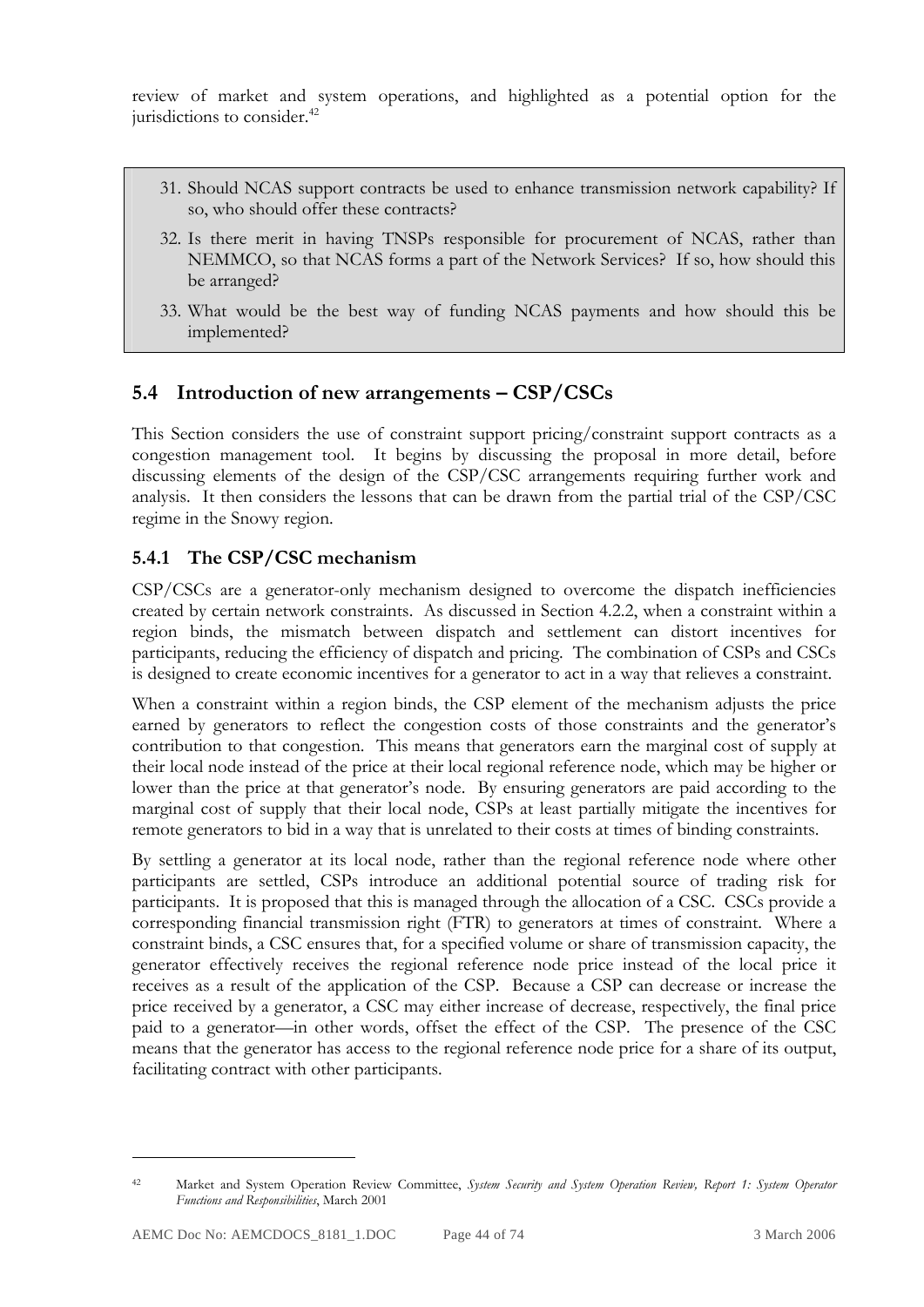review of market and system operations, and highlighted as a potential option for the jurisdictions to consider.[42]

> 31. Should NCAS support contracts be used to enhance transmission network capability? If so, who should offer these contracts?
> 32. Is there merit in having TNSPs responsible for procurement of NCAS, rather than NEMMCO, so that NCAS forms a part of the Network Services? If so, how should this be arranged?
> 33. What would be the best way of funding NCAS payments and how should this be implemented?

## 5.4 Introduction of new arrangements – CSP/CSCs

This Section considers the use of constraint support pricing/constraint support contracts as a congestion management tool. It begins by discussing the proposal in more detail, before discussing elements of the design of the CSP/CSC arrangements requiring further work and analysis. It then considers the lessons that can be drawn from the partial trial of the CSP/CSC regime in the Snowy region.

### 5.4.1 The CSP/CSC mechanism

CSP/CSCs are a generator-only mechanism designed to overcome the dispatch inefficiencies created by certain network constraints. As discussed in Section 4.2.2, when a constraint within a region binds, the mismatch between dispatch and settlement can distort incentives for participants, reducing the efficiency of dispatch and pricing. The combination of CSPs and CSCs is designed to create economic incentives for a generator to act in a way that relieves a constraint.

When a constraint within a region binds, the CSP element of the mechanism adjusts the price earned by generators to reflect the congestion costs of those constraints and the generator's contribution to that congestion. This means that generators earn the marginal cost of supply at their local node instead of the price at their local regional reference node, which may be higher or lower than the price at that generator's node. By ensuring generators are paid according to the marginal cost of supply that their local node, CSPs at least partially mitigate the incentives for remote generators to bid in a way that is unrelated to their costs at times of binding constraints.

By settling a generator at its local node, rather than the regional reference node where other participants are settled, CSPs introduce an additional potential source of trading risk for participants. It is proposed that this is managed through the allocation of a CSC. CSCs provide a corresponding financial transmission right (FTR) to generators at times of constraint. Where a constraint binds, a CSC ensures that, for a specified volume or share of transmission capacity, the generator effectively receives the regional reference node price instead of the local price it receives as a result of the application of the CSP. Because a CSP can decrease or increase the price received by a generator, a CSC may either increase of decrease, respectively, the final price paid to a generator—in other words, offset the effect of the CSP. The presence of the CSC means that the generator has access to the regional reference node price for a share of its output, facilitating contract with other participants.

---

[42] Market and System Operation Review Committee, *System Security and System Operation Review, Report 1: System Operator Functions and Responsibilities*, March 2001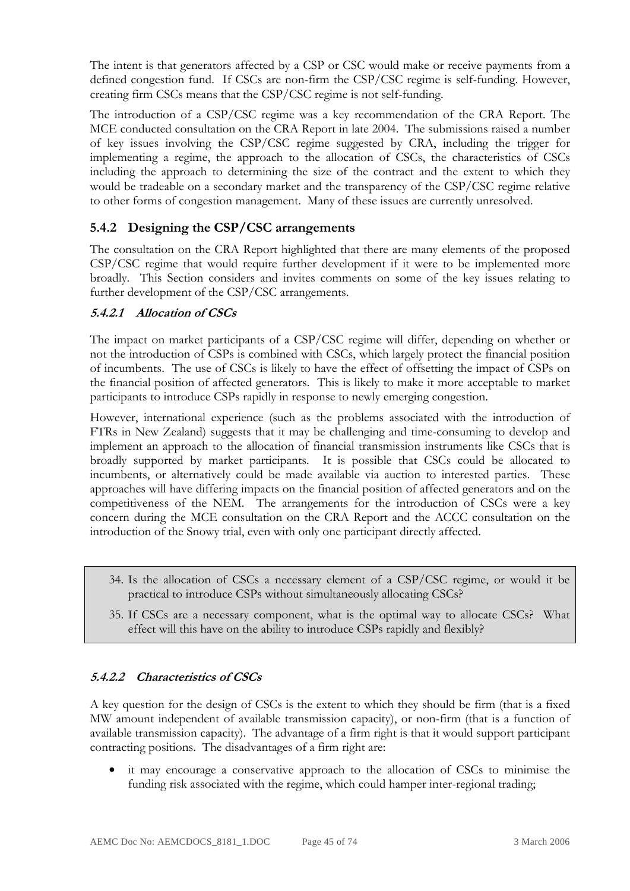The intent is that generators affected by a CSP or CSC would make or receive payments from a defined congestion fund. If CSCs are non-firm the CSP/CSC regime is self-funding. However, creating firm CSCs means that the CSP/CSC regime is not self-funding.

The introduction of a CSP/CSC regime was a key recommendation of the CRA Report. The MCE conducted consultation on the CRA Report in late 2004. The submissions raised a number of key issues involving the CSP/CSC regime suggested by CRA, including the trigger for implementing a regime, the approach to the allocation of CSCs, the characteristics of CSCs including the approach to determining the size of the contract and the extent to which they would be tradeable on a secondary market and the transparency of the CSP/CSC regime relative to other forms of congestion management. Many of these issues are currently unresolved.

### 5.4.2 Designing the CSP/CSC arrangements

The consultation on the CRA Report highlighted that there are many elements of the proposed CSP/CSC regime that would require further development if it were to be implemented more broadly. This Section considers and invites comments on some of the key issues relating to further development of the CSP/CSC arrangements.

#### *5.4.2.1 Allocation of CSCs*

The impact on market participants of a CSP/CSC regime will differ, depending on whether or not the introduction of CSPs is combined with CSCs, which largely protect the financial position of incumbents. The use of CSCs is likely to have the effect of offsetting the impact of CSPs on the financial position of affected generators. This is likely to make it more acceptable to market participants to introduce CSPs rapidly in response to newly emerging congestion.

However, international experience (such as the problems associated with the introduction of FTRs in New Zealand) suggests that it may be challenging and time-consuming to develop and implement an approach to the allocation of financial transmission instruments like CSCs that is broadly supported by market participants. It is possible that CSCs could be allocated to incumbents, or alternatively could be made available via auction to interested parties. These approaches will have differing impacts on the financial position of affected generators and on the competitiveness of the NEM. The arrangements for the introduction of CSCs were a key concern during the MCE consultation on the CRA Report and the ACCC consultation on the introduction of the Snowy trial, even with only one participant directly affected.

34. Is the allocation of CSCs a necessary element of a CSP/CSC regime, or would it be practical to introduce CSPs without simultaneously allocating CSCs?
35. If CSCs are a necessary component, what is the optimal way to allocate CSCs? What effect will this have on the ability to introduce CSPs rapidly and flexibly?

#### *5.4.2.2 Characteristics of CSCs*

A key question for the design of CSCs is the extent to which they should be firm (that is a fixed MW amount independent of available transmission capacity), or non-firm (that is a function of available transmission capacity). The advantage of a firm right is that it would support participant contracting positions. The disadvantages of a firm right are:

- it may encourage a conservative approach to the allocation of CSCs to minimise the funding risk associated with the regime, which could hamper inter-regional trading;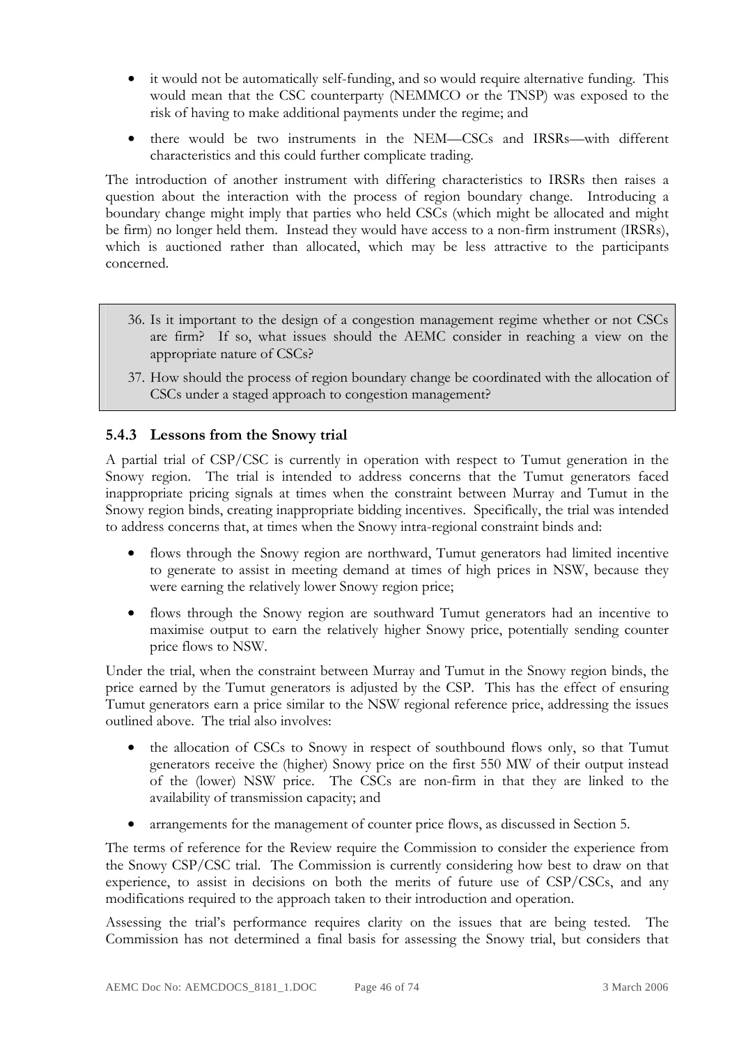- it would not be automatically self-funding, and so would require alternative funding. This would mean that the CSC counterparty (NEMMCO or the TNSP) was exposed to the risk of having to make additional payments under the regime; and
- there would be two instruments in the NEM—CSCs and IRSRs—with different characteristics and this could further complicate trading.

The introduction of another instrument with differing characteristics to IRSRs then raises a question about the interaction with the process of region boundary change. Introducing a boundary change might imply that parties who held CSCs (which might be allocated and might be firm) no longer held them. Instead they would have access to a non-firm instrument (IRSRs), which is auctioned rather than allocated, which may be less attractive to the participants concerned.

> 36. Is it important to the design of a congestion management regime whether or not CSCs are firm? If so, what issues should the AEMC consider in reaching a view on the appropriate nature of CSCs?
>
> 37. How should the process of region boundary change be coordinated with the allocation of CSCs under a staged approach to congestion management?

### 5.4.3 Lessons from the Snowy trial

A partial trial of CSP/CSC is currently in operation with respect to Tumut generation in the Snowy region. The trial is intended to address concerns that the Tumut generators faced inappropriate pricing signals at times when the constraint between Murray and Tumut in the Snowy region binds, creating inappropriate bidding incentives. Specifically, the trial was intended to address concerns that, at times when the Snowy intra-regional constraint binds and:

- flows through the Snowy region are northward, Tumut generators had limited incentive to generate to assist in meeting demand at times of high prices in NSW, because they were earning the relatively lower Snowy region price;
- flows through the Snowy region are southward Tumut generators had an incentive to maximise output to earn the relatively higher Snowy price, potentially sending counter price flows to NSW.

Under the trial, when the constraint between Murray and Tumut in the Snowy region binds, the price earned by the Tumut generators is adjusted by the CSP. This has the effect of ensuring Tumut generators earn a price similar to the NSW regional reference price, addressing the issues outlined above. The trial also involves:

- the allocation of CSCs to Snowy in respect of southbound flows only, so that Tumut generators receive the (higher) Snowy price on the first 550 MW of their output instead of the (lower) NSW price. The CSCs are non-firm in that they are linked to the availability of transmission capacity; and
- arrangements for the management of counter price flows, as discussed in Section 5.

The terms of reference for the Review require the Commission to consider the experience from the Snowy CSP/CSC trial. The Commission is currently considering how best to draw on that experience, to assist in decisions on both the merits of future use of CSP/CSCs, and any modifications required to the approach taken to their introduction and operation.

Assessing the trial's performance requires clarity on the issues that are being tested. The Commission has not determined a final basis for assessing the Snowy trial, but considers that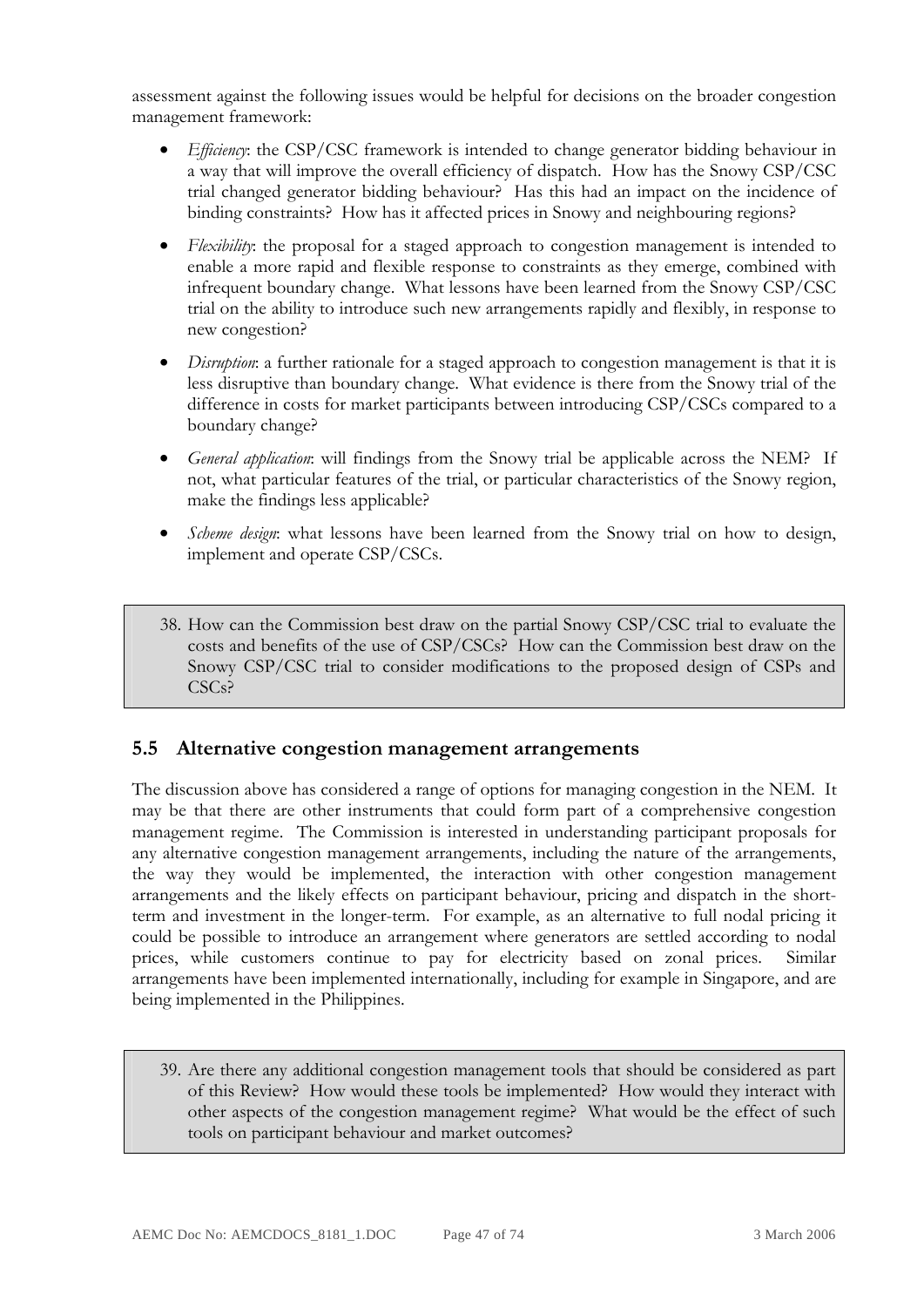assessment against the following issues would be helpful for decisions on the broader congestion management framework:

- *Efficiency*: the CSP/CSC framework is intended to change generator bidding behaviour in a way that will improve the overall efficiency of dispatch. How has the Snowy CSP/CSC trial changed generator bidding behaviour? Has this had an impact on the incidence of binding constraints? How has it affected prices in Snowy and neighbouring regions?
- *Flexibility*: the proposal for a staged approach to congestion management is intended to enable a more rapid and flexible response to constraints as they emerge, combined with infrequent boundary change. What lessons have been learned from the Snowy CSP/CSC trial on the ability to introduce such new arrangements rapidly and flexibly, in response to new congestion?
- *Disruption*: a further rationale for a staged approach to congestion management is that it is less disruptive than boundary change. What evidence is there from the Snowy trial of the difference in costs for market participants between introducing CSP/CSCs compared to a boundary change?
- *General application*: will findings from the Snowy trial be applicable across the NEM? If not, what particular features of the trial, or particular characteristics of the Snowy region, make the findings less applicable?
- *Scheme design*: what lessons have been learned from the Snowy trial on how to design, implement and operate CSP/CSCs.

> 38. How can the Commission best draw on the partial Snowy CSP/CSC trial to evaluate the costs and benefits of the use of CSP/CSCs? How can the Commission best draw on the Snowy CSP/CSC trial to consider modifications to the proposed design of CSPs and CSCs?

## 5.5 Alternative congestion management arrangements

The discussion above has considered a range of options for managing congestion in the NEM. It may be that there are other instruments that could form part of a comprehensive congestion management regime. The Commission is interested in understanding participant proposals for any alternative congestion management arrangements, including the nature of the arrangements, the way they would be implemented, the interaction with other congestion management arrangements and the likely effects on participant behaviour, pricing and dispatch in the short-term and investment in the longer-term. For example, as an alternative to full nodal pricing it could be possible to introduce an arrangement where generators are settled according to nodal prices, while customers continue to pay for electricity based on zonal prices. Similar arrangements have been implemented internationally, including for example in Singapore, and are being implemented in the Philippines.

> 39. Are there any additional congestion management tools that should be considered as part of this Review? How would these tools be implemented? How would they interact with other aspects of the congestion management regime? What would be the effect of such tools on participant behaviour and market outcomes?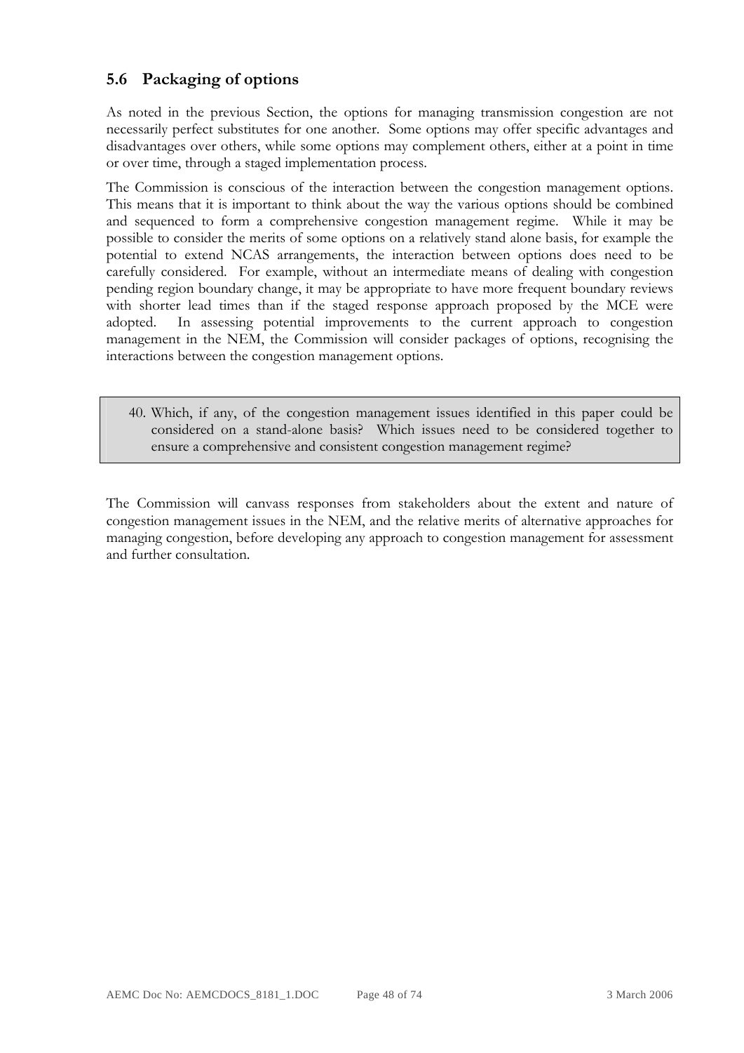## 5.6 Packaging of options

As noted in the previous Section, the options for managing transmission congestion are not necessarily perfect substitutes for one another. Some options may offer specific advantages and disadvantages over others, while some options may complement others, either at a point in time or over time, through a staged implementation process.

The Commission is conscious of the interaction between the congestion management options. This means that it is important to think about the way the various options should be combined and sequenced to form a comprehensive congestion management regime. While it may be possible to consider the merits of some options on a relatively stand alone basis, for example the potential to extend NCAS arrangements, the interaction between options does need to be carefully considered. For example, without an intermediate means of dealing with congestion pending region boundary change, it may be appropriate to have more frequent boundary reviews with shorter lead times than if the staged response approach proposed by the MCE were adopted. In assessing potential improvements to the current approach to congestion management in the NEM, the Commission will consider packages of options, recognising the interactions between the congestion management options.

> 40. Which, if any, of the congestion management issues identified in this paper could be considered on a stand-alone basis? Which issues need to be considered together to ensure a comprehensive and consistent congestion management regime?

The Commission will canvass responses from stakeholders about the extent and nature of congestion management issues in the NEM, and the relative merits of alternative approaches for managing congestion, before developing any approach to congestion management for assessment and further consultation.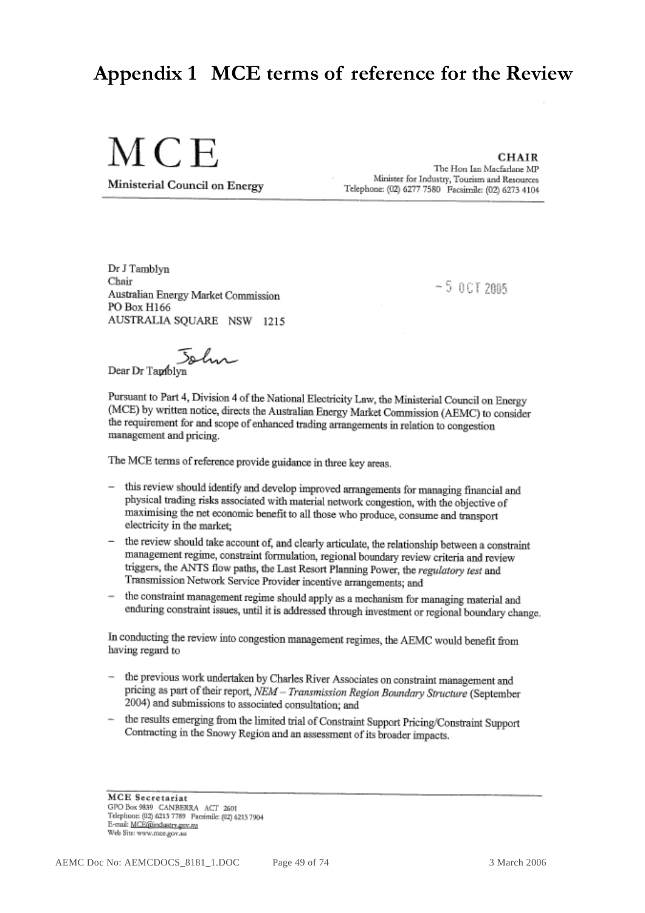# Appendix 1 MCE terms of reference for the Review

MCE

Ministerial Council on Energy

**CHAIR**
The Hon Ian Macfarlane MP
Minister for Industry, Tourism and Resources
Telephone: (02) 6277 7580 Facsimile: (02) 6273 4104

Dr J Tamblyn
Chair
Australian Energy Market Commission
PO Box H166
AUSTRALIA SQUARE NSW 1215

- 5 OCT 2005

Dear ~~Dr Tamblyn~~ John

Pursuant to Part 4, Division 4 of the National Electricity Law, the Ministerial Council on Energy (MCE) by written notice, directs the Australian Energy Market Commission (AEMC) to consider the requirement for and scope of enhanced trading arrangements in relation to congestion management and pricing.

The MCE terms of reference provide guidance in three key areas.

- this review should identify and develop improved arrangements for managing financial and physical trading risks associated with material network congestion, with the objective of maximising the net economic benefit to all those who produce, consume and transport electricity in the market;
- the review should take account of, and clearly articulate, the relationship between a constraint management regime, constraint formulation, regional boundary review criteria and review triggers, the ANTS flow paths, the Last Resort Planning Power, the *regulatory test* and Transmission Network Service Provider incentive arrangements; and
- the constraint management regime should apply as a mechanism for managing material and enduring constraint issues, until it is addressed through investment or regional boundary change.

In conducting the review into congestion management regimes, the AEMC would benefit from having regard to

- the previous work undertaken by Charles River Associates on constraint management and pricing as part of their report, *NEM – Transmission Region Boundary Structure* (September 2004) and submissions to associated consultation; and
- the results emerging from the limited trial of Constraint Support Pricing/Constraint Support Contracting in the Snowy Region and an assessment of its broader impacts.

**MCE Secretariat**
GPO Box 9839 CANBERRA ACT 2601
Telephone: (02) 6213 7789 Facsimile: (02) 6213 7904
E-mail: MCE@industry.gov.au
Web Site: www.mce.gov.au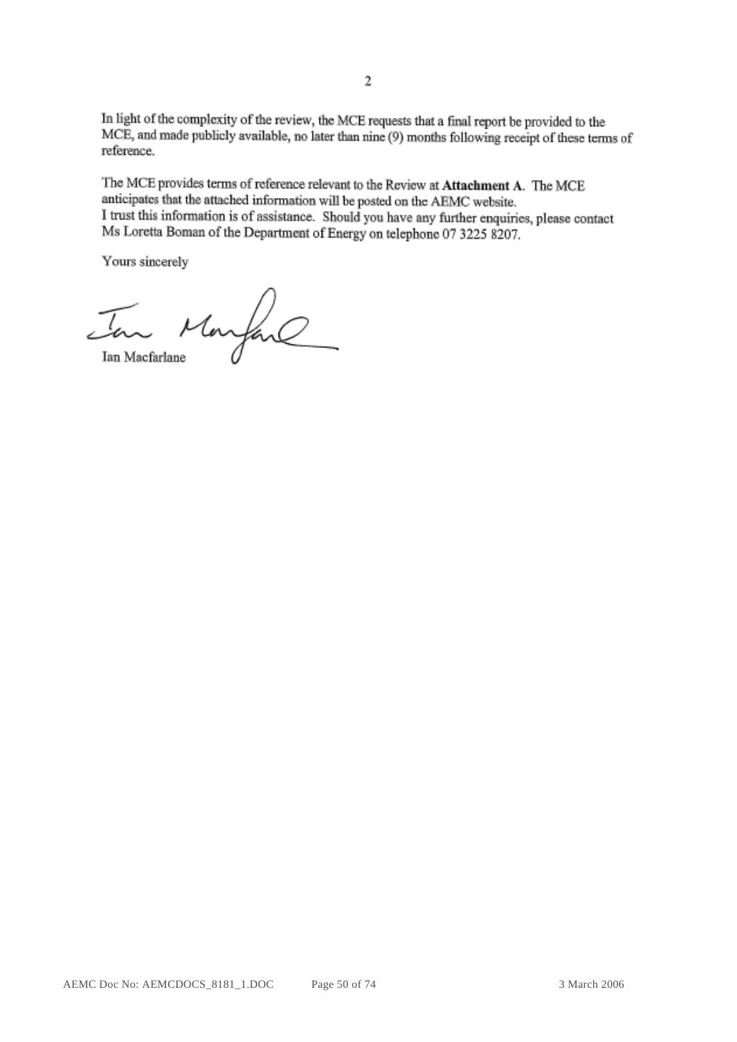In light of the complexity of the review, the MCE requests that a final report be provided to the MCE, and made publicly available, no later than nine (9) months following receipt of these terms of reference.

The MCE provides terms of reference relevant to the Review at **Attachment A**. The MCE anticipates that the attached information will be posted on the AEMC website.
I trust this information is of assistance. Should you have any further enquiries, please contact Ms Loretta Boman of the Department of Energy on telephone 07 3225 8207.

Yours sincerely

Ian Macfarlane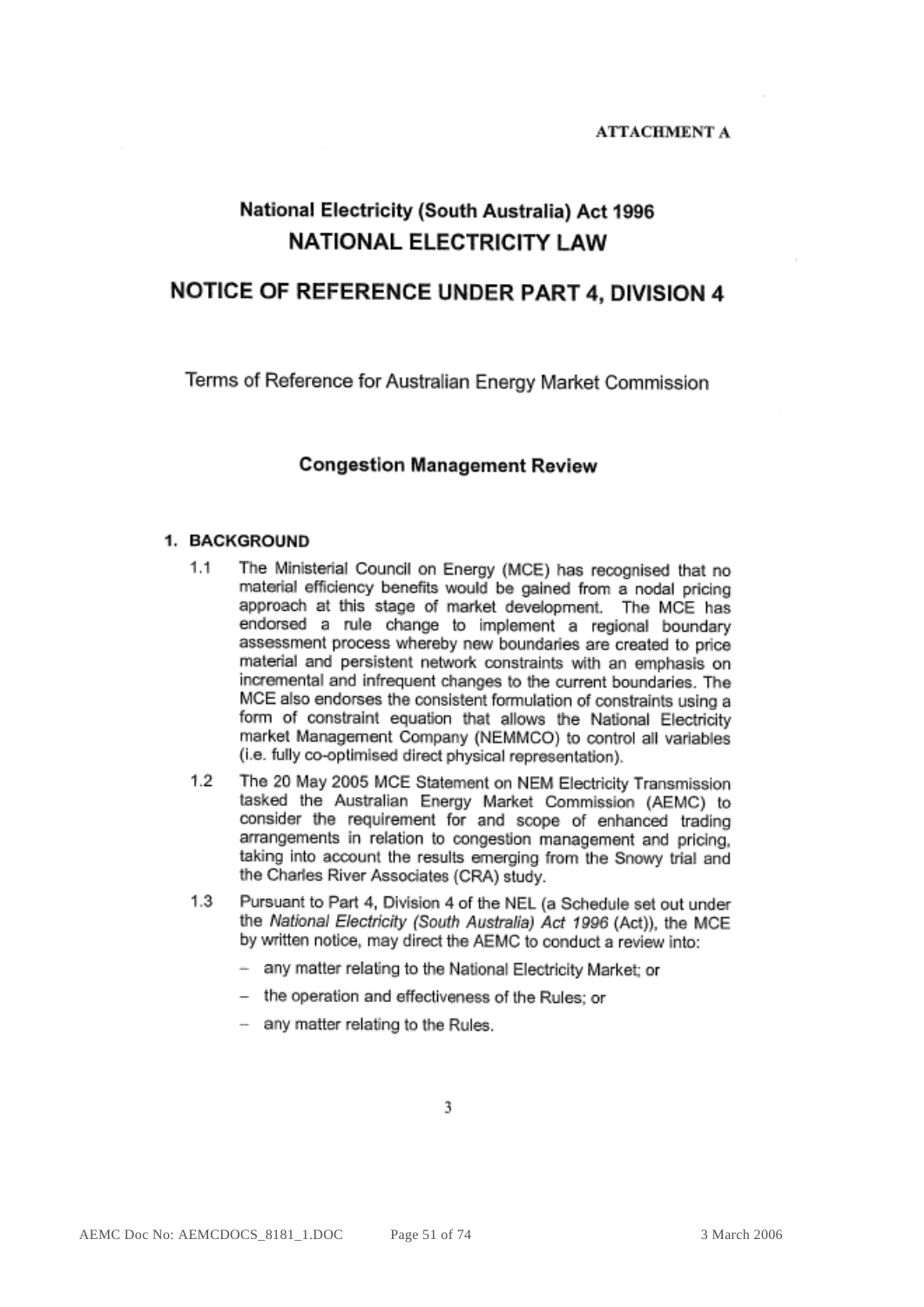**ATTACHMENT A**

# National Electricity (South Australia) Act 1996
# NATIONAL ELECTRICITY LAW

# NOTICE OF REFERENCE UNDER PART 4, DIVISION 4

Terms of Reference for Australian Energy Market Commission

## Congestion Management Review

### 1. BACKGROUND

1.1 The Ministerial Council on Energy (MCE) has recognised that no material efficiency benefits would be gained from a nodal pricing approach at this stage of market development. The MCE has endorsed a rule change to implement a regional boundary assessment process whereby new boundaries are created to price material and persistent network constraints with an emphasis on incremental and infrequent changes to the current boundaries. The MCE also endorses the consistent formulation of constraints using a form of constraint equation that allows the National Electricity market Management Company (NEMMCO) to control all variables (i.e. fully co-optimised direct physical representation).

1.2 The 20 May 2005 MCE Statement on NEM Electricity Transmission tasked the Australian Energy Market Commission (AEMC) to consider the requirement for and scope of enhanced trading arrangements in relation to congestion management and pricing, taking into account the results emerging from the Snowy trial and the Charles River Associates (CRA) study.

1.3 Pursuant to Part 4, Division 4 of the NEL (a Schedule set out under the *National Electricity (South Australia) Act 1996* (Act)), the MCE by written notice, may direct the AEMC to conduct a review into:

- any matter relating to the National Electricity Market; or
- the operation and effectiveness of the Rules; or
- any matter relating to the Rules.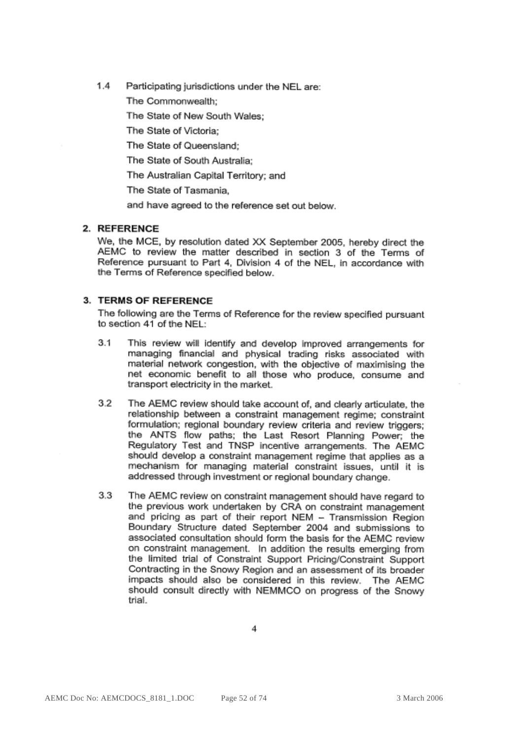1.4 Participating jurisdictions under the NEL are:

The Commonwealth;

The State of New South Wales;

The State of Victoria;

The State of Queensland;

The State of South Australia;

The Australian Capital Territory; and

The State of Tasmania,

and have agreed to the reference set out below.

## 2. REFERENCE

We, the MCE, by resolution dated XX September 2005, hereby direct the AEMC to review the matter described in section 3 of the Terms of Reference pursuant to Part 4, Division 4 of the NEL, in accordance with the Terms of Reference specified below.

## 3. TERMS OF REFERENCE

The following are the Terms of Reference for the review specified pursuant to section 41 of the NEL:

3.1 This review will identify and develop improved arrangements for managing financial and physical trading risks associated with material network congestion, with the objective of maximising the net economic benefit to all those who produce, consume and transport electricity in the market.

3.2 The AEMC review should take account of, and clearly articulate, the relationship between a constraint management regime; constraint formulation; regional boundary review criteria and review triggers; the ANTS flow paths; the Last Resort Planning Power; the Regulatory Test and TNSP incentive arrangements. The AEMC should develop a constraint management regime that applies as a mechanism for managing material constraint issues, until it is addressed through investment or regional boundary change.

3.3 The AEMC review on constraint management should have regard to the previous work undertaken by CRA on constraint management and pricing as part of their report NEM – Transmission Region Boundary Structure dated September 2004 and submissions to associated consultation should form the basis for the AEMC review on constraint management. In addition the results emerging from the limited trial of Constraint Support Pricing/Constraint Support Contracting in the Snowy Region and an assessment of its broader impacts should also be considered in this review. The AEMC should consult directly with NEMMCO on progress of the Snowy trial.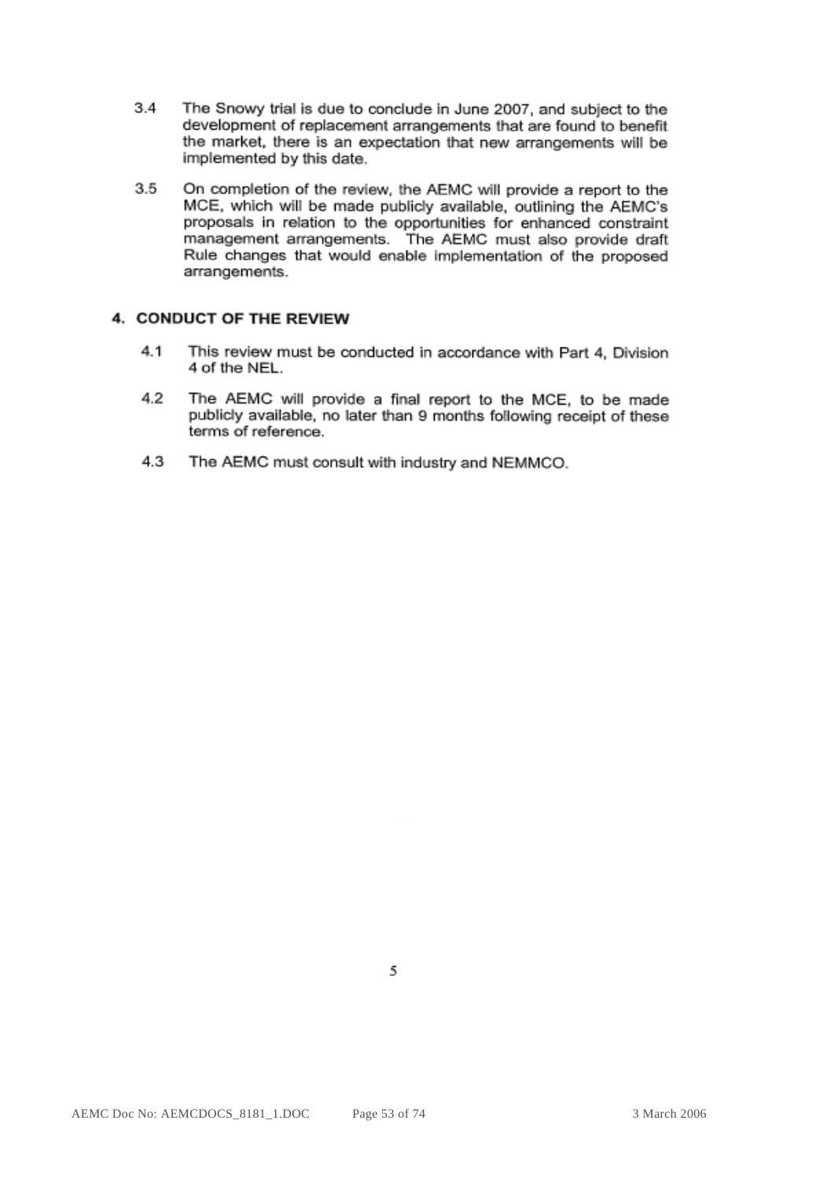3.4 The Snowy trial is due to conclude in June 2007, and subject to the development of replacement arrangements that are found to benefit the market, there is an expectation that new arrangements will be implemented by this date.

3.5 On completion of the review, the AEMC will provide a report to the MCE, which will be made publicly available, outlining the AEMC's proposals in relation to the opportunities for enhanced constraint management arrangements. The AEMC must also provide draft Rule changes that would enable implementation of the proposed arrangements.

## 4. CONDUCT OF THE REVIEW

4.1 This review must be conducted in accordance with Part 4, Division 4 of the NEL.

4.2 The AEMC will provide a final report to the MCE, to be made publicly available, no later than 9 months following receipt of these terms of reference.

4.3 The AEMC must consult with industry and NEMMCO.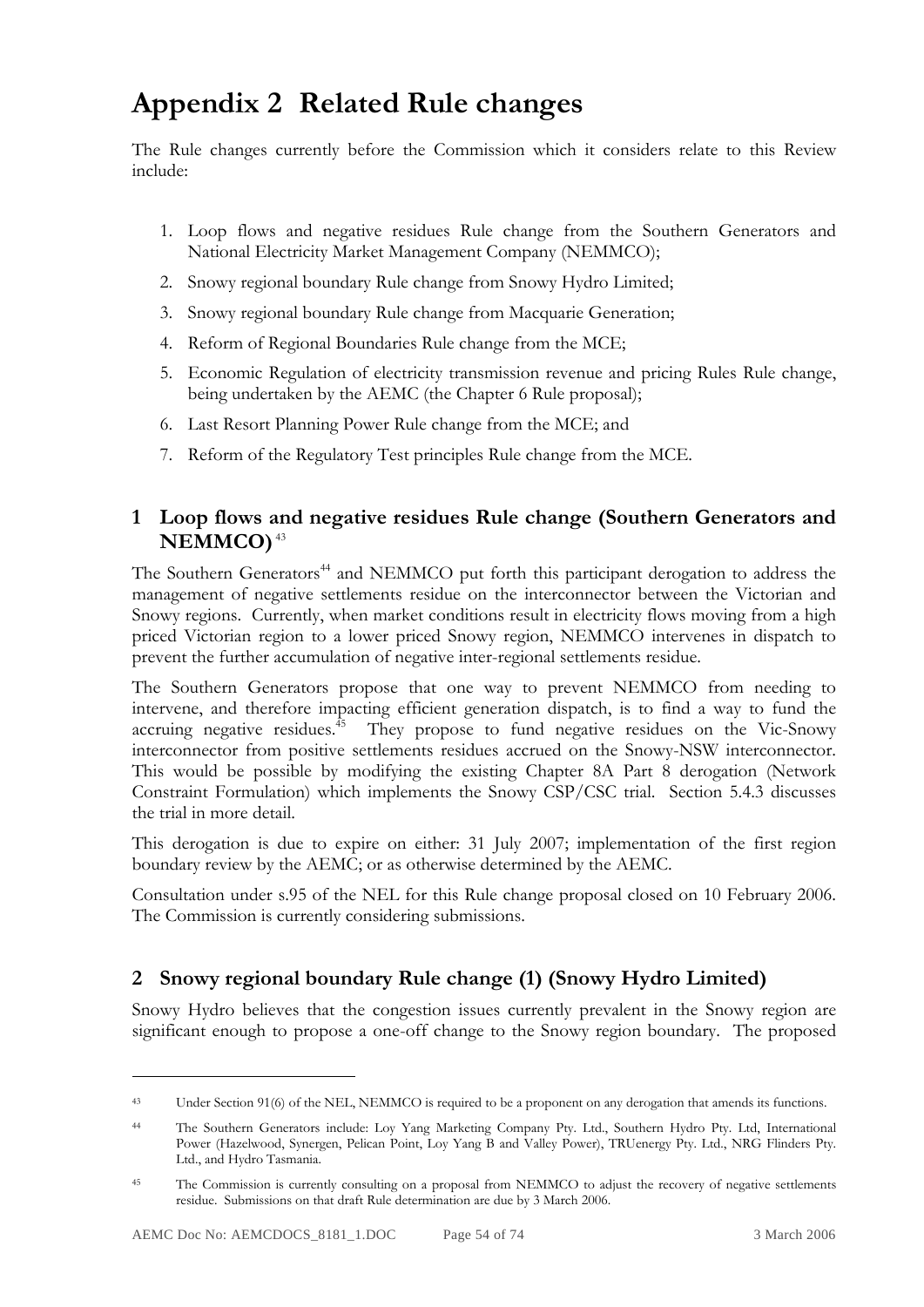# Appendix 2 Related Rule changes

The Rule changes currently before the Commission which it considers relate to this Review include:

1. Loop flows and negative residues Rule change from the Southern Generators and National Electricity Market Management Company (NEMMCO);
2. Snowy regional boundary Rule change from Snowy Hydro Limited;
3. Snowy regional boundary Rule change from Macquarie Generation;
4. Reform of Regional Boundaries Rule change from the MCE;
5. Economic Regulation of electricity transmission revenue and pricing Rules Rule change, being undertaken by the AEMC (the Chapter 6 Rule proposal);
6. Last Resort Planning Power Rule change from the MCE; and
7. Reform of the Regulatory Test principles Rule change from the MCE.

## 1 Loop flows and negative residues Rule change (Southern Generators and NEMMCO) [43]

The Southern Generators[44] and NEMMCO put forth this participant derogation to address the management of negative settlements residue on the interconnector between the Victorian and Snowy regions. Currently, when market conditions result in electricity flows moving from a high priced Victorian region to a lower priced Snowy region, NEMMCO intervenes in dispatch to prevent the further accumulation of negative inter-regional settlements residue.

The Southern Generators propose that one way to prevent NEMMCO from needing to intervene, and therefore impacting efficient generation dispatch, is to find a way to fund the accruing negative residues.[45] They propose to fund negative residues on the Vic-Snowy interconnector from positive settlements residues accrued on the Snowy-NSW interconnector. This would be possible by modifying the existing Chapter 8A Part 8 derogation (Network Constraint Formulation) which implements the Snowy CSP/CSC trial. Section 5.4.3 discusses the trial in more detail.

This derogation is due to expire on either: 31 July 2007; implementation of the first region boundary review by the AEMC; or as otherwise determined by the AEMC.

Consultation under s.95 of the NEL for this Rule change proposal closed on 10 February 2006. The Commission is currently considering submissions.

## 2 Snowy regional boundary Rule change (1) (Snowy Hydro Limited)

Snowy Hydro believes that the congestion issues currently prevalent in the Snowy region are significant enough to propose a one-off change to the Snowy region boundary. The proposed

---

[43] Under Section 91(6) of the NEL, NEMMCO is required to be a proponent on any derogation that amends its functions.

[44] The Southern Generators include: Loy Yang Marketing Company Pty. Ltd., Southern Hydro Pty. Ltd, International Power (Hazelwood, Synergen, Pelican Point, Loy Yang B and Valley Power), TRUenergy Pty. Ltd., NRG Flinders Pty. Ltd., and Hydro Tasmania.

[45] The Commission is currently consulting on a proposal from NEMMCO to adjust the recovery of negative settlements residue. Submissions on that draft Rule determination are due by 3 March 2006.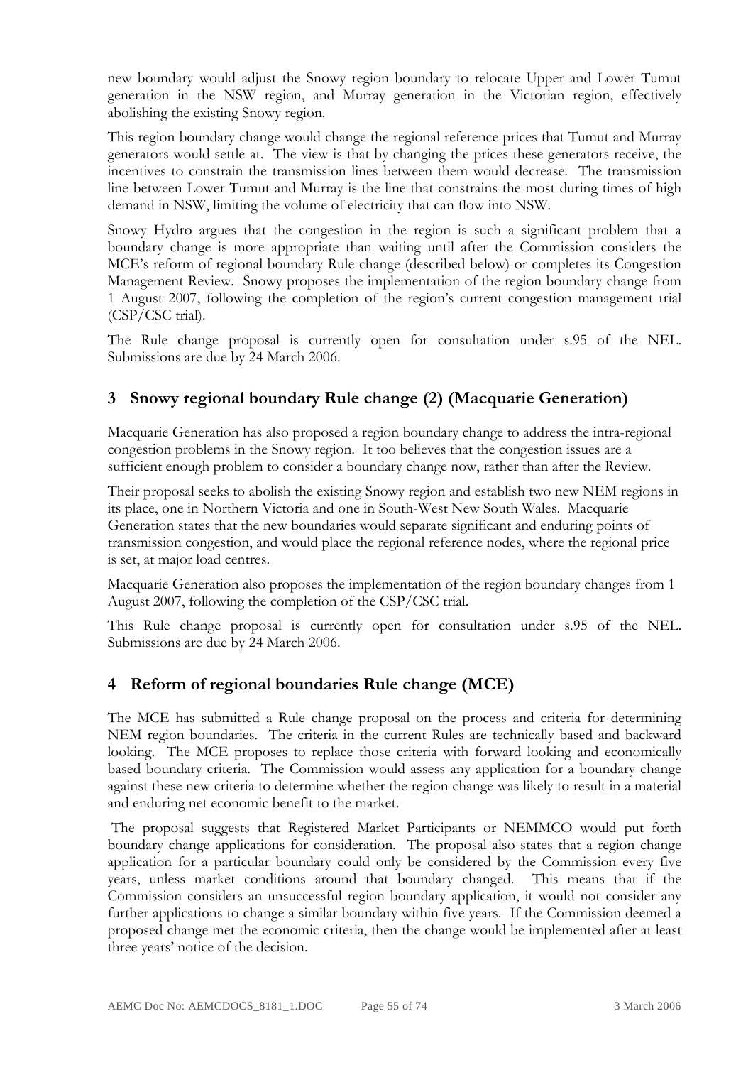new boundary would adjust the Snowy region boundary to relocate Upper and Lower Tumut generation in the NSW region, and Murray generation in the Victorian region, effectively abolishing the existing Snowy region.

This region boundary change would change the regional reference prices that Tumut and Murray generators would settle at. The view is that by changing the prices these generators receive, the incentives to constrain the transmission lines between them would decrease. The transmission line between Lower Tumut and Murray is the line that constrains the most during times of high demand in NSW, limiting the volume of electricity that can flow into NSW.

Snowy Hydro argues that the congestion in the region is such a significant problem that a boundary change is more appropriate than waiting until after the Commission considers the MCE's reform of regional boundary Rule change (described below) or completes its Congestion Management Review. Snowy proposes the implementation of the region boundary change from 1 August 2007, following the completion of the region's current congestion management trial (CSP/CSC trial).

The Rule change proposal is currently open for consultation under s.95 of the NEL. Submissions are due by 24 March 2006.

## 3 Snowy regional boundary Rule change (2) (Macquarie Generation)

Macquarie Generation has also proposed a region boundary change to address the intra-regional congestion problems in the Snowy region. It too believes that the congestion issues are a sufficient enough problem to consider a boundary change now, rather than after the Review.

Their proposal seeks to abolish the existing Snowy region and establish two new NEM regions in its place, one in Northern Victoria and one in South-West New South Wales. Macquarie Generation states that the new boundaries would separate significant and enduring points of transmission congestion, and would place the regional reference nodes, where the regional price is set, at major load centres.

Macquarie Generation also proposes the implementation of the region boundary changes from 1 August 2007, following the completion of the CSP/CSC trial.

This Rule change proposal is currently open for consultation under s.95 of the NEL. Submissions are due by 24 March 2006.

## 4 Reform of regional boundaries Rule change (MCE)

The MCE has submitted a Rule change proposal on the process and criteria for determining NEM region boundaries. The criteria in the current Rules are technically based and backward looking. The MCE proposes to replace those criteria with forward looking and economically based boundary criteria. The Commission would assess any application for a boundary change against these new criteria to determine whether the region change was likely to result in a material and enduring net economic benefit to the market.

The proposal suggests that Registered Market Participants or NEMMCO would put forth boundary change applications for consideration. The proposal also states that a region change application for a particular boundary could only be considered by the Commission every five years, unless market conditions around that boundary changed. This means that if the Commission considers an unsuccessful region boundary application, it would not consider any further applications to change a similar boundary within five years. If the Commission deemed a proposed change met the economic criteria, then the change would be implemented after at least three years' notice of the decision.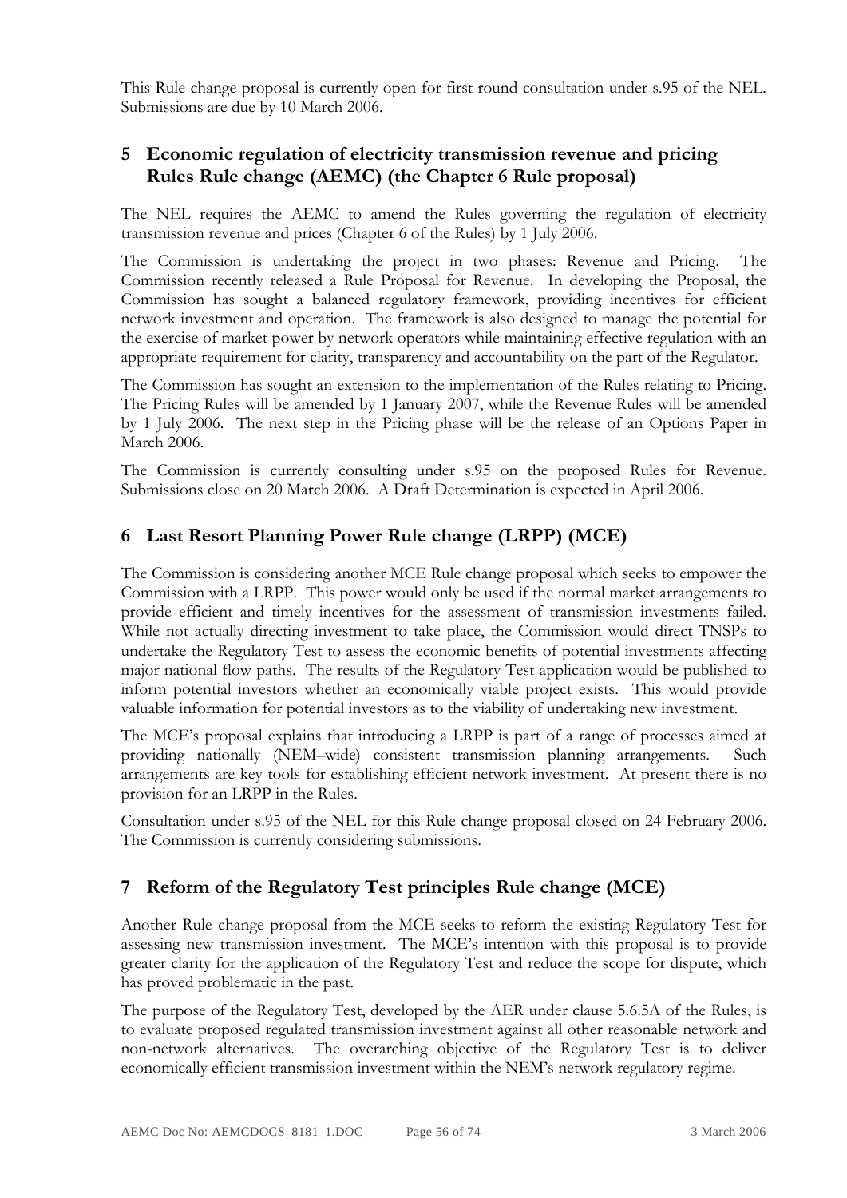This Rule change proposal is currently open for first round consultation under s.95 of the NEL. Submissions are due by 10 March 2006.

## 5 Economic regulation of electricity transmission revenue and pricing Rules Rule change (AEMC) (the Chapter 6 Rule proposal)

The NEL requires the AEMC to amend the Rules governing the regulation of electricity transmission revenue and prices (Chapter 6 of the Rules) by 1 July 2006.

The Commission is undertaking the project in two phases: Revenue and Pricing. The Commission recently released a Rule Proposal for Revenue. In developing the Proposal, the Commission has sought a balanced regulatory framework, providing incentives for efficient network investment and operation. The framework is also designed to manage the potential for the exercise of market power by network operators while maintaining effective regulation with an appropriate requirement for clarity, transparency and accountability on the part of the Regulator.

The Commission has sought an extension to the implementation of the Rules relating to Pricing. The Pricing Rules will be amended by 1 January 2007, while the Revenue Rules will be amended by 1 July 2006. The next step in the Pricing phase will be the release of an Options Paper in March 2006.

The Commission is currently consulting under s.95 on the proposed Rules for Revenue. Submissions close on 20 March 2006. A Draft Determination is expected in April 2006.

## 6 Last Resort Planning Power Rule change (LRPP) (MCE)

The Commission is considering another MCE Rule change proposal which seeks to empower the Commission with a LRPP. This power would only be used if the normal market arrangements to provide efficient and timely incentives for the assessment of transmission investments failed. While not actually directing investment to take place, the Commission would direct TNSPs to undertake the Regulatory Test to assess the economic benefits of potential investments affecting major national flow paths. The results of the Regulatory Test application would be published to inform potential investors whether an economically viable project exists. This would provide valuable information for potential investors as to the viability of undertaking new investment.

The MCE's proposal explains that introducing a LRPP is part of a range of processes aimed at providing nationally (NEM–wide) consistent transmission planning arrangements. Such arrangements are key tools for establishing efficient network investment. At present there is no provision for an LRPP in the Rules.

Consultation under s.95 of the NEL for this Rule change proposal closed on 24 February 2006. The Commission is currently considering submissions.

## 7 Reform of the Regulatory Test principles Rule change (MCE)

Another Rule change proposal from the MCE seeks to reform the existing Regulatory Test for assessing new transmission investment. The MCE's intention with this proposal is to provide greater clarity for the application of the Regulatory Test and reduce the scope for dispute, which has proved problematic in the past.

The purpose of the Regulatory Test, developed by the AER under clause 5.6.5A of the Rules, is to evaluate proposed regulated transmission investment against all other reasonable network and non-network alternatives. The overarching objective of the Regulatory Test is to deliver economically efficient transmission investment within the NEM's network regulatory regime.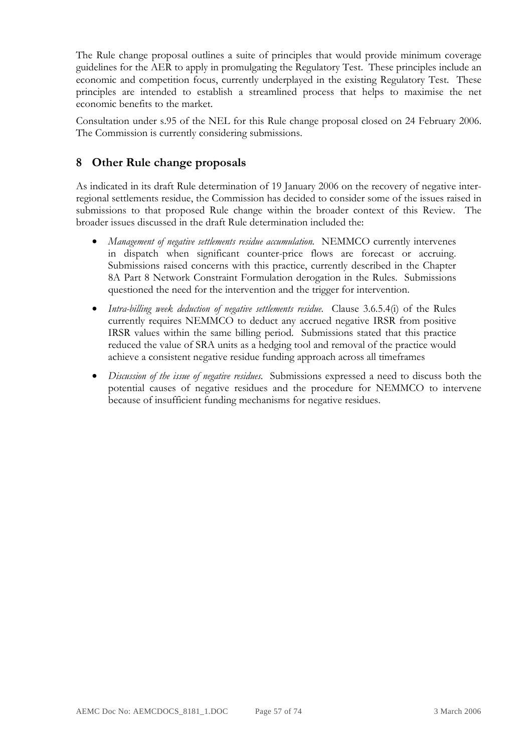The Rule change proposal outlines a suite of principles that would provide minimum coverage guidelines for the AER to apply in promulgating the Regulatory Test. These principles include an economic and competition focus, currently underplayed in the existing Regulatory Test. These principles are intended to establish a streamlined process that helps to maximise the net economic benefits to the market.

Consultation under s.95 of the NEL for this Rule change proposal closed on 24 February 2006. The Commission is currently considering submissions.

## 8 Other Rule change proposals

As indicated in its draft Rule determination of 19 January 2006 on the recovery of negative inter-regional settlements residue, the Commission has decided to consider some of the issues raised in submissions to that proposed Rule change within the broader context of this Review. The broader issues discussed in the draft Rule determination included the:

- *Management of negative settlements residue accumulation.* NEMMCO currently intervenes in dispatch when significant counter-price flows are forecast or accruing. Submissions raised concerns with this practice, currently described in the Chapter 8A Part 8 Network Constraint Formulation derogation in the Rules. Submissions questioned the need for the intervention and the trigger for intervention.
- *Intra-billing week deduction of negative settlements residue.* Clause 3.6.5.4(i) of the Rules currently requires NEMMCO to deduct any accrued negative IRSR from positive IRSR values within the same billing period. Submissions stated that this practice reduced the value of SRA units as a hedging tool and removal of the practice would achieve a consistent negative residue funding approach across all timeframes
- *Discussion of the issue of negative residues.* Submissions expressed a need to discuss both the potential causes of negative residues and the procedure for NEMMCO to intervene because of insufficient funding mechanisms for negative residues.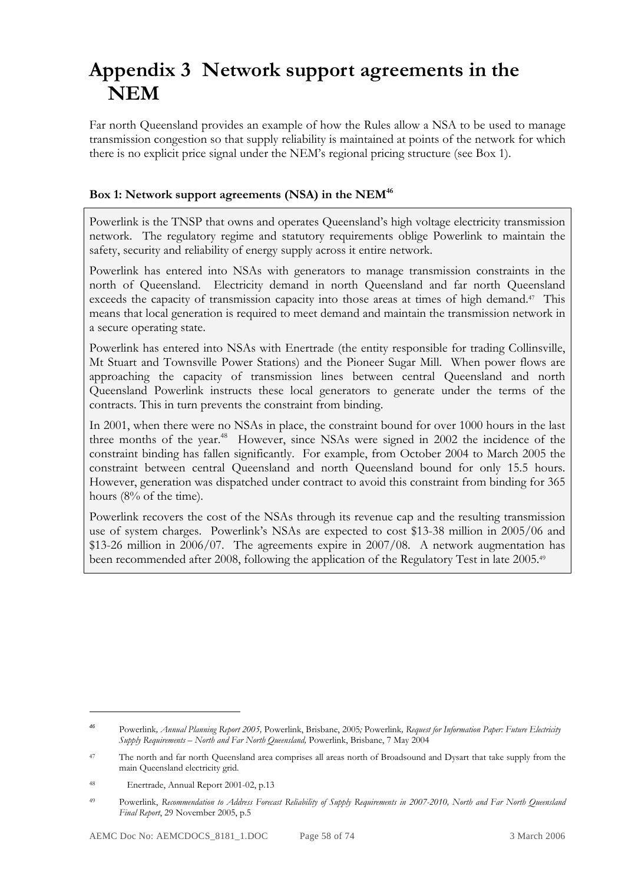# Appendix 3 Network support agreements in the NEM

Far north Queensland provides an example of how the Rules allow a NSA to be used to manage transmission congestion so that supply reliability is maintained at points of the network for which there is no explicit price signal under the NEM's regional pricing structure (see Box 1).

### Box 1: Network support agreements (NSA) in the NEM[46]

Powerlink is the TNSP that owns and operates Queensland's high voltage electricity transmission network. The regulatory regime and statutory requirements oblige Powerlink to maintain the safety, security and reliability of energy supply across it entire network.

Powerlink has entered into NSAs with generators to manage transmission constraints in the north of Queensland. Electricity demand in north Queensland and far north Queensland exceeds the capacity of transmission capacity into those areas at times of high demand.[47] This means that local generation is required to meet demand and maintain the transmission network in a secure operating state.

Powerlink has entered into NSAs with Enertrade (the entity responsible for trading Collinsville, Mt Stuart and Townsville Power Stations) and the Pioneer Sugar Mill. When power flows are approaching the capacity of transmission lines between central Queensland and north Queensland Powerlink instructs these local generators to generate under the terms of the contracts. This in turn prevents the constraint from binding.

In 2001, when there were no NSAs in place, the constraint bound for over 1000 hours in the last three months of the year.[48] However, since NSAs were signed in 2002 the incidence of the constraint binding has fallen significantly. For example, from October 2004 to March 2005 the constraint between central Queensland and north Queensland bound for only 15.5 hours. However, generation was dispatched under contract to avoid this constraint from binding for 365 hours (8% of the time).

Powerlink recovers the cost of the NSAs through its revenue cap and the resulting transmission use of system charges. Powerlink's NSAs are expected to cost $13-38 million in 2005/06 and $13-26 million in 2006/07. The agreements expire in 2007/08. A network augmentation has been recommended after 2008, following the application of the Regulatory Test in late 2005.[49]

---

[46] Powerlink, *Annual Planning Report 2005,* Powerlink, Brisbane, 2005; Powerlink, *Request for Information Paper: Future Electricity Supply Requirements – North and Far North Queensland,* Powerlink, Brisbane, 7 May 2004

[47] The north and far north Queensland area comprises all areas north of Broadsound and Dysart that take supply from the main Queensland electricity grid.

[48] Enertrade, Annual Report 2001-02, p.13

[49] Powerlink, *Recommendation to Address Forecast Reliability of Supply Requirements in 2007-2010, North and Far North Queensland Final Report*, 29 November 2005, p.5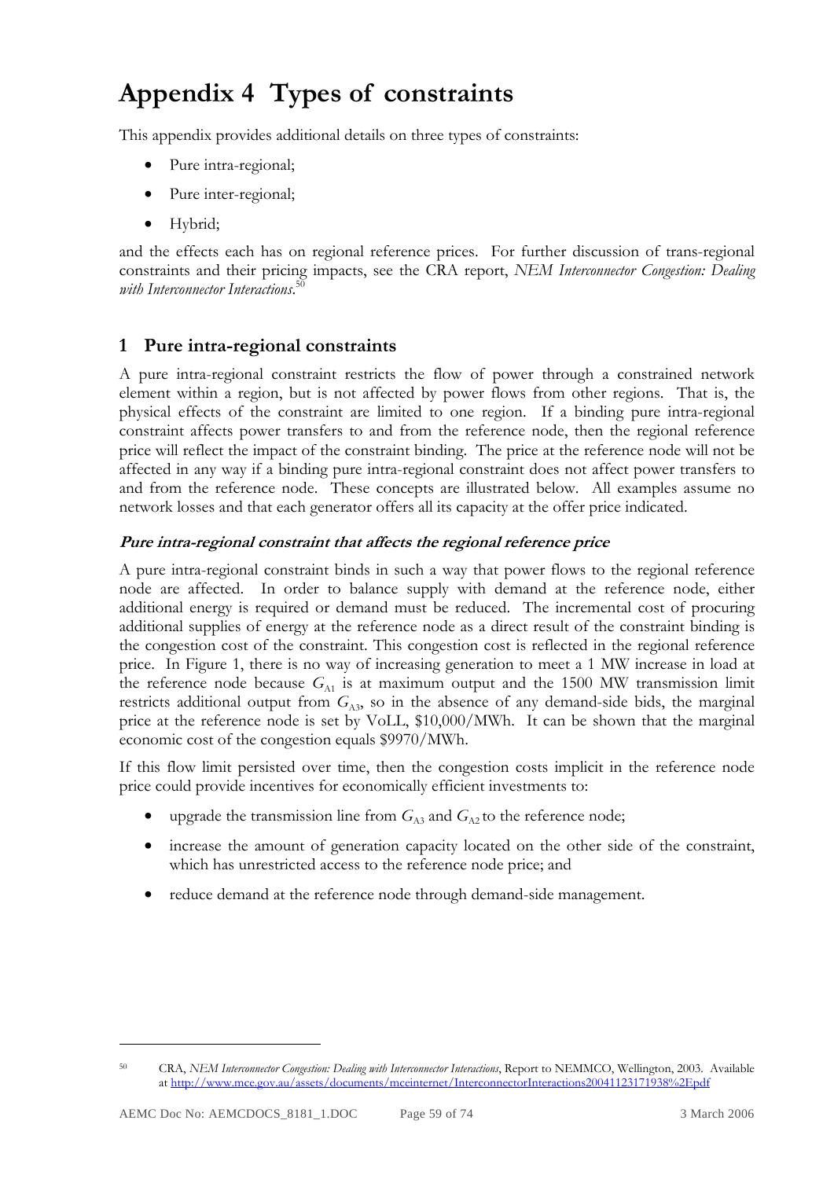# Appendix 4 Types of constraints

This appendix provides additional details on three types of constraints:

- Pure intra-regional;
- Pure inter-regional;
- Hybrid;

and the effects each has on regional reference prices. For further discussion of trans-regional constraints and their pricing impacts, see the CRA report, *NEM Interconnector Congestion: Dealing with Interconnector Interactions*.[50]

## 1 Pure intra-regional constraints

A pure intra-regional constraint restricts the flow of power through a constrained network element within a region, but is not affected by power flows from other regions. That is, the physical effects of the constraint are limited to one region. If a binding pure intra-regional constraint affects power transfers to and from the reference node, then the regional reference price will reflect the impact of the constraint binding. The price at the reference node will not be affected in any way if a binding pure intra-regional constraint does not affect power transfers to and from the reference node. These concepts are illustrated below. All examples assume no network losses and that each generator offers all its capacity at the offer price indicated.

### *Pure intra-regional constraint that affects the regional reference price*

A pure intra-regional constraint binds in such a way that power flows to the regional reference node are affected. In order to balance supply with demand at the reference node, either additional energy is required or demand must be reduced. The incremental cost of procuring additional supplies of energy at the reference node as a direct result of the constraint binding is the congestion cost of the constraint. This congestion cost is reflected in the regional reference price. In Figure 1, there is no way of increasing generation to meet a 1 MW increase in load at the reference node because $G_{A1}$ is at maximum output and the 1500 MW transmission limit restricts additional output from $G_{A3}$, so in the absence of any demand-side bids, the marginal price at the reference node is set by VoLL, \$10,000/MWh. It can be shown that the marginal economic cost of the congestion equals \$9970/MWh.

If this flow limit persisted over time, then the congestion costs implicit in the reference node price could provide incentives for economically efficient investments to:

- upgrade the transmission line from $G_{A3}$ and $G_{A2}$ to the reference node;
- increase the amount of generation capacity located on the other side of the constraint, which has unrestricted access to the reference node price; and
- reduce demand at the reference node through demand-side management.

---

[50] CRA, *NEM Interconnector Congestion: Dealing with Interconnector Interactions*, Report to NEMMCO, Wellington, 2003. Available at http://www.mce.gov.au/assets/documents/mceinternet/InterconnectorInteractions20041123171938%2Epdf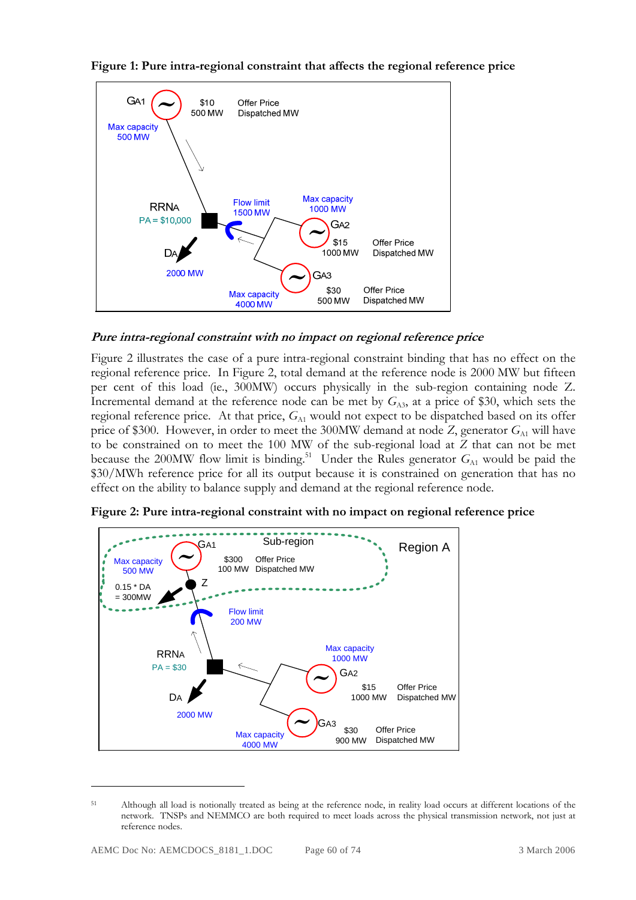**Figure 1: Pure intra-regional constraint that affects the regional reference price**

*Pure intra-regional constraint with no impact on regional reference price*

Figure 2 illustrates the case of a pure intra-regional constraint binding that has no effect on the regional reference price. In Figure 2, total demand at the reference node is 2000 MW but fifteen per cent of this load (ie., 300MW) occurs physically in the sub-region containing node Z. Incremental demand at the reference node can be met by $G_{A3}$, at a price of $30, which sets the regional reference price. At that price, $G_{A1}$ would not expect to be dispatched based on its offer price of $300. However, in order to meet the 300MW demand at node Z, generator $G_{A1}$ will have to be constrained on to meet the 100 MW of the sub-regional load at Z that can not be met because the 200MW flow limit is binding.[51] Under the Rules generator $G_{A1}$ would be paid the $30/MWh reference price for all its output because it is constrained on generation that has no effect on the ability to balance supply and demand at the regional reference node.

**Figure 2: Pure intra-regional constraint with no impact on regional reference price**

[51] Although all load is notionally treated as being at the reference node, in reality load occurs at different locations of the network. TNSPs and NEMMCO are both required to meet loads across the physical transmission network, not just at reference nodes.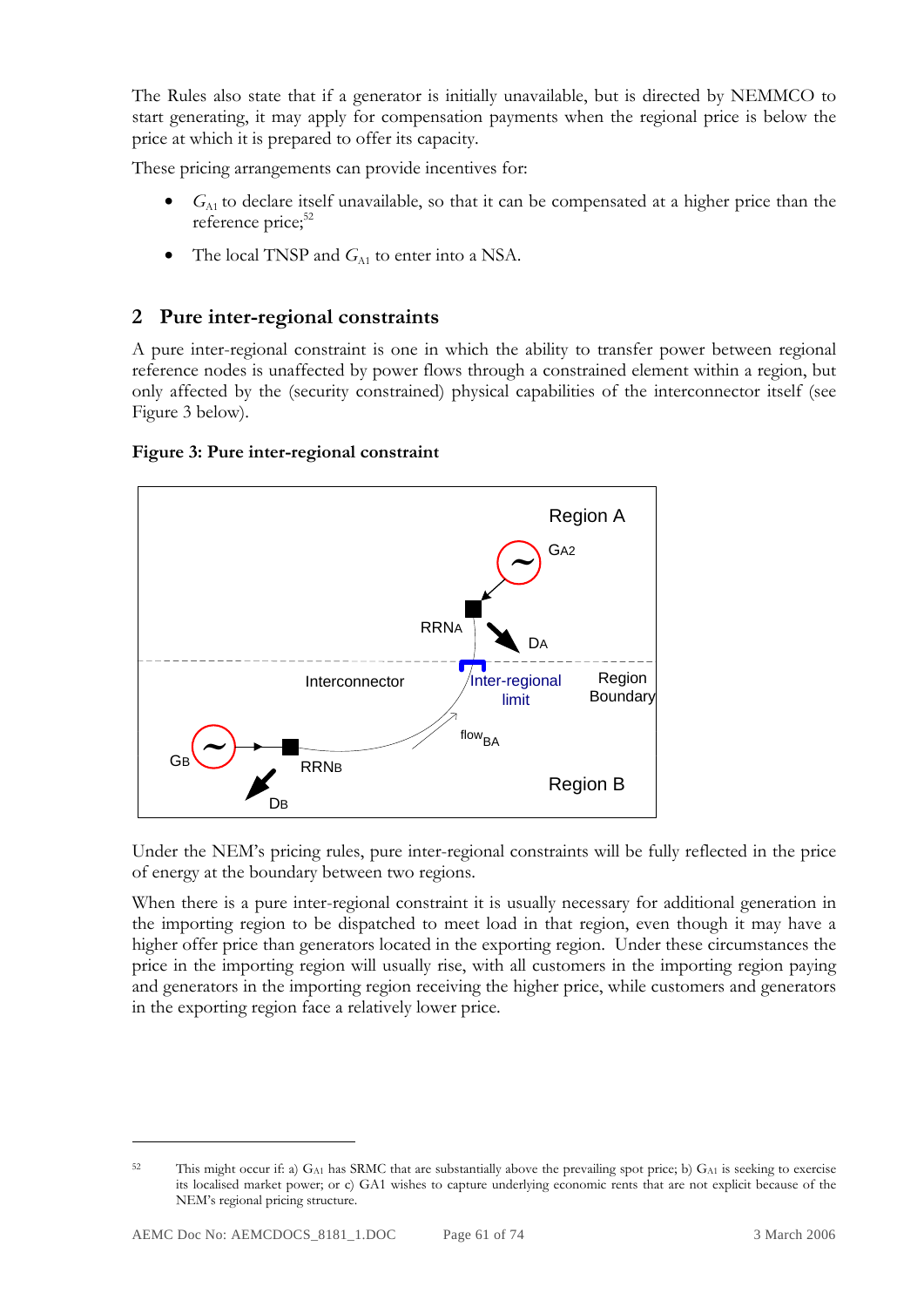The Rules also state that if a generator is initially unavailable, but is directed by NEMMCO to start generating, it may apply for compensation payments when the regional price is below the price at which it is prepared to offer its capacity.

These pricing arrangements can provide incentives for:

- $G_{A1}$ to declare itself unavailable, so that it can be compensated at a higher price than the reference price;[52]
- The local TNSP and $G_{A1}$ to enter into a NSA.

## 2 Pure inter-regional constraints

A pure inter-regional constraint is one in which the ability to transfer power between regional reference nodes is unaffected by power flows through a constrained element within a region, but only affected by the (security constrained) physical capabilities of the interconnector itself (see Figure 3 below).

**Figure 3: Pure inter-regional constraint**

Under the NEM's pricing rules, pure inter-regional constraints will be fully reflected in the price of energy at the boundary between two regions.

When there is a pure inter-regional constraint it is usually necessary for additional generation in the importing region to be dispatched to meet load in that region, even though it may have a higher offer price than generators located in the exporting region. Under these circumstances the price in the importing region will usually rise, with all customers in the importing region paying and generators in the importing region receiving the higher price, while customers and generators in the exporting region face a relatively lower price.

[52] This might occur if: a) $G_{A1}$ has SRMC that are substantially above the prevailing spot price; b) $G_{A1}$ is seeking to exercise its localised market power; or c) GA1 wishes to capture underlying economic rents that are not explicit because of the NEM's regional pricing structure.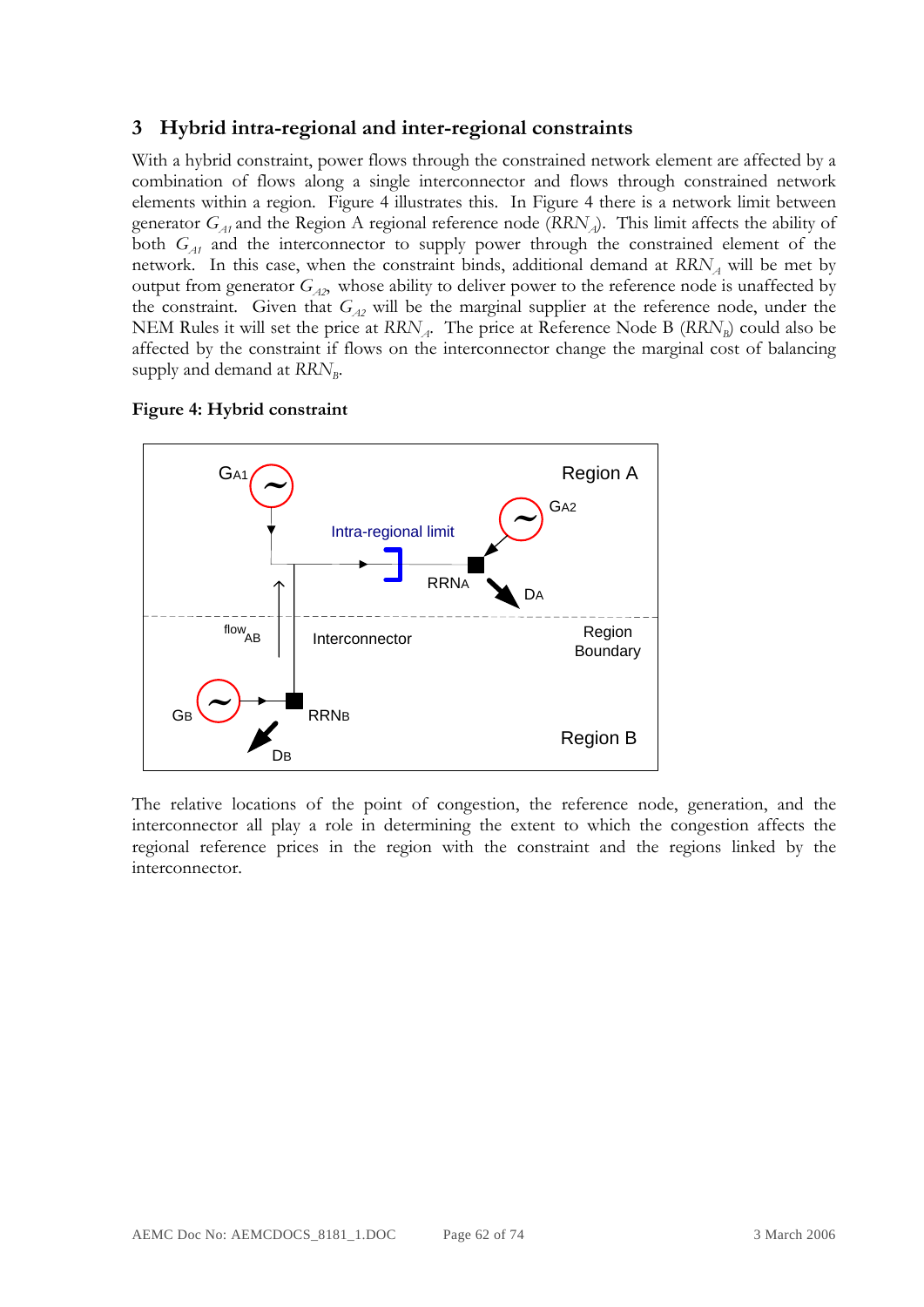## 3 Hybrid intra-regional and inter-regional constraints

With a hybrid constraint, power flows through the constrained network element are affected by a combination of flows along a single interconnector and flows through constrained network elements within a region. Figure 4 illustrates this. In Figure 4 there is a network limit between generator $G_{A1}$ and the Region A regional reference node ($RRN_A$). This limit affects the ability of both $G_{A1}$ and the interconnector to supply power through the constrained element of the network. In this case, when the constraint binds, additional demand at $RRN_A$ will be met by output from generator $G_{A2}$, whose ability to deliver power to the reference node is unaffected by the constraint. Given that $G_{A2}$ will be the marginal supplier at the reference node, under the NEM Rules it will set the price at $RRN_A$. The price at Reference Node B ($RRN_B$) could also be affected by the constraint if flows on the interconnector change the marginal cost of balancing supply and demand at $RRN_B$.

**Figure 4: Hybrid constraint**

The relative locations of the point of congestion, the reference node, generation, and the interconnector all play a role in determining the extent to which the congestion affects the regional reference prices in the region with the constraint and the regions linked by the interconnector.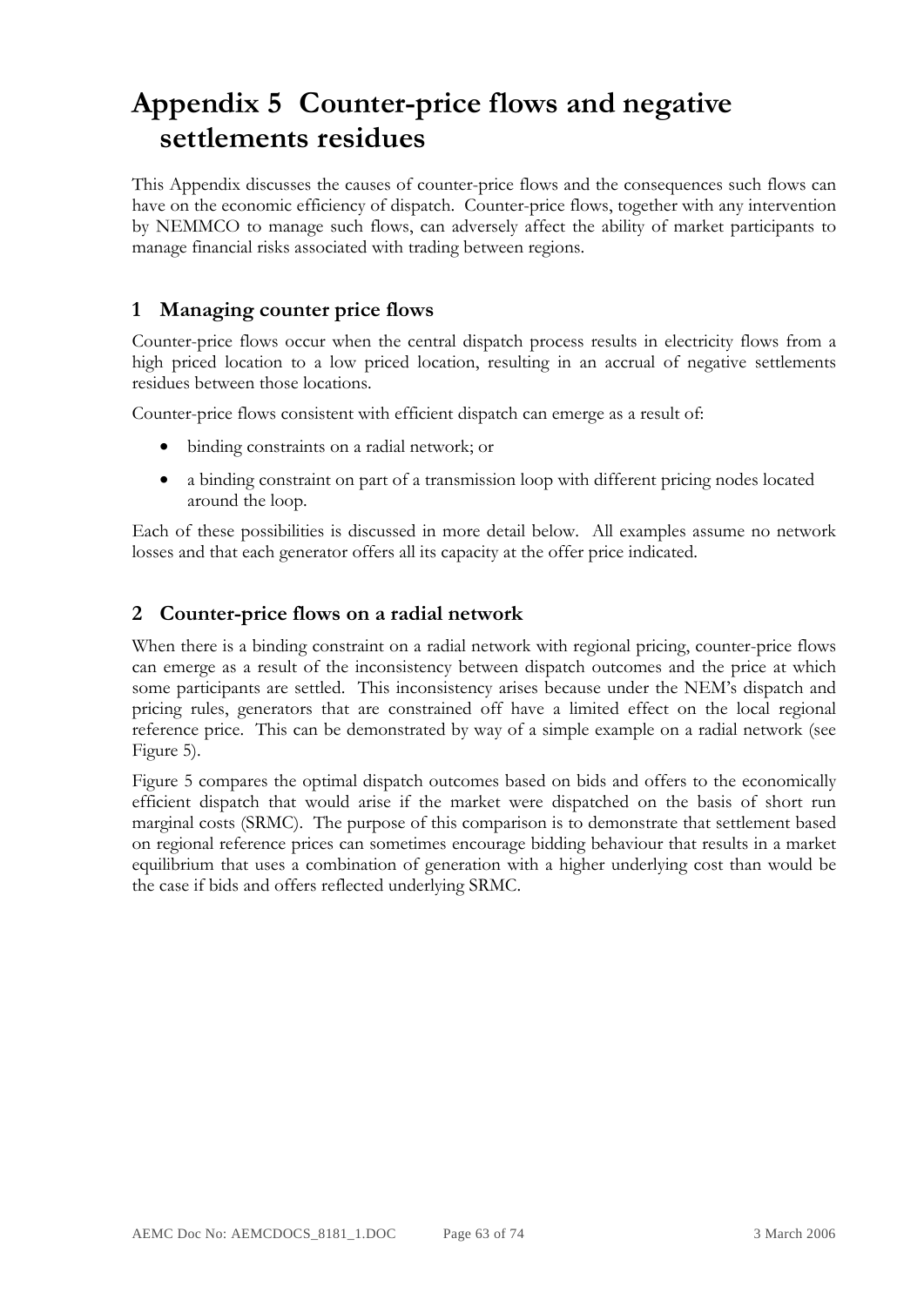# Appendix 5 Counter-price flows and negative settlements residues

This Appendix discusses the causes of counter-price flows and the consequences such flows can have on the economic efficiency of dispatch. Counter-price flows, together with any intervention by NEMMCO to manage such flows, can adversely affect the ability of market participants to manage financial risks associated with trading between regions.

## 1 Managing counter price flows

Counter-price flows occur when the central dispatch process results in electricity flows from a high priced location to a low priced location, resulting in an accrual of negative settlements residues between those locations.

Counter-price flows consistent with efficient dispatch can emerge as a result of:

- binding constraints on a radial network; or
- a binding constraint on part of a transmission loop with different pricing nodes located around the loop.

Each of these possibilities is discussed in more detail below. All examples assume no network losses and that each generator offers all its capacity at the offer price indicated.

## 2 Counter-price flows on a radial network

When there is a binding constraint on a radial network with regional pricing, counter-price flows can emerge as a result of the inconsistency between dispatch outcomes and the price at which some participants are settled. This inconsistency arises because under the NEM's dispatch and pricing rules, generators that are constrained off have a limited effect on the local regional reference price. This can be demonstrated by way of a simple example on a radial network (see Figure 5).

Figure 5 compares the optimal dispatch outcomes based on bids and offers to the economically efficient dispatch that would arise if the market were dispatched on the basis of short run marginal costs (SRMC). The purpose of this comparison is to demonstrate that settlement based on regional reference prices can sometimes encourage bidding behaviour that results in a market equilibrium that uses a combination of generation with a higher underlying cost than would be the case if bids and offers reflected underlying SRMC.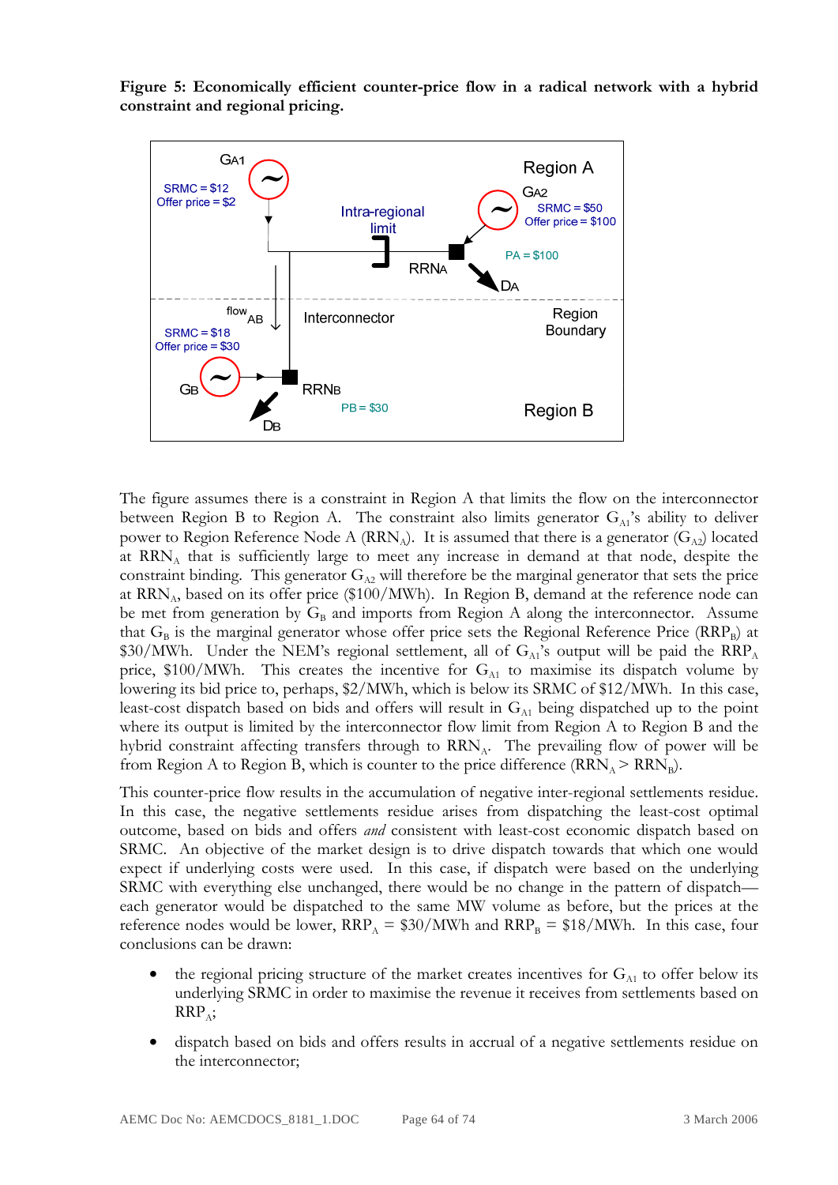**Figure 5: Economically efficient counter-price flow in a radical network with a hybrid constraint and regional pricing.**

The figure assumes there is a constraint in Region A that limits the flow on the interconnector between Region B to Region A. The constraint also limits generator $G_{A1}$'s ability to deliver power to Region Reference Node A ($RRN_A$). It is assumed that there is a generator ($G_{A2}$) located at $RRN_A$ that is sufficiently large to meet any increase in demand at that node, despite the constraint binding. This generator $G_{A2}$ will therefore be the marginal generator that sets the price at $RRN_A$, based on its offer price ($100/MWh). In Region B, demand at the reference node can be met from generation by $G_B$ and imports from Region A along the interconnector. Assume that $G_B$ is the marginal generator whose offer price sets the Regional Reference Price ($RRP_B$) at $30/MWh. Under the NEM's regional settlement, all of $G_{A1}$'s output will be paid the $RRP_A$ price, $100/MWh. This creates the incentive for $G_{A1}$ to maximise its dispatch volume by lowering its bid price to, perhaps, $2/MWh, which is below its SRMC of $12/MWh. In this case, least-cost dispatch based on bids and offers will result in $G_{A1}$ being dispatched up to the point where its output is limited by the interconnector flow limit from Region A to Region B and the hybrid constraint affecting transfers through to $RRN_A$. The prevailing flow of power will be from Region A to Region B, which is counter to the price difference ($RRN_A > RRN_B$).

This counter-price flow results in the accumulation of negative inter-regional settlements residue. In this case, the negative settlements residue arises from dispatching the least-cost optimal outcome, based on bids and offers *and* consistent with least-cost economic dispatch based on SRMC. An objective of the market design is to drive dispatch towards that which one would expect if underlying costs were used. In this case, if dispatch were based on the underlying SRMC with everything else unchanged, there would be no change in the pattern of dispatch—each generator would be dispatched to the same MW volume as before, but the prices at the reference nodes would be lower, $RRP_A$ = $30/MWh and $RRP_B$ = $18/MWh. In this case, four conclusions can be drawn:

- the regional pricing structure of the market creates incentives for $G_{A1}$ to offer below its underlying SRMC in order to maximise the revenue it receives from settlements based on $RRP_A$;
- dispatch based on bids and offers results in accrual of a negative settlements residue on the interconnector;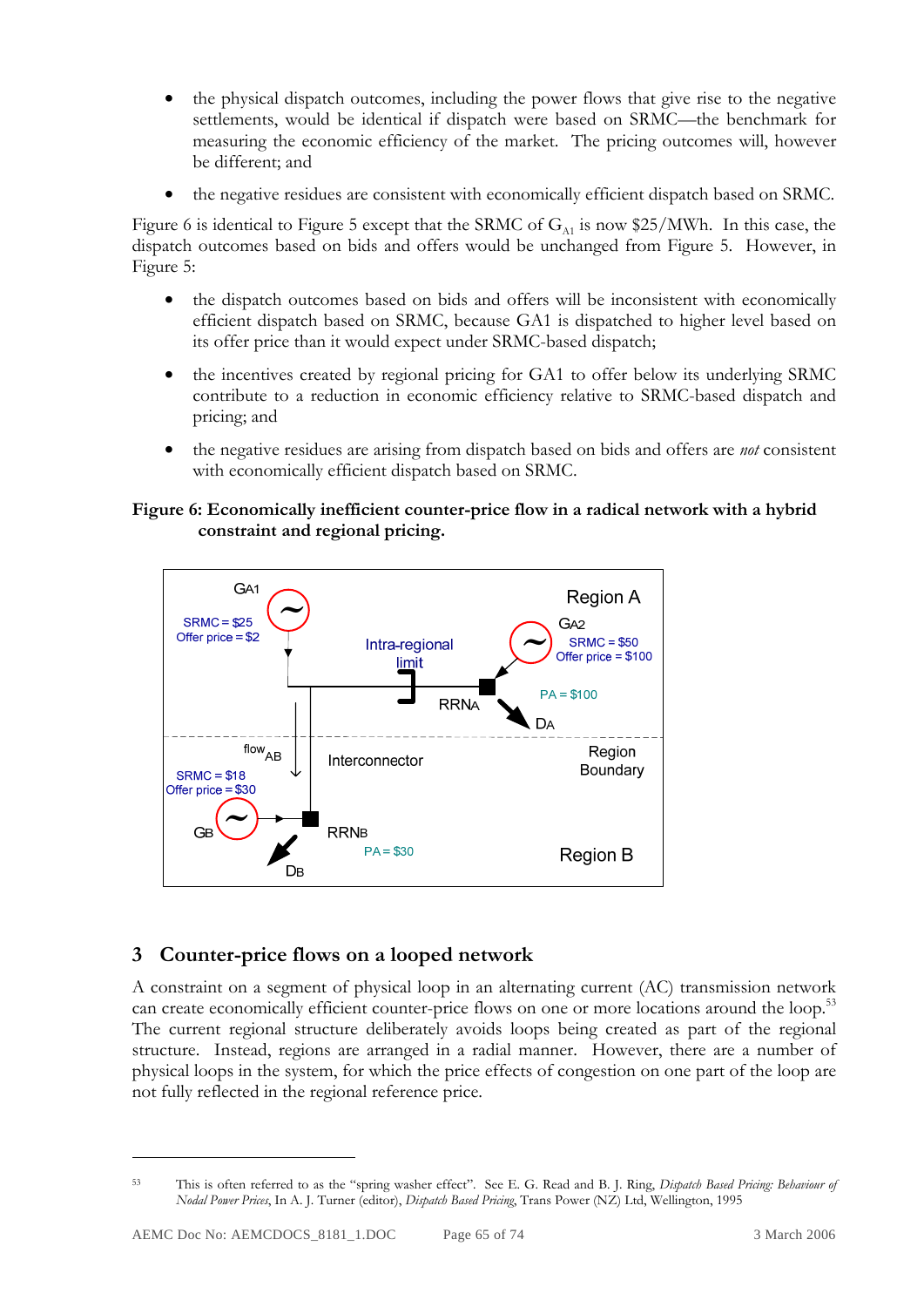- the physical dispatch outcomes, including the power flows that give rise to the negative settlements, would be identical if dispatch were based on SRMC—the benchmark for measuring the economic efficiency of the market. The pricing outcomes will, however be different; and

- the negative residues are consistent with economically efficient dispatch based on SRMC.

Figure 6 is identical to Figure 5 except that the SRMC of $G_{A1}$ is now \$25/MWh. In this case, the dispatch outcomes based on bids and offers would be unchanged from Figure 5. However, in Figure 5:

- the dispatch outcomes based on bids and offers will be inconsistent with economically efficient dispatch based on SRMC, because GA1 is dispatched to higher level based on its offer price than it would expect under SRMC-based dispatch;

- the incentives created by regional pricing for GA1 to offer below its underlying SRMC contribute to a reduction in economic efficiency relative to SRMC-based dispatch and pricing; and

- the negative residues are arising from dispatch based on bids and offers are *not* consistent with economically efficient dispatch based on SRMC.

**Figure 6: Economically inefficient counter-price flow in a radical network with a hybrid constraint and regional pricing.**

## 3 Counter-price flows on a looped network

A constraint on a segment of physical loop in an alternating current (AC) transmission network can create economically efficient counter-price flows on one or more locations around the loop.[53] The current regional structure deliberately avoids loops being created as part of the regional structure. Instead, regions are arranged in a radial manner. However, there are a number of physical loops in the system, for which the price effects of congestion on one part of the loop are not fully reflected in the regional reference price.

---

[53] This is often referred to as the "spring washer effect". See E. G. Read and B. J. Ring, *Dispatch Based Pricing: Behaviour of Nodal Power Prices*, In A. J. Turner (editor), *Dispatch Based Pricing*, Trans Power (NZ) Ltd, Wellington, 1995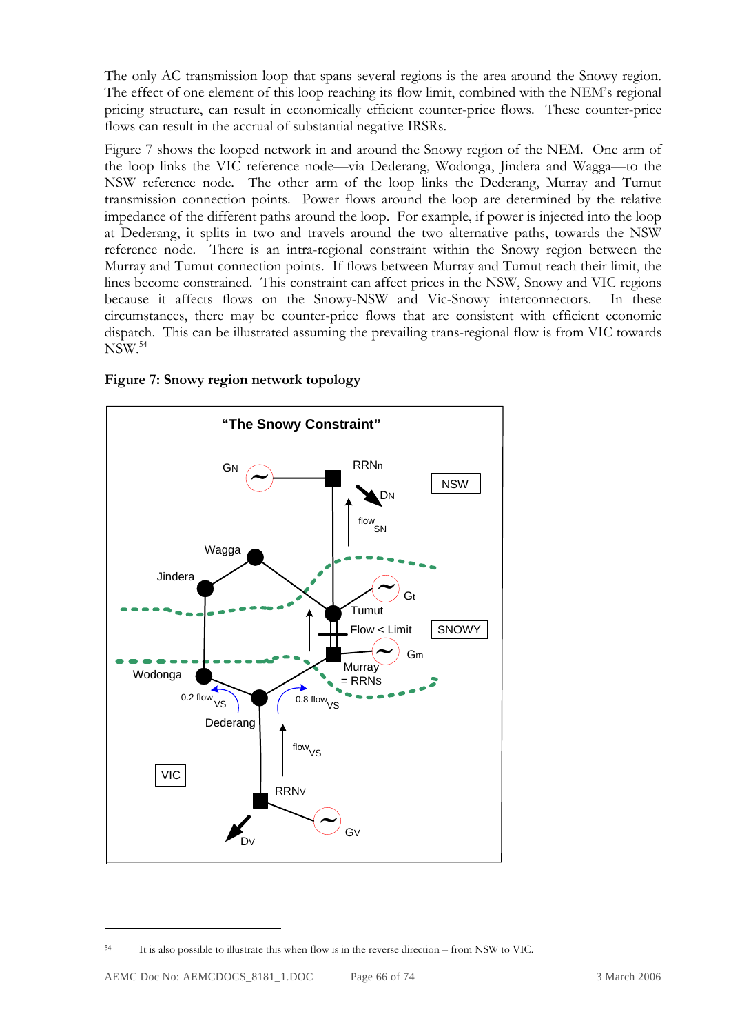The only AC transmission loop that spans several regions is the area around the Snowy region. The effect of one element of this loop reaching its flow limit, combined with the NEM's regional pricing structure, can result in economically efficient counter-price flows. These counter-price flows can result in the accrual of substantial negative IRSRs.

Figure 7 shows the looped network in and around the Snowy region of the NEM. One arm of the loop links the VIC reference node—via Dederang, Wodonga, Jindera and Wagga—to the NSW reference node. The other arm of the loop links the Dederang, Murray and Tumut transmission connection points. Power flows around the loop are determined by the relative impedance of the different paths around the loop. For example, if power is injected into the loop at Dederang, it splits in two and travels around the two alternative paths, towards the NSW reference node. There is an intra-regional constraint within the Snowy region between the Murray and Tumut connection points. If flows between Murray and Tumut reach their limit, the lines become constrained. This constraint can affect prices in the NSW, Snowy and VIC regions because it affects flows on the Snowy-NSW and Vic-Snowy interconnectors. In these circumstances, there may be counter-price flows that are consistent with efficient economic dispatch. This can be illustrated assuming the prevailing trans-regional flow is from VIC towards NSW.[54]

**Figure 7: Snowy region network topology**

[54] It is also possible to illustrate this when flow is in the reverse direction – from NSW to VIC.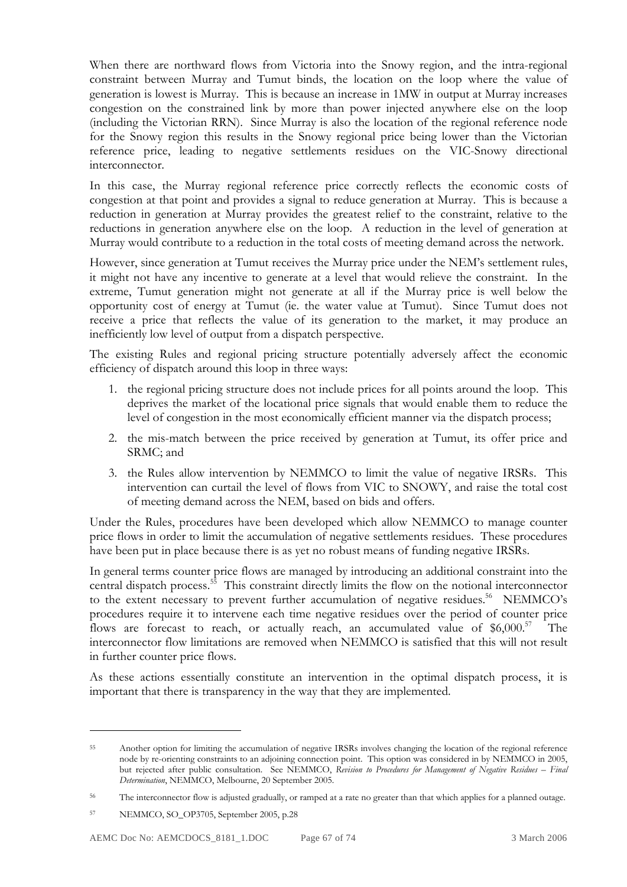When there are northward flows from Victoria into the Snowy region, and the intra-regional constraint between Murray and Tumut binds, the location on the loop where the value of generation is lowest is Murray. This is because an increase in 1MW in output at Murray increases congestion on the constrained link by more than power injected anywhere else on the loop (including the Victorian RRN). Since Murray is also the location of the regional reference node for the Snowy region this results in the Snowy regional price being lower than the Victorian reference price, leading to negative settlements residues on the VIC-Snowy directional interconnector.

In this case, the Murray regional reference price correctly reflects the economic costs of congestion at that point and provides a signal to reduce generation at Murray. This is because a reduction in generation at Murray provides the greatest relief to the constraint, relative to the reductions in generation anywhere else on the loop. A reduction in the level of generation at Murray would contribute to a reduction in the total costs of meeting demand across the network.

However, since generation at Tumut receives the Murray price under the NEM's settlement rules, it might not have any incentive to generate at a level that would relieve the constraint. In the extreme, Tumut generation might not generate at all if the Murray price is well below the opportunity cost of energy at Tumut (ie. the water value at Tumut). Since Tumut does not receive a price that reflects the value of its generation to the market, it may produce an inefficiently low level of output from a dispatch perspective.

The existing Rules and regional pricing structure potentially adversely affect the economic efficiency of dispatch around this loop in three ways:

1. the regional pricing structure does not include prices for all points around the loop. This deprives the market of the locational price signals that would enable them to reduce the level of congestion in the most economically efficient manner via the dispatch process;
2. the mis-match between the price received by generation at Tumut, its offer price and SRMC; and
3. the Rules allow intervention by NEMMCO to limit the value of negative IRSRs. This intervention can curtail the level of flows from VIC to SNOWY, and raise the total cost of meeting demand across the NEM, based on bids and offers.

Under the Rules, procedures have been developed which allow NEMMCO to manage counter price flows in order to limit the accumulation of negative settlements residues. These procedures have been put in place because there is as yet no robust means of funding negative IRSRs.

In general terms counter price flows are managed by introducing an additional constraint into the central dispatch process.[55] This constraint directly limits the flow on the notional interconnector to the extent necessary to prevent further accumulation of negative residues.[56] NEMMCO's procedures require it to intervene each time negative residues over the period of counter price flows are forecast to reach, or actually reach, an accumulated value of $6,000.[57] The interconnector flow limitations are removed when NEMMCO is satisfied that this will not result in further counter price flows.

As these actions essentially constitute an intervention in the optimal dispatch process, it is important that there is transparency in the way that they are implemented.

---

[55] Another option for limiting the accumulation of negative IRSRs involves changing the location of the regional reference node by re-orienting constraints to an adjoining connection point. This option was considered in by NEMMCO in 2005, but rejected after public consultation. See NEMMCO, *Revision to Procedures for Management of Negative Residues – Final Determination*, NEMMCO, Melbourne, 20 September 2005.

[56] The interconnector flow is adjusted gradually, or ramped at a rate no greater than that which applies for a planned outage.

[57] NEMMCO, SO_OP3705, September 2005, p.28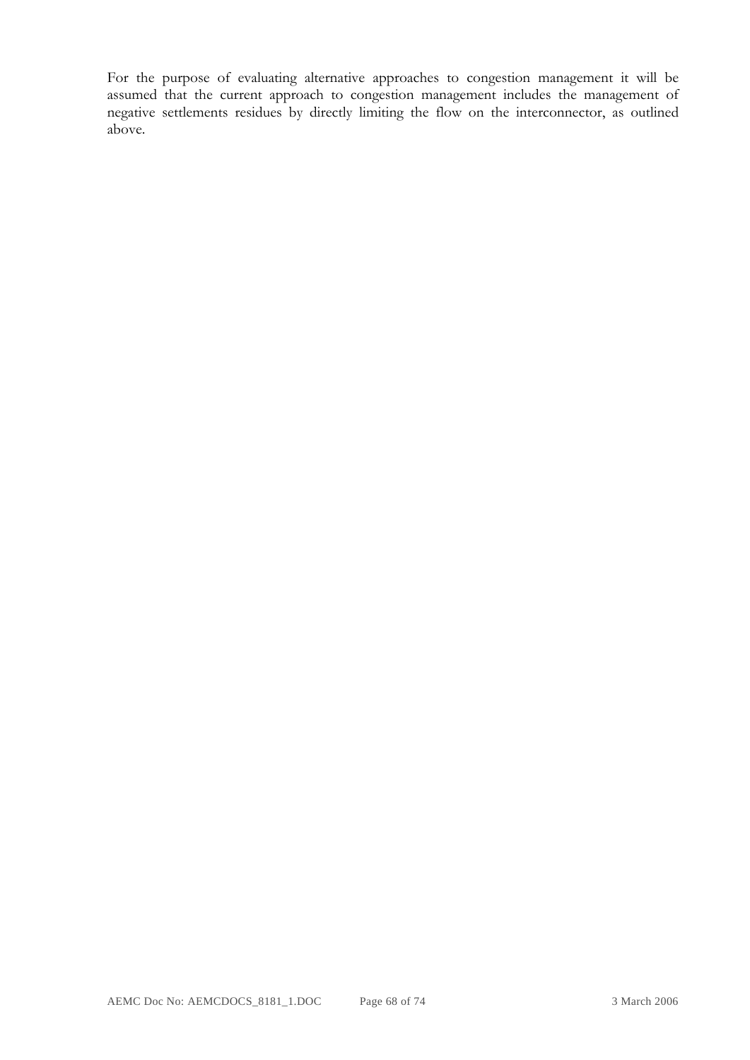For the purpose of evaluating alternative approaches to congestion management it will be assumed that the current approach to congestion management includes the management of negative settlements residues by directly limiting the flow on the interconnector, as outlined above.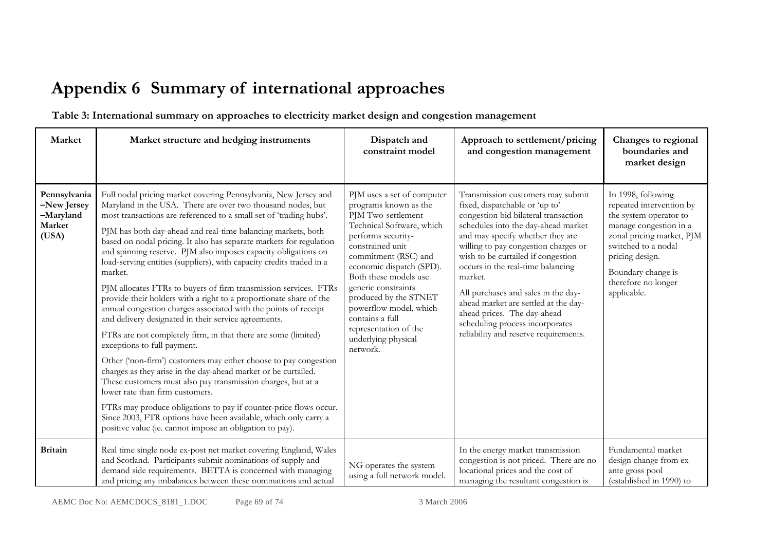# Appendix 6 Summary of international approaches

**Table 3: International summary on approaches to electricity market design and congestion management**

| Market | Market structure and hedging instruments | Dispatch and constraint model | Approach to settlement/pricing and congestion management | Changes to regional boundaries and market design |
|---|---|---|---|---|
| **Pennsylvania –New Jersey –Maryland Market (USA)** | Full nodal pricing market covering Pennsylvania, New Jersey and Maryland in the USA. There are over two thousand nodes, but most transactions are referenced to a small set of 'trading hubs'.<br><br>PJM has both day-ahead and real-time balancing markets, both based on nodal pricing. It also has separate markets for regulation and spinning reserve. PJM also imposes capacity obligations on load-serving entities (suppliers), with capacity credits traded in a market.<br><br>PJM allocates FTRs to buyers of firm transmission services. FTRs provide their holders with a right to a proportionate share of the annual congestion charges associated with the points of receipt and delivery designated in their service agreements.<br><br>FTRs are not completely firm, in that there are some (limited) exceptions to full payment.<br><br>Other ('non-firm') customers may either choose to pay congestion charges as they arise in the day-ahead market or be curtailed. These customers must also pay transmission charges, but at a lower rate than firm customers.<br><br>FTRs may produce obligations to pay if counter-price flows occur. Since 2003, FTR options have been available, which only carry a positive value (ie. cannot impose an obligation to pay). | PJM uses a set of computer programs known as the PJM Two-settlement Technical Software, which performs security-constrained unit commitment (RSC) and economic dispatch (SPD). Both these models use generic constraints produced by the STNET powerflow model, which contains a full representation of the underlying physical network. | Transmission customers may submit fixed, dispatchable or 'up to' congestion bid bilateral transaction schedules into the day-ahead market and may specify whether they are willing to pay congestion charges or wish to be curtailed if congestion occurs in the real-time balancing market.<br><br>All purchases and sales in the day-ahead market are settled at the day-ahead prices. The day-ahead scheduling process incorporates reliability and reserve requirements. | In 1998, following repeated intervention by the system operator to manage congestion in a zonal pricing market, PJM switched to a nodal pricing design.<br><br>Boundary change is therefore no longer applicable. |
| **Britain** | Real time single node ex-post net market covering England, Wales and Scotland. Participants submit nominations of supply and demand side requirements. BETTA is concerned with managing and pricing any imbalances between these nominations and actual | NG operates the system using a full network model. | In the energy market transmission congestion is not priced. There are no locational prices and the cost of managing the resultant congestion is | Fundamental market design change from ex-ante gross pool (established in 1990) to |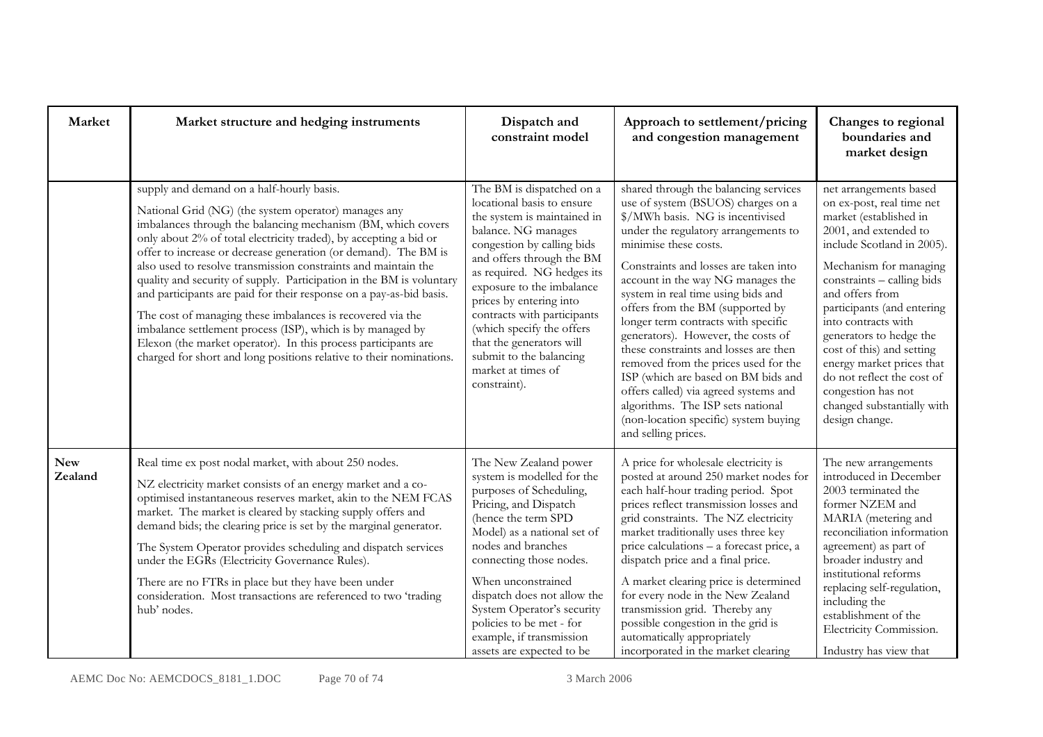| Market | Market structure and hedging instruments | Dispatch and constraint model | Approach to settlement/pricing and congestion management | Changes to regional boundaries and market design |
|---|---|---|---|---|
| | supply and demand on a half-hourly basis.<br><br>National Grid (NG) (the system operator) manages any imbalances through the balancing mechanism (BM, which covers only about 2% of total electricity traded), by accepting a bid or offer to increase or decrease generation (or demand). The BM is also used to resolve transmission constraints and maintain the quality and security of supply. Participation in the BM is voluntary and participants are paid for their response on a pay-as-bid basis.<br><br>The cost of managing these imbalances is recovered via the imbalance settlement process (ISP), which is by managed by Elexon (the market operator). In this process participants are charged for short and long positions relative to their nominations. | The BM is dispatched on a locational basis to ensure the system is maintained in balance. NG manages congestion by calling bids and offers through the BM as required. NG hedges its exposure to the imbalance prices by entering into contracts with participants (which specify the offers that the generators will submit to the balancing market at times of constraint). | shared through the balancing services use of system (BSUOS) charges on a $/MWh basis. NG is incentivised under the regulatory arrangements to minimise these costs.<br><br>Constraints and losses are taken into account in the way NG manages the system in real time using bids and offers from the BM (supported by longer term contracts with specific generators). However, the costs of these constraints and losses are then removed from the prices used for the ISP (which are based on BM bids and offers called) via agreed systems and algorithms. The ISP sets national (non-location specific) system buying and selling prices. | net arrangements based on ex-post, real time net market (established in 2001, and extended to include Scotland in 2005).<br><br>Mechanism for managing constraints – calling bids and offers from participants (and entering into contracts with generators to hedge the cost of this) and setting energy market prices that do not reflect the cost of congestion has not changed substantially with design change. |
| **New Zealand** | Real time ex post nodal market, with about 250 nodes.<br><br>NZ electricity market consists of an energy market and a co-optimised instantaneous reserves market, akin to the NEM FCAS market. The market is cleared by stacking supply offers and demand bids; the clearing price is set by the marginal generator.<br><br>The System Operator provides scheduling and dispatch services under the EGRs (Electricity Governance Rules).<br><br>There are no FTRs in place but they have been under consideration. Most transactions are referenced to two 'trading hub' nodes. | The New Zealand power system is modelled for the purposes of Scheduling, Pricing, and Dispatch (hence the term SPD Model) as a national set of nodes and branches connecting those nodes.<br><br>When unconstrained dispatch does not allow the System Operator's security policies to be met - for example, if transmission assets are expected to be | A price for wholesale electricity is posted at around 250 market nodes for each half-hour trading period. Spot prices reflect transmission losses and grid constraints. The NZ electricity market traditionally uses three key price calculations – a forecast price, a dispatch price and a final price.<br><br>A market clearing price is determined for every node in the New Zealand transmission grid. Thereby any possible congestion in the grid is automatically appropriately incorporated in the market clearing | The new arrangements introduced in December 2003 terminated the former NZEM and MARIA (metering and reconciliation information agreement) as part of broader industry and institutional reforms replacing self-regulation, including the establishment of the Electricity Commission.<br><br>Industry has view that |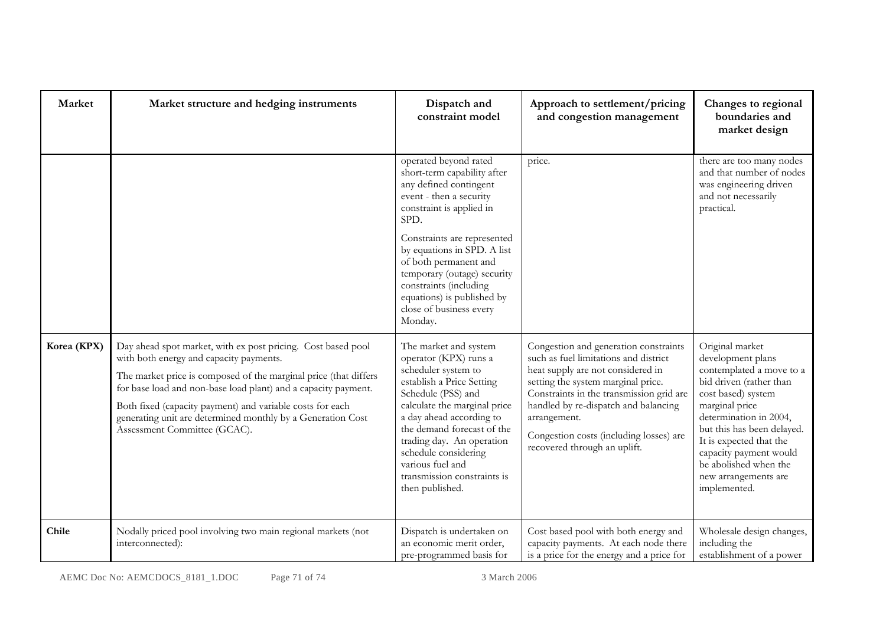| Market | Market structure and hedging instruments | Dispatch and constraint model | Approach to settlement/pricing and congestion management | Changes to regional boundaries and market design |
|---|---|---|---|---|
| | | operated beyond rated short-term capability after any defined contingent event - then a security constraint is applied in SPD.<br><br>Constraints are represented by equations in SPD. A list of both permanent and temporary (outage) security constraints (including equations) is published by close of business every Monday. | price. | there are too many nodes and that number of nodes was engineering driven and not necessarily practical. |
| **Korea (KPX)** | Day ahead spot market, with ex post pricing. Cost based pool with both energy and capacity payments.<br><br>The market price is composed of the marginal price (that differs for base load and non-base load plant) and a capacity payment.<br><br>Both fixed (capacity payment) and variable costs for each generating unit are determined monthly by a Generation Cost Assessment Committee (GCAC). | The market and system operator (KPX) runs a scheduler system to establish a Price Setting Schedule (PSS) and calculate the marginal price a day ahead according to the demand forecast of the trading day. An operation schedule considering various fuel and transmission constraints is then published. | Congestion and generation constraints such as fuel limitations and district heat supply are not considered in setting the system marginal price. Constraints in the transmission grid are handled by re-dispatch and balancing arrangement.<br><br>Congestion costs (including losses) are recovered through an uplift. | Original market development plans contemplated a move to a bid driven (rather than cost based) system marginal price determination in 2004, but this has been delayed. It is expected that the capacity payment would be abolished when the new arrangements are implemented. |
| **Chile** | Nodally priced pool involving two main regional markets (not interconnected): | Dispatch is undertaken on an economic merit order, pre-programmed basis for | Cost based pool with both energy and capacity payments. At each node there is a price for the energy and a price for | Wholesale design changes, including the establishment of a power |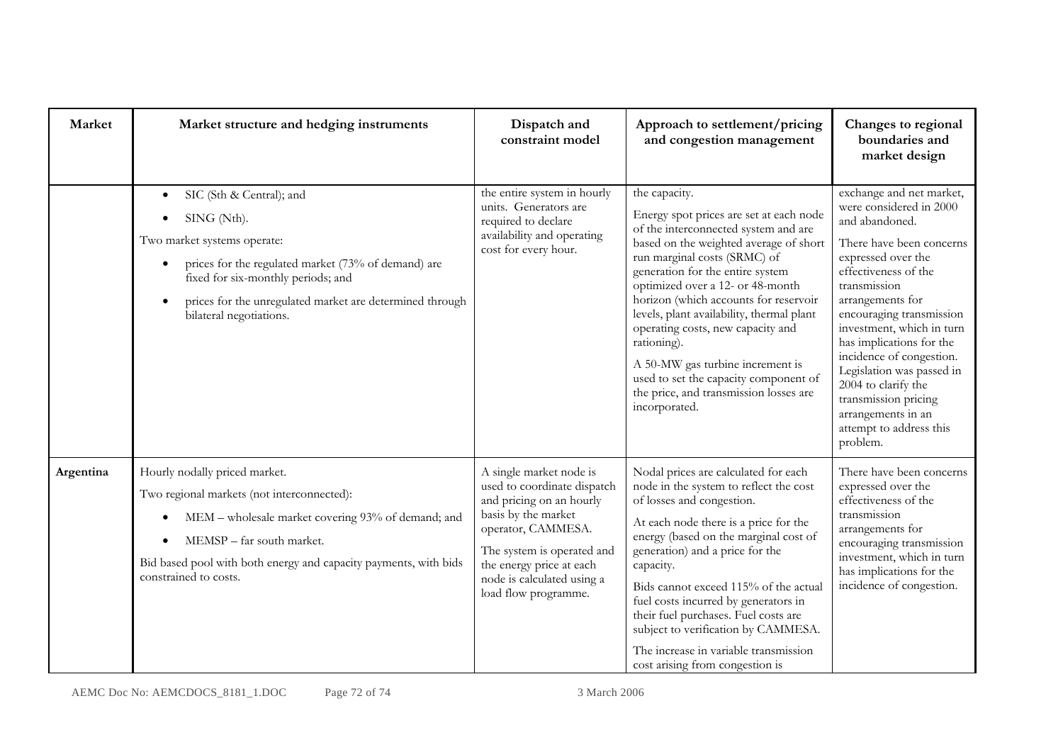| Market | Market structure and hedging instruments | Dispatch and constraint model | Approach to settlement/pricing and congestion management | Changes to regional boundaries and market design |
|---|---|---|---|---|
| | • SIC (Sth & Central); and<br>• SING (Nth).<br>Two market systems operate:<br>• prices for the regulated market (73% of demand) are fixed for six-monthly periods; and<br>• prices for the unregulated market are determined through bilateral negotiations. | the entire system in hourly units. Generators are required to declare availability and operating cost for every hour. | the capacity.<br>Energy spot prices are set at each node of the interconnected system and are based on the weighted average of short run marginal costs (SRMC) of generation for the entire system optimized over a 12- or 48-month horizon (which accounts for reservoir levels, plant availability, thermal plant operating costs, new capacity and rationing).<br>A 50-MW gas turbine increment is used to set the capacity component of the price, and transmission losses are incorporated. | exchange and net market, were considered in 2000 and abandoned.<br>There have been concerns expressed over the effectiveness of the transmission arrangements for encouraging transmission investment, which in turn has implications for the incidence of congestion. Legislation was passed in 2004 to clarify the transmission pricing arrangements in an attempt to address this problem. |
| **Argentina** | Hourly nodally priced market.<br>Two regional markets (not interconnected):<br>• MEM – wholesale market covering 93% of demand; and<br>• MEMSP – far south market.<br>Bid based pool with both energy and capacity payments, with bids constrained to costs. | A single market node is used to coordinate dispatch and pricing on an hourly basis by the market operator, CAMMESA.<br>The system is operated and the energy price at each node is calculated using a load flow programme. | Nodal prices are calculated for each node in the system to reflect the cost of losses and congestion.<br>At each node there is a price for the energy (based on the marginal cost of generation) and a price for the capacity.<br>Bids cannot exceed 115% of the actual fuel costs incurred by generators in their fuel purchases. Fuel costs are subject to verification by CAMMESA.<br>The increase in variable transmission cost arising from congestion is | There have been concerns expressed over the effectiveness of the transmission arrangements for encouraging transmission investment, which in turn has implications for the incidence of congestion. |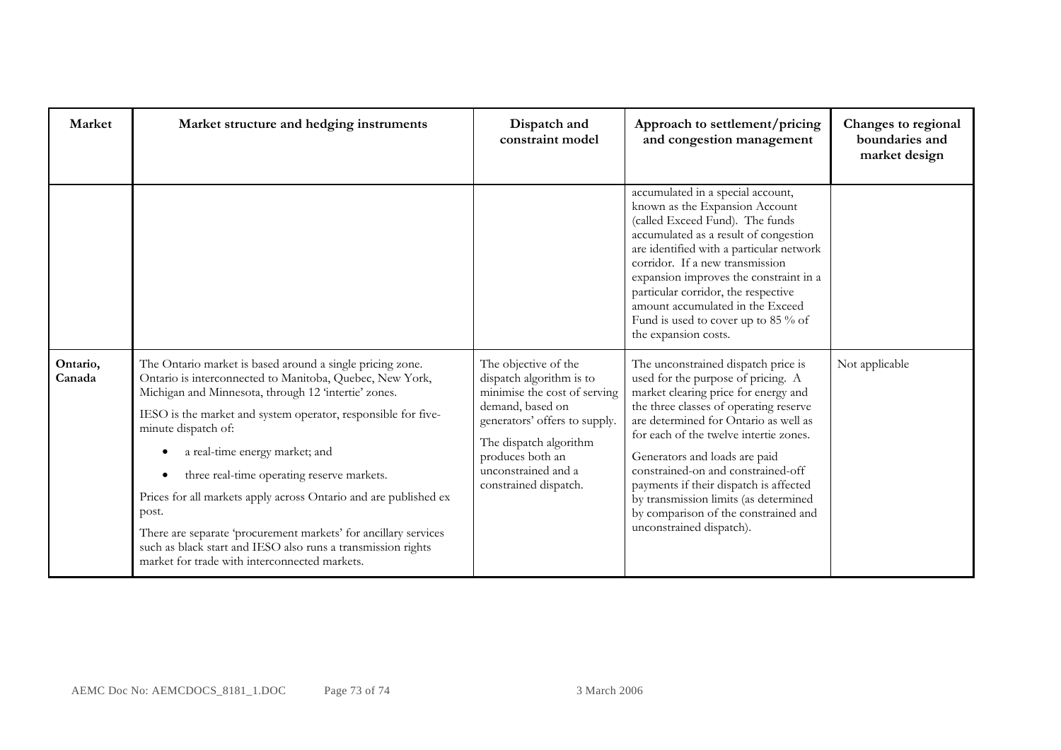| Market | Market structure and hedging instruments | Dispatch and constraint model | Approach to settlement/pricing and congestion management | Changes to regional boundaries and market design |
|---|---|---|---|---|
| | | | accumulated in a special account, known as the Expansion Account (called Exceed Fund). The funds accumulated as a result of congestion are identified with a particular network corridor. If a new transmission expansion improves the constraint in a particular corridor, the respective amount accumulated in the Exceed Fund is used to cover up to 85 % of the expansion costs. | |
| **Ontario, Canada** | The Ontario market is based around a single pricing zone. Ontario is interconnected to Manitoba, Quebec, New York, Michigan and Minnesota, through 12 'intertie' zones.<br><br>IESO is the market and system operator, responsible for five-minute dispatch of:<br>• a real-time energy market; and<br>• three real-time operating reserve markets.<br><br>Prices for all markets apply across Ontario and are published ex post.<br><br>There are separate 'procurement markets' for ancillary services such as black start and IESO also runs a transmission rights market for trade with interconnected markets. | The objective of the dispatch algorithm is to minimise the cost of serving demand, based on generators' offers to supply.<br><br>The dispatch algorithm produces both an unconstrained and a constrained dispatch. | The unconstrained dispatch price is used for the purpose of pricing. A market clearing price for energy and the three classes of operating reserve are determined for Ontario as well as for each of the twelve intertie zones.<br><br>Generators and loads are paid constrained-on and constrained-off payments if their dispatch is affected by transmission limits (as determined by comparison of the constrained and unconstrained dispatch). | Not applicable |